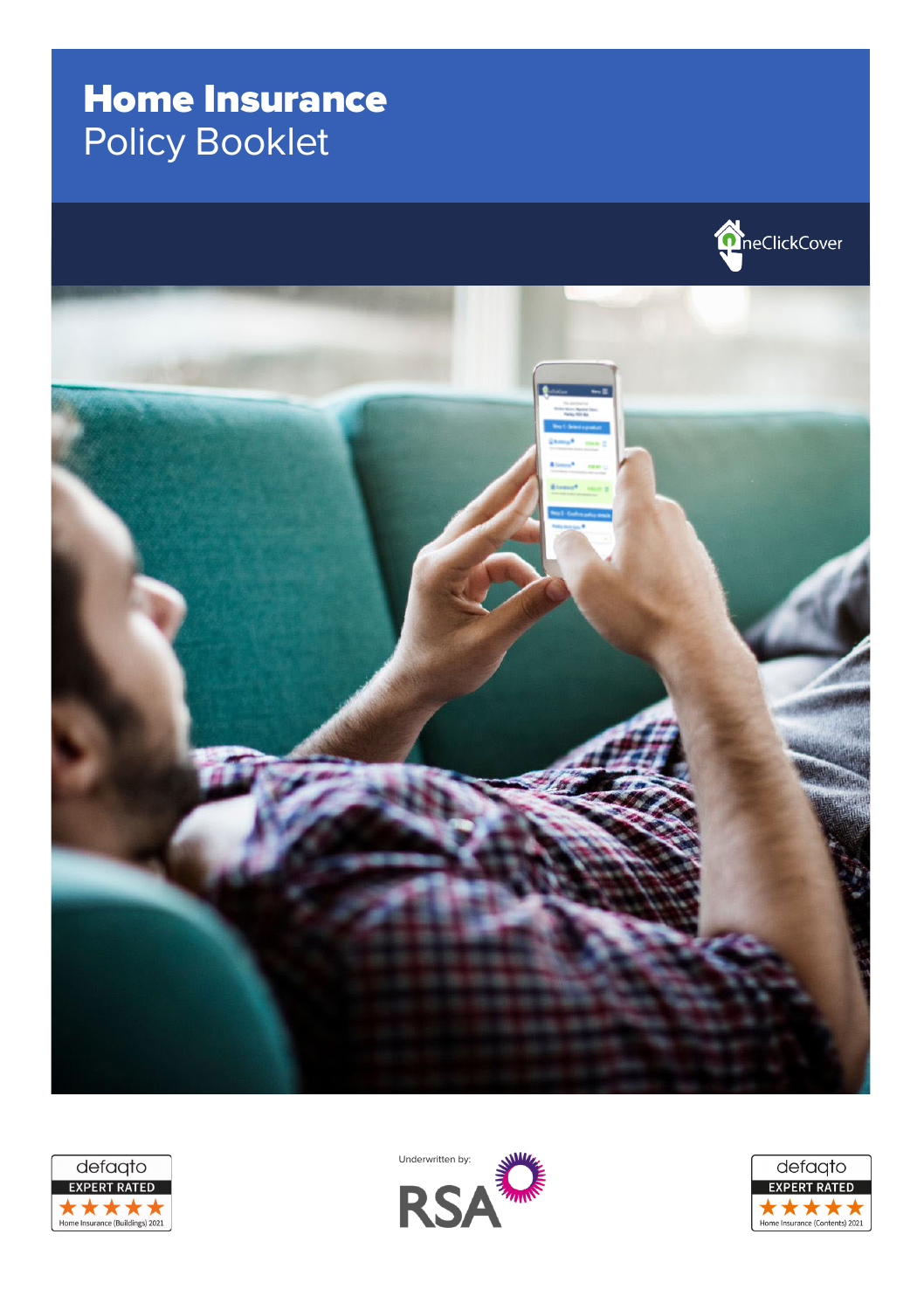# Home Insurance
Policy Booklet

OneClickCover

defaqto EXPERT RATED ★★★★★ Home Insurance (Buildings) 2021

Underwritten by: RSA

defaqto EXPERT RATED ★★★★★ Home Insurance (Contents) 2021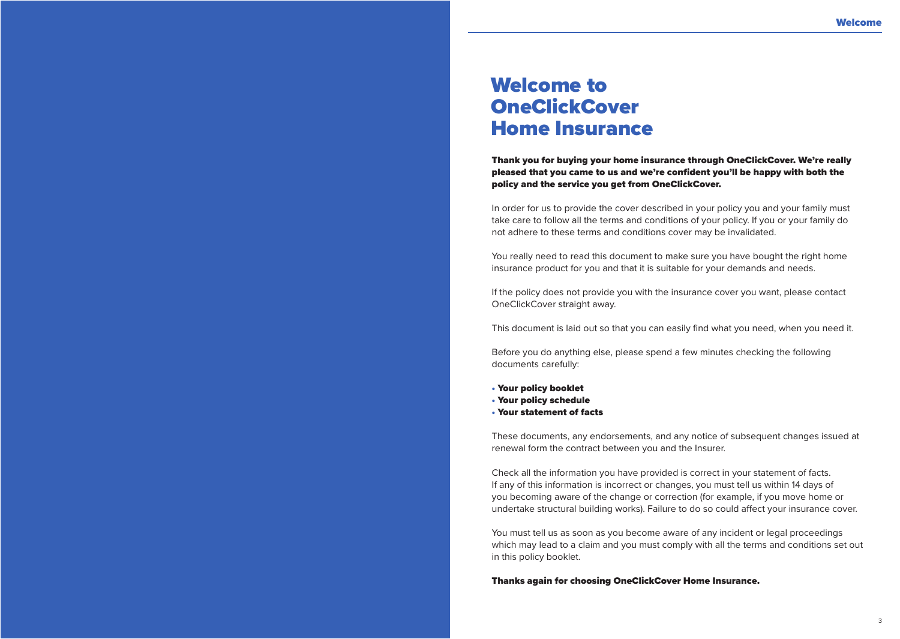# Welcome to OneClickCover Home Insurance

**Thank you for buying your home insurance through OneClickCover. We're really pleased that you came to us and we're confident you'll be happy with both the policy and the service you get from OneClickCover.**

In order for us to provide the cover described in your policy you and your family must take care to follow all the terms and conditions of your policy. If you or your family do not adhere to these terms and conditions cover may be invalidated.

You really need to read this document to make sure you have bought the right home insurance product for you and that it is suitable for your demands and needs.

If the policy does not provide you with the insurance cover you want, please contact OneClickCover straight away.

This document is laid out so that you can easily find what you need, when you need it.

Before you do anything else, please spend a few minutes checking the following documents carefully:

- **Your policy booklet**
- **Your policy schedule**
- **Your statement of facts**

These documents, any endorsements, and any notice of subsequent changes issued at renewal form the contract between you and the Insurer.

Check all the information you have provided is correct in your statement of facts. If any of this information is incorrect or changes, you must tell us within 14 days of you becoming aware of the change or correction (for example, if you move home or undertake structural building works). Failure to do so could affect your insurance cover.

You must tell us as soon as you become aware of any incident or legal proceedings which may lead to a claim and you must comply with all the terms and conditions set out in this policy booklet.

**Thanks again for choosing OneClickCover Home Insurance.**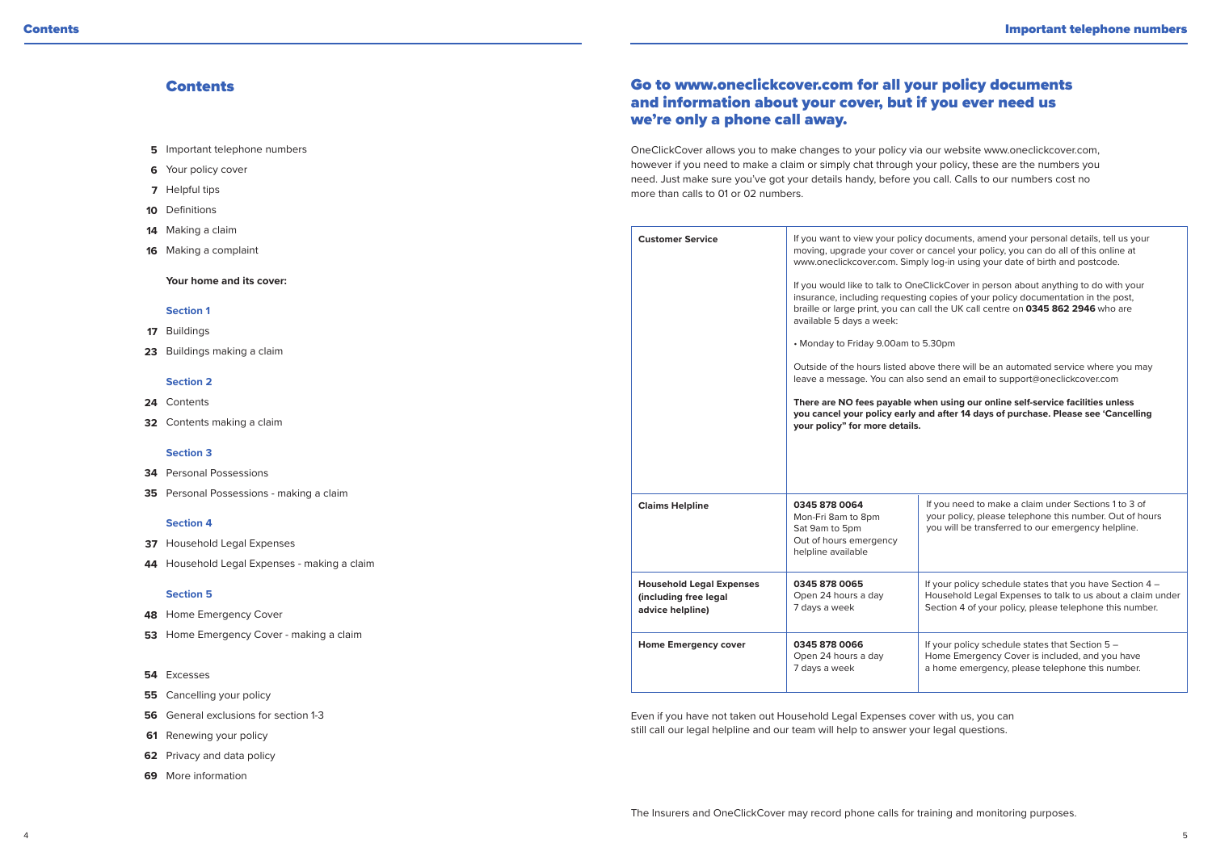# Contents

**5** Important telephone numbers
**6** Your policy cover
**7** Helpful tips
**10** Definitions
**14** Making a claim
**16** Making a complaint

**Your home and its cover:**

**Section 1**

**17** Buildings
**23** Buildings making a claim

**Section 2**

**24** Contents
**32** Contents making a claim

**Section 3**

**34** Personal Possessions
**35** Personal Possessions - making a claim

**Section 4**

**37** Household Legal Expenses
**44** Household Legal Expenses - making a claim

**Section 5**

**48** Home Emergency Cover
**53** Home Emergency Cover - making a claim

**54** Excesses
**55** Cancelling your policy
**56** General exclusions for section 1-3
**61** Renewing your policy
**62** Privacy and data policy
**69** More information

## Go to www.oneclickcover.com for all your policy documents and information about your cover, but if you ever need us we're only a phone call away.

OneClickCover allows you to make changes to your policy via our website www.oneclickcover.com, however if you need to make a claim or simply chat through your policy, these are the numbers you need. Just make sure you've got your details handy, before you call. Calls to our numbers cost no more than calls to 01 or 02 numbers.

| | | |
|---|---|---|
| **Customer Service** | If you want to view your policy documents, amend your personal details, tell us your moving, upgrade your cover or cancel your policy, you can do all of this online at www.oneclickcover.com. Simply log-in using your date of birth and postcode.<br><br>If you would like to talk to OneClickCover in person about anything to do with your insurance, including requesting copies of your policy documentation in the post, braille or large print, you can call the UK call centre on **0345 862 2946** who are available 5 days a week:<br><br>• Monday to Friday 9.00am to 5.30pm<br><br>Outside of the hours listed above there will be an automated service where you may leave a message. You can also send an email to support@oneclickcover.com<br><br>**There are NO fees payable when using our online self-service facilities unless you cancel your policy early and after 14 days of purchase. Please see 'Cancelling your policy" for more details.** | |
| **Claims Helpline** | **0345 878 0064**<br>Mon-Fri 8am to 8pm<br>Sat 9am to 5pm<br>Out of hours emergency helpline available | If you need to make a claim under Sections 1 to 3 of your policy, please telephone this number. Out of hours you will be transferred to our emergency helpline. |
| **Household Legal Expenses (including free legal advice helpline)** | **0345 878 0065**<br>Open 24 hours a day<br>7 days a week | If your policy schedule states that you have Section 4 – Household Legal Expenses to talk to us about a claim under Section 4 of your policy, please telephone this number. |
| **Home Emergency cover** | **0345 878 0066**<br>Open 24 hours a day<br>7 days a week | If your policy schedule states that Section 5 – Home Emergency Cover is included, and you have a home emergency, please telephone this number. |

Even if you have not taken out Household Legal Expenses cover with us, you can still call our legal helpline and our team will help to answer your legal questions.

The Insurers and OneClickCover may record phone calls for training and monitoring purposes.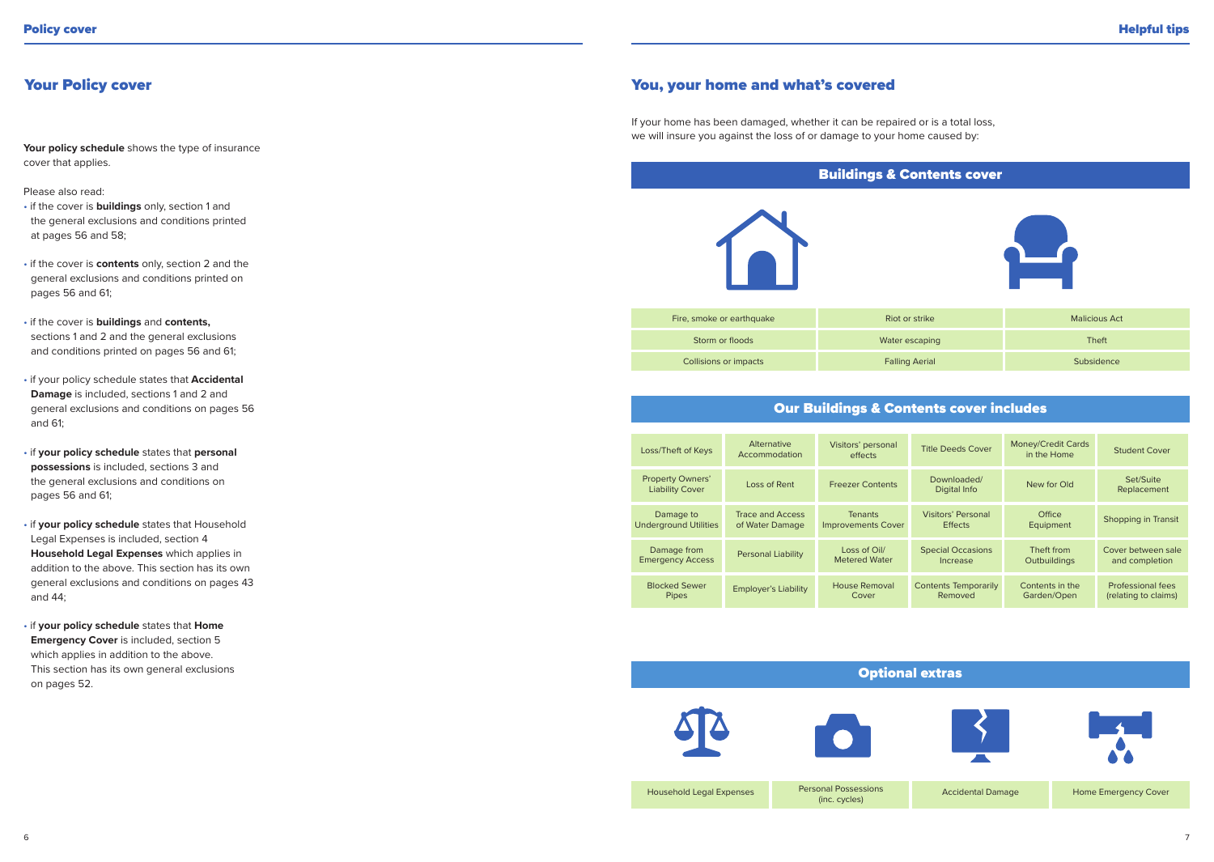## Your Policy cover

**Your policy schedule** shows the type of insurance cover that applies.

Please also read:

- if the cover is **buildings** only, section 1 and the general exclusions and conditions printed at pages 56 and 58;
- if the cover is **contents** only, section 2 and the general exclusions and conditions printed on pages 56 and 61;
- if the cover is **buildings** and **contents,** sections 1 and 2 and the general exclusions and conditions printed on pages 56 and 61;
- if your policy schedule states that **Accidental Damage** is included, sections 1 and 2 and general exclusions and conditions on pages 56 and 61;
- if **your policy schedule** states that **personal possessions** is included, sections 3 and the general exclusions and conditions on pages 56 and 61;
- if **your policy schedule** states that Household Legal Expenses is included, section 4 **Household Legal Expenses** which applies in addition to the above. This section has its own general exclusions and conditions on pages 43 and 44;
- if **your policy schedule** states that **Home Emergency Cover** is included, section 5 which applies in addition to the above. This section has its own general exclusions on pages 52.

## You, your home and what's covered

If your home has been damaged, whether it can be repaired or is a total loss, we will insure you against the loss of or damage to your home caused by:

### Buildings & Contents cover

| | | |
|---|---|---|
| Fire, smoke or earthquake | Riot or strike | Malicious Act |
| Storm or floods | Water escaping | Theft |
| Collisions or impacts | Falling Aerial | Subsidence |

### Our Buildings & Contents cover includes

| | | | | | |
|---|---|---|---|---|---|
| Loss/Theft of Keys | Alternative Accommodation | Visitors' personal effects | Title Deeds Cover | Money/Credit Cards in the Home | Student Cover |
| Property Owners' Liability Cover | Loss of Rent | Freezer Contents | Downloaded/ Digital Info | New for Old | Set/Suite Replacement |
| Damage to Underground Utilities | Trace and Access of Water Damage | Tenants Improvements Cover | Visitors' Personal Effects | Office Equipment | Shopping in Transit |
| Damage from Emergency Access | Personal Liability | Loss of Oil/ Metered Water | Special Occasions Increase | Theft from Outbuildings | Cover between sale and completion |
| Blocked Sewer Pipes | Employer's Liability | House Removal Cover | Contents Temporarily Removed | Contents in the Garden/Open | Professional fees (relating to claims) |

### Optional extras

| | | | |
|---|---|---|---|
| Household Legal Expenses | Personal Possessions (inc. cycles) | Accidental Damage | Home Emergency Cover |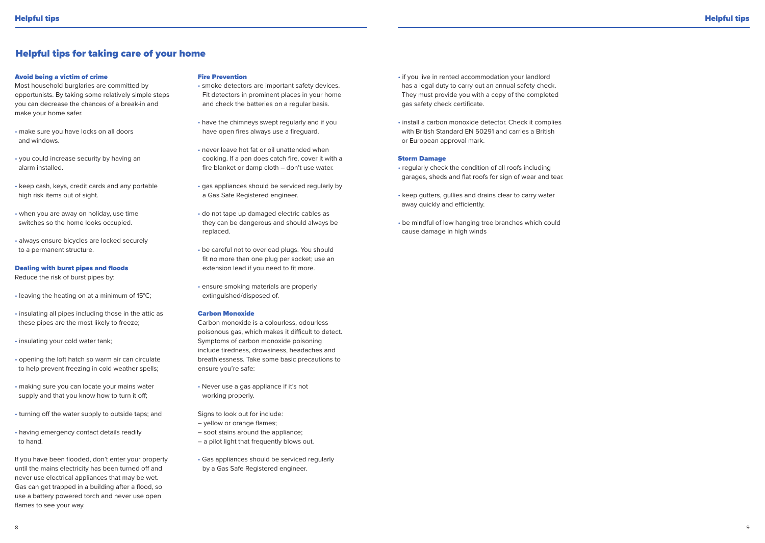# Helpful tips for taking care of your home

### Avoid being a victim of crime

Most household burglaries are committed by opportunists. By taking some relatively simple steps you can decrease the chances of a break-in and make your home safer.

- make sure you have locks on all doors and windows.
- you could increase security by having an alarm installed.
- keep cash, keys, credit cards and any portable high risk items out of sight.
- when you are away on holiday, use time switches so the home looks occupied.
- always ensure bicycles are locked securely to a permanent structure.

### Dealing with burst pipes and floods

Reduce the risk of burst pipes by:

- leaving the heating on at a minimum of 15°C;
- insulating all pipes including those in the attic as these pipes are the most likely to freeze;
- insulating your cold water tank;
- opening the loft hatch so warm air can circulate to help prevent freezing in cold weather spells;
- making sure you can locate your mains water supply and that you know how to turn it off;
- turning off the water supply to outside taps; and
- having emergency contact details readily to hand.

If you have been flooded, don't enter your property until the mains electricity has been turned off and never use electrical appliances that may be wet. Gas can get trapped in a building after a flood, so use a battery powered torch and never use open flames to see your way.

### Fire Prevention

- smoke detectors are important safety devices. Fit detectors in prominent places in your home and check the batteries on a regular basis.
- have the chimneys swept regularly and if you have open fires always use a fireguard.
- never leave hot fat or oil unattended when cooking. If a pan does catch fire, cover it with a fire blanket or damp cloth – don't use water.
- gas appliances should be serviced regularly by a Gas Safe Registered engineer.
- do not tape up damaged electric cables as they can be dangerous and should always be replaced.
- be careful not to overload plugs. You should fit no more than one plug per socket; use an extension lead if you need to fit more.
- ensure smoking materials are properly extinguished/disposed of.

### Carbon Monoxide

Carbon monoxide is a colourless, odourless poisonous gas, which makes it difficult to detect. Symptoms of carbon monoxide poisoning include tiredness, drowsiness, headaches and breathlessness. Take some basic precautions to ensure you're safe:

- Never use a gas appliance if it's not working properly.

Signs to look out for include:
– yellow or orange flames;
– soot stains around the appliance;
– a pilot light that frequently blows out.

- Gas appliances should be serviced regularly by a Gas Safe Registered engineer.
- if you live in rented accommodation your landlord has a legal duty to carry out an annual safety check. They must provide you with a copy of the completed gas safety check certificate.
- install a carbon monoxide detector. Check it complies with British Standard EN 50291 and carries a British or European approval mark.

### Storm Damage

- regularly check the condition of all roofs including garages, sheds and flat roofs for sign of wear and tear.
- keep gutters, gullies and drains clear to carry water away quickly and efficiently.
- be mindful of low hanging tree branches which could cause damage in high winds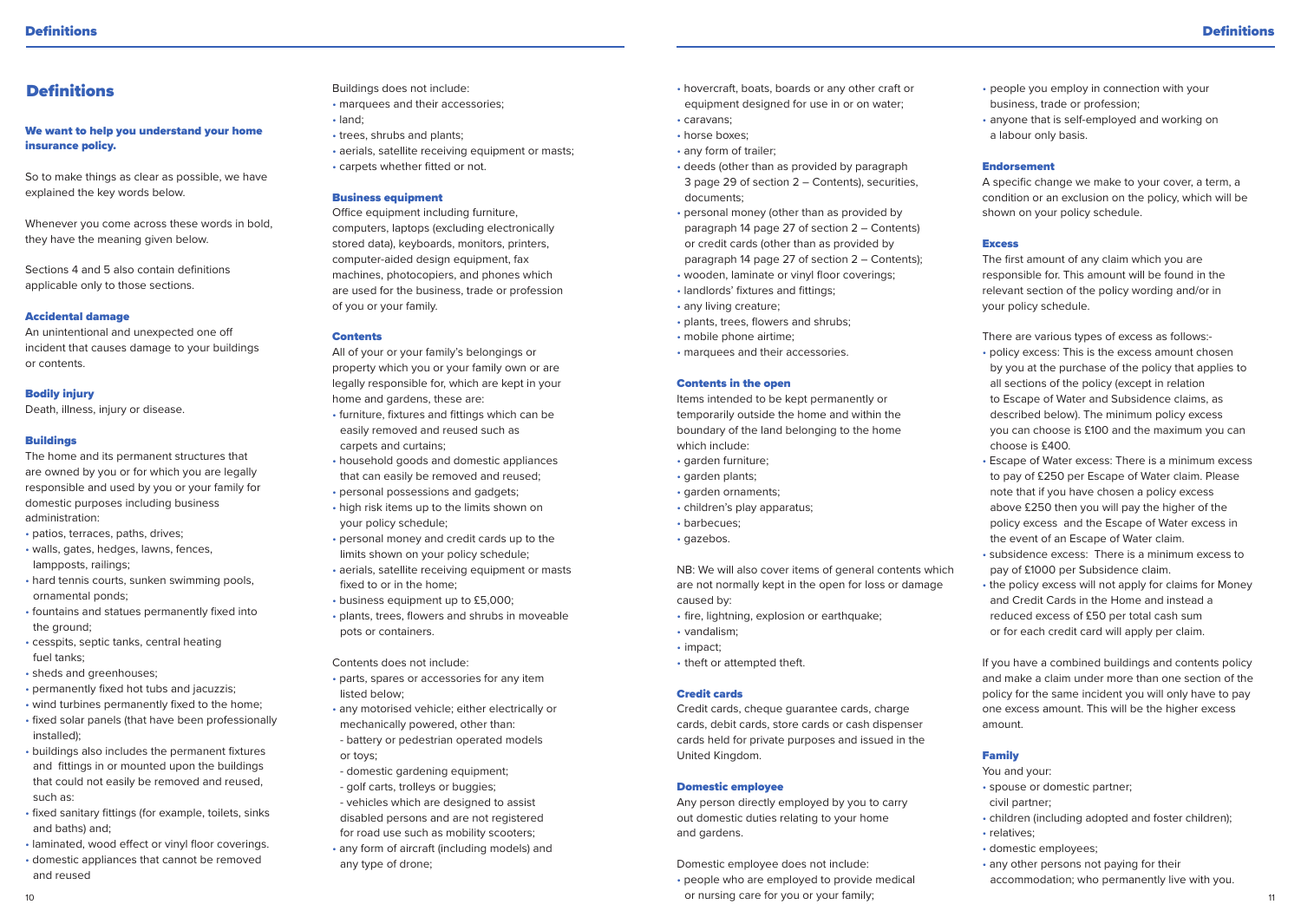# Definitions

## We want to help you understand your home insurance policy.

So to make things as clear as possible, we have explained the key words below.

Whenever you come across these words in bold, they have the meaning given below.

Sections 4 and 5 also contain definitions applicable only to those sections.

### Accidental damage

An unintentional and unexpected one off incident that causes damage to your buildings or contents.

### Bodily injury

Death, illness, injury or disease.

### Buildings

The home and its permanent structures that are owned by you or for which you are legally responsible and used by you or your family for domestic purposes including business administration:

- patios, terraces, paths, drives;
- walls, gates, hedges, lawns, fences, lampposts, railings;
- hard tennis courts, sunken swimming pools, ornamental ponds;
- fountains and statues permanently fixed into the ground;
- cesspits, septic tanks, central heating fuel tanks;
- sheds and greenhouses;
- permanently fixed hot tubs and jacuzzis;
- wind turbines permanently fixed to the home;
- fixed solar panels (that have been professionally installed);
- buildings also includes the permanent fixtures and fittings in or mounted upon the buildings that could not easily be removed and reused, such as:
- fixed sanitary fittings (for example, toilets, sinks and baths) and;
- laminated, wood effect or vinyl floor coverings.
- domestic appliances that cannot be removed and reused

Buildings does not include:

- marquees and their accessories;
- land;
- trees, shrubs and plants;
- aerials, satellite receiving equipment or masts;
- carpets whether fitted or not.

### Business equipment

Office equipment including furniture, computers, laptops (excluding electronically stored data), keyboards, monitors, printers, computer-aided design equipment, fax machines, photocopiers, and phones which are used for the business, trade or profession of you or your family.

### Contents

All of your or your family's belongings or property which you or your family own or are legally responsible for, which are kept in your home and gardens, these are:

- furniture, fixtures and fittings which can be easily removed and reused such as carpets and curtains;
- household goods and domestic appliances that can easily be removed and reused;
- personal possessions and gadgets;
- high risk items up to the limits shown on your policy schedule;
- personal money and credit cards up to the limits shown on your policy schedule;
- aerials, satellite receiving equipment or masts fixed to or in the home;
- business equipment up to £5,000;
- plants, trees, flowers and shrubs in moveable pots or containers.

Contents does not include:

- parts, spares or accessories for any item listed below;
- any motorised vehicle; either electrically or mechanically powered, other than:
  - battery or pedestrian operated models or toys;
  - domestic gardening equipment;
  - golf carts, trolleys or buggies;
  - vehicles which are designed to assist disabled persons and are not registered for road use such as mobility scooters;
- any form of aircraft (including models) and any type of drone;
- hovercraft, boats, boards or any other craft or equipment designed for use in or on water;
- caravans;
- horse boxes;
- any form of trailer;
- deeds (other than as provided by paragraph 3 page 29 of section 2 – Contents), securities, documents;
- personal money (other than as provided by paragraph 14 page 27 of section 2 – Contents) or credit cards (other than as provided by paragraph 14 page 27 of section 2 – Contents);
- wooden, laminate or vinyl floor coverings;
- landlords' fixtures and fittings;
- any living creature;
- plants, trees, flowers and shrubs;
- mobile phone airtime;
- marquees and their accessories.

### Contents in the open

Items intended to be kept permanently or temporarily outside the home and within the boundary of the land belonging to the home which include:

- garden furniture;
- garden plants;
- garden ornaments;
- children's play apparatus;
- barbecues;
- gazebos.

NB: We will also cover items of general contents which are not normally kept in the open for loss or damage caused by:

- fire, lightning, explosion or earthquake;
- vandalism;
- impact;
- theft or attempted theft.

### Credit cards

Credit cards, cheque guarantee cards, charge cards, debit cards, store cards or cash dispenser cards held for private purposes and issued in the United Kingdom.

### Domestic employee

Any person directly employed by you to carry out domestic duties relating to your home and gardens.

Domestic employee does not include:

- people who are employed to provide medical or nursing care for you or your family;
- people you employ in connection with your business, trade or profession;
- anyone that is self-employed and working on a labour only basis.

### Endorsement

A specific change we make to your cover, a term, a condition or an exclusion on the policy, which will be shown on your policy schedule.

### Excess

The first amount of any claim which you are responsible for. This amount will be found in the relevant section of the policy wording and/or in your policy schedule.

There are various types of excess as follows:-

- policy excess: This is the excess amount chosen by you at the purchase of the policy that applies to all sections of the policy (except in relation to Escape of Water and Subsidence claims, as described below). The minimum policy excess you can choose is £100 and the maximum you can choose is £400.
- Escape of Water excess: There is a minimum excess to pay of £250 per Escape of Water claim. Please note that if you have chosen a policy excess above £250 then you will pay the higher of the policy excess and the Escape of Water excess in the event of an Escape of Water claim.
- subsidence excess: There is a minimum excess to pay of £1000 per Subsidence claim.
- the policy excess will not apply for claims for Money and Credit Cards in the Home and instead a reduced excess of £50 per total cash sum or for each credit card will apply per claim.

If you have a combined buildings and contents policy and make a claim under more than one section of the policy for the same incident you will only have to pay one excess amount. This will be the higher excess amount.

### Family

You and your:

- spouse or domestic partner; civil partner;
- children (including adopted and foster children);
- relatives;
- domestic employees;
- any other persons not paying for their accommodation; who permanently live with you.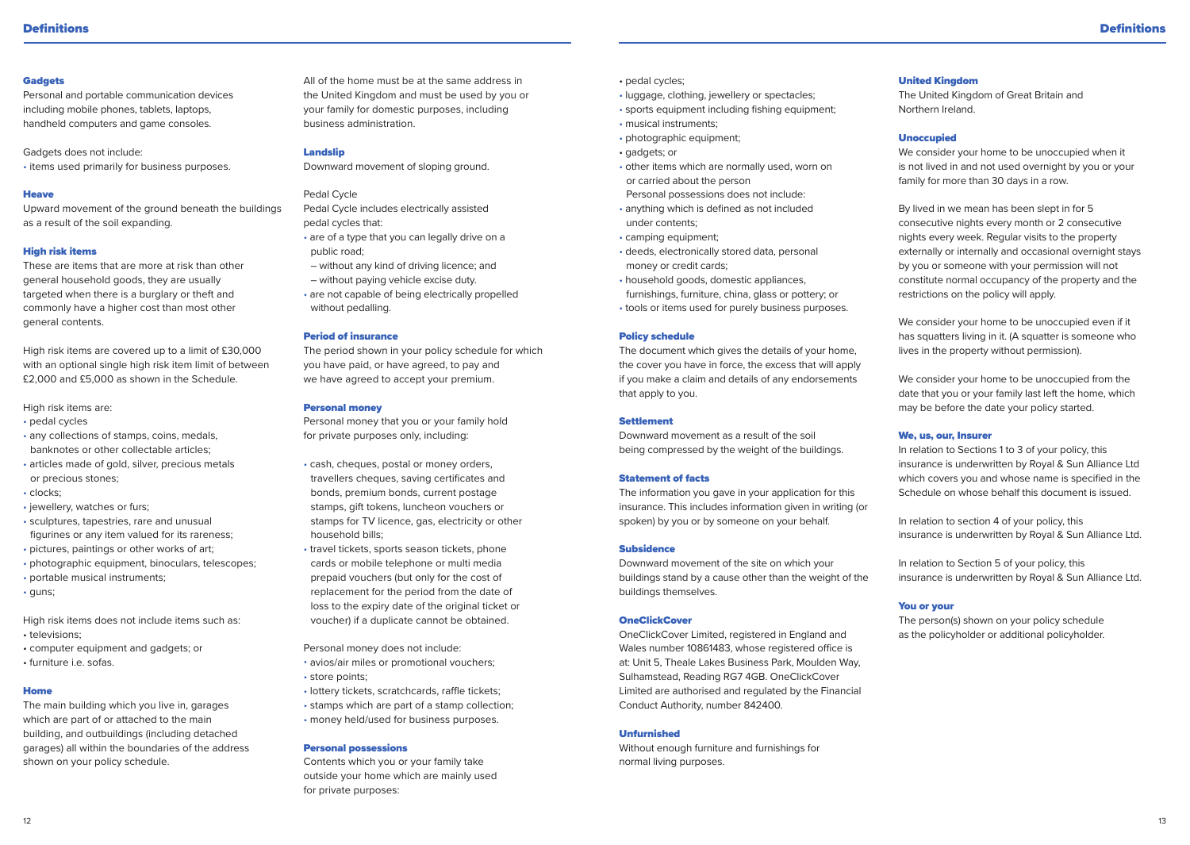# Definitions

### Gadgets

Personal and portable communication devices including mobile phones, tablets, laptops, handheld computers and game consoles.

Gadgets does not include:
- items used primarily for business purposes.

### Heave

Upward movement of the ground beneath the buildings as a result of the soil expanding.

### High risk items

These are items that are more at risk than other general household goods, they are usually targeted when there is a burglary or theft and commonly have a higher cost than most other general contents.

High risk items are covered up to a limit of £30,000 with an optional single high risk item limit of between £2,000 and £5,000 as shown in the Schedule.

High risk items are:
- pedal cycles
- any collections of stamps, coins, medals, banknotes or other collectable articles;
- articles made of gold, silver, precious metals or precious stones;
- clocks;
- jewellery, watches or furs;
- sculptures, tapestries, rare and unusual figurines or any item valued for its rareness;
- pictures, paintings or other works of art;
- photographic equipment, binoculars, telescopes;
- portable musical instruments;
- guns;

High risk items does not include items such as:
- televisions;
- computer equipment and gadgets; or
- furniture i.e. sofas.

### Home

The main building which you live in, garages which are part of or attached to the main building, and outbuildings (including detached garages) all within the boundaries of the address shown on your policy schedule.

All of the home must be at the same address in the United Kingdom and must be used by you or your family for domestic purposes, including business administration.

### Landslip

Downward movement of sloping ground.

### Pedal Cycle

Pedal Cycle includes electrically assisted pedal cycles that:
- are of a type that you can legally drive on a public road;
  - without any kind of driving licence; and
  - without paying vehicle excise duty.
- are not capable of being electrically propelled without pedalling.

### Period of insurance

The period shown in your policy schedule for which you have paid, or have agreed, to pay and we have agreed to accept your premium.

### Personal money

Personal money that you or your family hold for private purposes only, including:

- cash, cheques, postal or money orders, travellers cheques, saving certificates and bonds, premium bonds, current postage stamps, gift tokens, luncheon vouchers or stamps for TV licence, gas, electricity or other household bills;
- travel tickets, sports season tickets, phone cards or mobile telephone or multi media prepaid vouchers (but only for the cost of replacement for the period from the date of loss to the expiry date of the original ticket or voucher) if a duplicate cannot be obtained.

Personal money does not include:
- avios/air miles or promotional vouchers;
- store points;
- lottery tickets, scratchcards, raffle tickets;
- stamps which are part of a stamp collection;
- money held/used for business purposes.

### Personal possessions

Contents which you or your family take outside your home which are mainly used for private purposes:

- pedal cycles;
- luggage, clothing, jewellery or spectacles;
- sports equipment including fishing equipment;
- musical instruments;
- photographic equipment;
- gadgets; or
- other items which are normally used, worn on or carried about the person

Personal possessions does not include:
- anything which is defined as not included under contents;
- camping equipment;
- deeds, electronically stored data, personal money or credit cards;
- household goods, domestic appliances, furnishings, furniture, china, glass or pottery; or
- tools or items used for purely business purposes.

### Policy schedule

The document which gives the details of your home, the cover you have in force, the excess that will apply if you make a claim and details of any endorsements that apply to you.

### Settlement

Downward movement as a result of the soil being compressed by the weight of the buildings.

### Statement of facts

The information you gave in your application for this insurance. This includes information given in writing (or spoken) by you or by someone on your behalf.

### Subsidence

Downward movement of the site on which your buildings stand by a cause other than the weight of the buildings themselves.

### OneClickCover

OneClickCover Limited, registered in England and Wales number 10861483, whose registered office is at: Unit 5, Theale Lakes Business Park, Moulden Way, Sulhamstead, Reading RG7 4GB. OneClickCover Limited are authorised and regulated by the Financial Conduct Authority, number 842400.

### Unfurnished

Without enough furniture and furnishings for normal living purposes.

### United Kingdom

The United Kingdom of Great Britain and Northern Ireland.

### Unoccupied

We consider your home to be unoccupied when it is not lived in and not used overnight by you or your family for more than 30 days in a row.

By lived in we mean has been slept in for 5 consecutive nights every month or 2 consecutive nights every week. Regular visits to the property externally or internally and occasional overnight stays by you or someone with your permission will not constitute normal occupancy of the property and the restrictions on the policy will apply.

We consider your home to be unoccupied even if it has squatters living in it. (A squatter is someone who lives in the property without permission).

We consider your home to be unoccupied from the date that you or your family last left the home, which may be before the date your policy started.

### We, us, our, Insurer

In relation to Sections 1 to 3 of your policy, this insurance is underwritten by Royal & Sun Alliance Ltd which covers you and whose name is specified in the Schedule on whose behalf this document is issued.

In relation to section 4 of your policy, this insurance is underwritten by Royal & Sun Alliance Ltd.

In relation to Section 5 of your policy, this insurance is underwritten by Royal & Sun Alliance Ltd.

### You or your

The person(s) shown on your policy schedule as the policyholder or additional policyholder.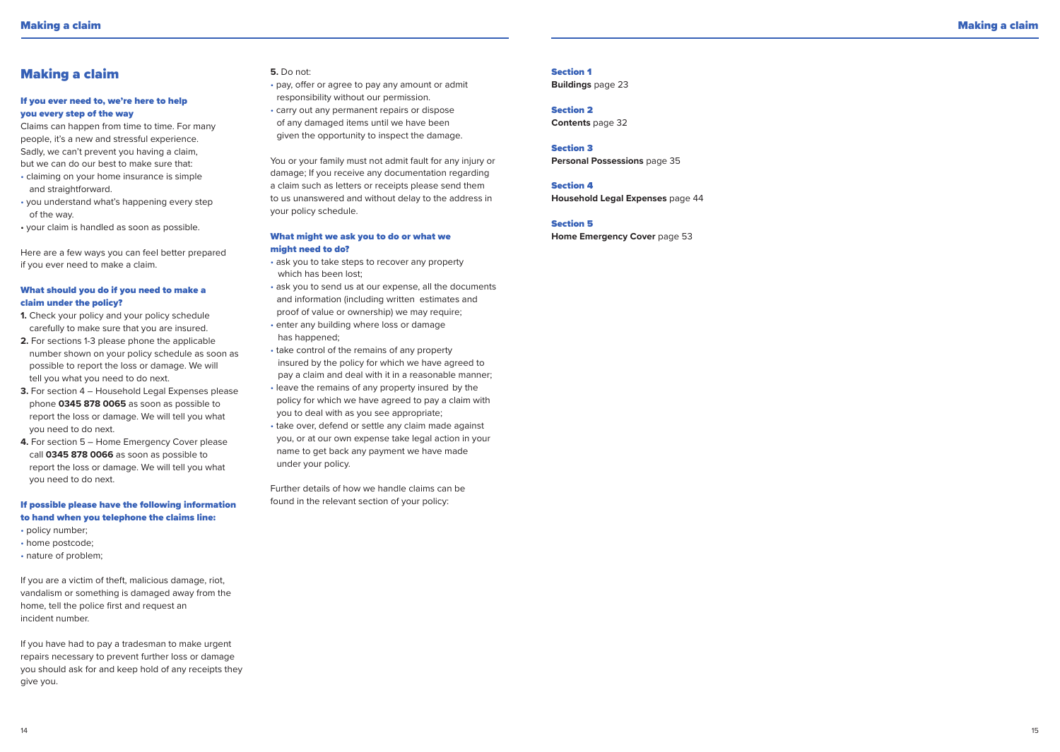# Making a claim

### If you ever need to, we're here to help you every step of the way

Claims can happen from time to time. For many people, it's a new and stressful experience. Sadly, we can't prevent you having a claim, but we can do our best to make sure that:

- claiming on your home insurance is simple and straightforward.
- you understand what's happening every step of the way.
- your claim is handled as soon as possible.

Here are a few ways you can feel better prepared if you ever need to make a claim.

### What should you do if you need to make a claim under the policy?

**1.** Check your policy and your policy schedule carefully to make sure that you are insured.

**2.** For sections 1-3 please phone the applicable number shown on your policy schedule as soon as possible to report the loss or damage. We will tell you what you need to do next.

**3.** For section 4 – Household Legal Expenses please phone **0345 878 0065** as soon as possible to report the loss or damage. We will tell you what you need to do next.

**4.** For section 5 – Home Emergency Cover please call **0345 878 0066** as soon as possible to report the loss or damage. We will tell you what you need to do next.

### If possible please have the following information to hand when you telephone the claims line:

- policy number;
- home postcode;
- nature of problem;

If you are a victim of theft, malicious damage, riot, vandalism or something is damaged away from the home, tell the police first and request an incident number.

If you have had to pay a tradesman to make urgent repairs necessary to prevent further loss or damage you should ask for and keep hold of any receipts they give you.

**5.** Do not:

- pay, offer or agree to pay any amount or admit responsibility without our permission.
- carry out any permanent repairs or dispose of any damaged items until we have been given the opportunity to inspect the damage.

You or your family must not admit fault for any injury or damage; If you receive any documentation regarding a claim such as letters or receipts please send them to us unanswered and without delay to the address in your policy schedule.

### What might we ask you to do or what we might need to do?

- ask you to take steps to recover any property which has been lost;
- ask you to send us at our expense, all the documents and information (including written estimates and proof of value or ownership) we may require;
- enter any building where loss or damage has happened;
- take control of the remains of any property insured by the policy for which we have agreed to pay a claim and deal with it in a reasonable manner;
- leave the remains of any property insured by the policy for which we have agreed to pay a claim with you to deal with as you see appropriate;
- take over, defend or settle any claim made against you, or at our own expense take legal action in your name to get back any payment we have made under your policy.

Further details of how we handle claims can be found in the relevant section of your policy:

**Section 1**
**Buildings** page 23

**Section 2**
**Contents** page 32

**Section 3**
**Personal Possessions** page 35

**Section 4**
**Household Legal Expenses** page 44

**Section 5**
**Home Emergency Cover** page 53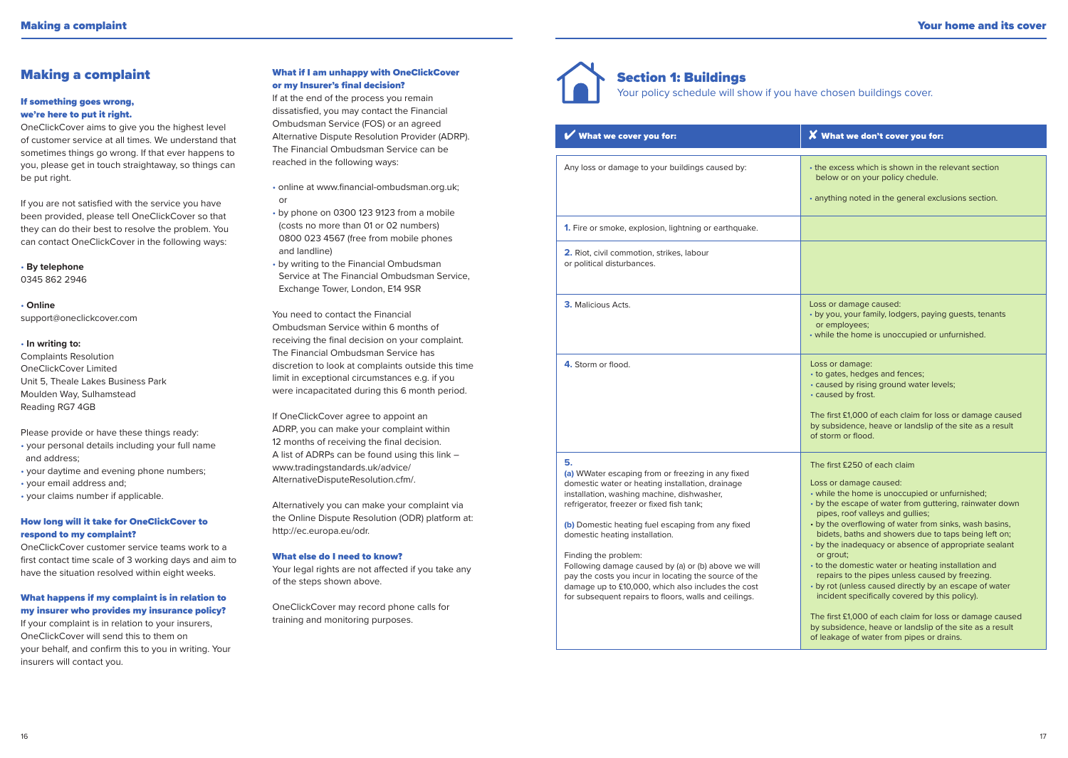# Making a complaint

### If something goes wrong, we're here to put it right.

OneClickCover aims to give you the highest level of customer service at all times. We understand that sometimes things go wrong. If that ever happens to you, please get in touch straightaway, so things can be put right.

If you are not satisfied with the service you have been provided, please tell OneClickCover so that they can do their best to resolve the problem. You can contact OneClickCover in the following ways:

- **By telephone**
  0345 862 2946

- **Online**
  support@oneclickcover.com

- **In writing to:**
  Complaints Resolution
  OneClickCover Limited
  Unit 5, Theale Lakes Business Park
  Moulden Way, Sulhamstead
  Reading RG7 4GB

Please provide or have these things ready:

- your personal details including your full name and address;
- your daytime and evening phone numbers;
- your email address and;
- your claims number if applicable.

### How long will it take for OneClickCover to respond to my complaint?

OneClickCover customer service teams work to a first contact time scale of 3 working days and aim to have the situation resolved within eight weeks.

### What happens if my complaint is in relation to my insurer who provides my insurance policy?

If your complaint is in relation to your insurers, OneClickCover will send this to them on your behalf, and confirm this to you in writing. Your insurers will contact you.

### What if I am unhappy with OneClickCover or my Insurer's final decision?

If at the end of the process you remain dissatisfied, you may contact the Financial Ombudsman Service (FOS) or an agreed Alternative Dispute Resolution Provider (ADRP). The Financial Ombudsman Service can be reached in the following ways:

- online at www.financial-ombudsman.org.uk; or
- by phone on 0300 123 9123 from a mobile (costs no more than 01 or 02 numbers) 0800 023 4567 (free from mobile phones and landline)
- by writing to the Financial Ombudsman Service at The Financial Ombudsman Service, Exchange Tower, London, E14 9SR

You need to contact the Financial Ombudsman Service within 6 months of receiving the final decision on your complaint. The Financial Ombudsman Service has discretion to look at complaints outside this time limit in exceptional circumstances e.g. if you were incapacitated during this 6 month period.

If OneClickCover agree to appoint an ADRP, you can make your complaint within 12 months of receiving the final decision. A list of ADRPs can be found using this link – www.tradingstandards.uk/advice/AlternativeDisputeResolution.cfm/.

Alternatively you can make your complaint via the Online Dispute Resolution (ODR) platform at: http://ec.europa.eu/odr.

### What else do I need to know?

Your legal rights are not affected if you take any of the steps shown above.

OneClickCover may record phone calls for training and monitoring purposes.

# Section 1: Buildings

Your policy schedule will show if you have chosen buildings cover.

| ✔ What we cover you for: | ✘ What we don't cover you for: |
|---|---|
| Any loss or damage to your buildings caused by: | • the excess which is shown in the relevant section below or on your policy chedule.<br>• anything noted in the general exclusions section. |
| **1.** Fire or smoke, explosion, lightning or earthquake. | |
| **2.** Riot, civil commotion, strikes, labour or political disturbances. | |
| **3.** Malicious Acts. | Loss or damage caused:<br>• by you, your family, lodgers, paying guests, tenants or employees;<br>• while the home is unoccupied or unfurnished. |
| **4.** Storm or flood. | Loss or damage:<br>• to gates, hedges and fences;<br>• caused by rising ground water levels;<br>• caused by frost.<br><br>The first £1,000 of each claim for loss or damage caused by subsidence, heave or landslip of the site as a result of storm or flood. |
| **5.**<br>**(a)** WWater escaping from or freezing in any fixed domestic water or heating installation, drainage installation, washing machine, dishwasher, refrigerator, freezer or fixed fish tank;<br><br>**(b)** Domestic heating fuel escaping from any fixed domestic heating installation.<br><br>Finding the problem:<br>Following damage caused by (a) or (b) above we will pay the costs you incur in locating the source of the damage up to £10,000, which also includes the cost for subsequent repairs to floors, walls and ceilings. | The first £250 of each claim<br><br>Loss or damage caused:<br>• while the home is unoccupied or unfurnished;<br>• by the escape of water from guttering, rainwater down pipes, roof valleys and gullies;<br>• by the overflowing of water from sinks, wash basins, bidets, baths and showers due to taps being left on;<br>• by the inadequacy or absence of appropriate sealant or grout;<br>• to the domestic water or heating installation and repairs to the pipes unless caused by freezing.<br>• by rot (unless caused directly by an escape of water incident specifically covered by this policy).<br><br>The first £1,000 of each claim for loss or damage caused by subsidence, heave or landslip of the site as a result of leakage of water from pipes or drains. |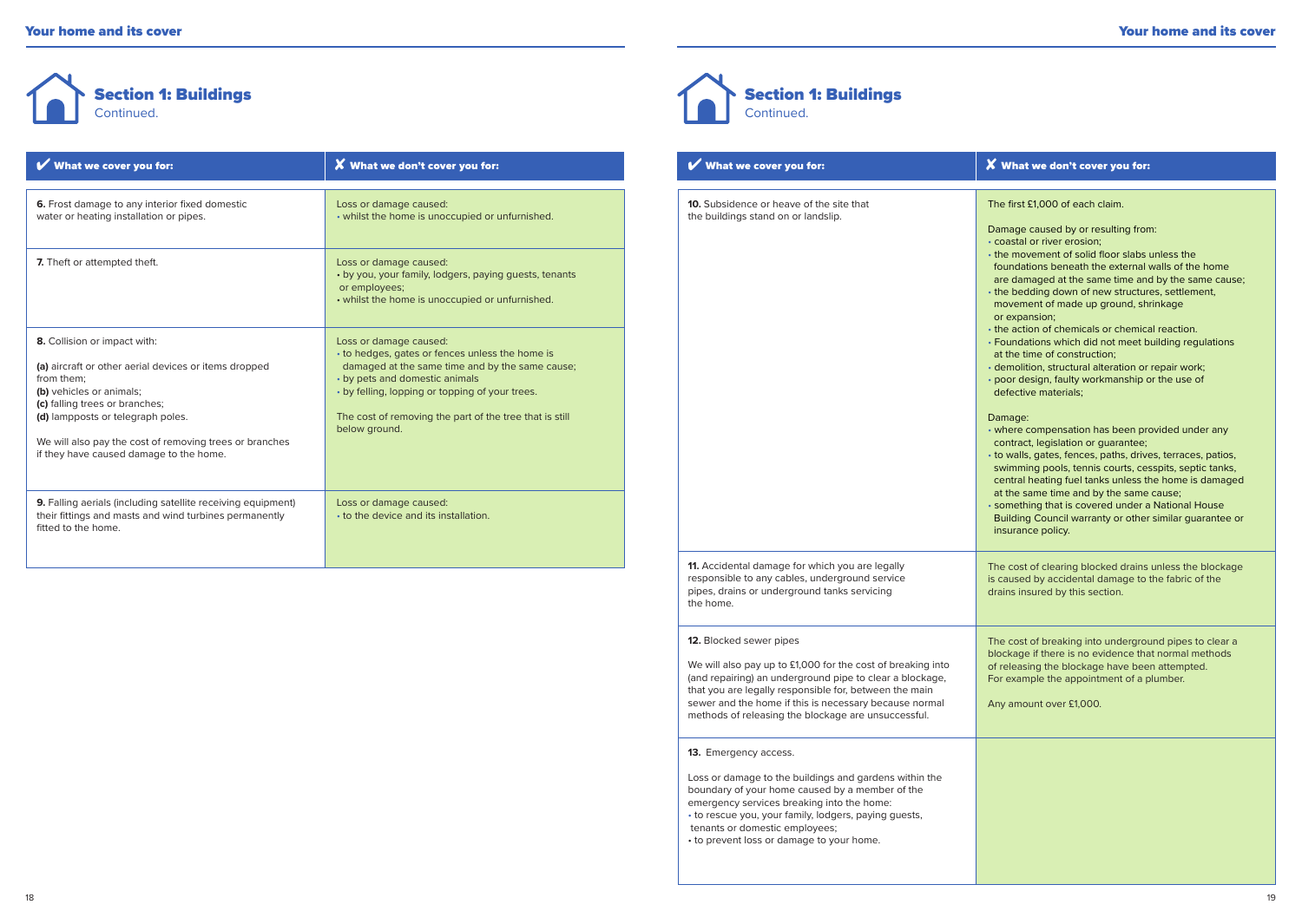## Section 1: Buildings
Continued.

| ✔ What we cover you for: | ✘ What we don't cover you for: |
|---|---|
| **6.** Frost damage to any interior fixed domestic water or heating installation or pipes. | Loss or damage caused:<br>• whilst the home is unoccupied or unfurnished. |
| **7.** Theft or attempted theft. | Loss or damage caused:<br>• by you, your family, lodgers, paying guests, tenants or employees;<br>• whilst the home is unoccupied or unfurnished. |
| **8.** Collision or impact with:<br><br>**(a)** aircraft or other aerial devices or items dropped from them;<br>**(b)** vehicles or animals;<br>**(c)** falling trees or branches;<br>**(d)** lampposts or telegraph poles.<br><br>We will also pay the cost of removing trees or branches if they have caused damage to the home. | Loss or damage caused:<br>• to hedges, gates or fences unless the home is damaged at the same time and by the same cause;<br>• by pets and domestic animals<br>• by felling, lopping or topping of your trees.<br><br>The cost of removing the part of the tree that is still below ground. |
| **9.** Falling aerials (including satellite receiving equipment) their fittings and masts and wind turbines permanently fitted to the home. | Loss or damage caused:<br>• to the device and its installation. |

## Section 1: Buildings
Continued.

| ✔ What we cover you for: | ✘ What we don't cover you for: |
|---|---|
| **10.** Subsidence or heave of the site that the buildings stand on or landslip. | The first £1,000 of each claim.<br><br>Damage caused by or resulting from:<br>• coastal or river erosion;<br>• the movement of solid floor slabs unless the foundations beneath the external walls of the home are damaged at the same time and by the same cause;<br>• the bedding down of new structures, settlement, movement of made up ground, shrinkage or expansion;<br>• the action of chemicals or chemical reaction.<br>• Foundations which did not meet building regulations at the time of construction;<br>• demolition, structural alteration or repair work;<br>• poor design, faulty workmanship or the use of defective materials;<br><br>Damage:<br>• where compensation has been provided under any contract, legislation or guarantee;<br>• to walls, gates, fences, paths, drives, terraces, patios, swimming pools, tennis courts, cesspits, septic tanks, central heating fuel tanks unless the home is damaged at the same time and by the same cause;<br>• something that is covered under a National House Building Council warranty or other similar guarantee or insurance policy. |
| **11.** Accidental damage for which you are legally responsible to any cables, underground service pipes, drains or underground tanks servicing the home. | The cost of clearing blocked drains unless the blockage is caused by accidental damage to the fabric of the drains insured by this section. |
| **12.** Blocked sewer pipes<br><br>We will also pay up to £1,000 for the cost of breaking into (and repairing) an underground pipe to clear a blockage, that you are legally responsible for, between the main sewer and the home if this is necessary because normal methods of releasing the blockage are unsuccessful. | The cost of breaking into underground pipes to clear a blockage if there is no evidence that normal methods of releasing the blockage have been attempted. For example the appointment of a plumber.<br><br>Any amount over £1,000. |
| **13.** Emergency access.<br><br>Loss or damage to the buildings and gardens within the boundary of your home caused by a member of the emergency services breaking into the home:<br>• to rescue you, your family, lodgers, paying guests, tenants or domestic employees;<br>• to prevent loss or damage to your home. | |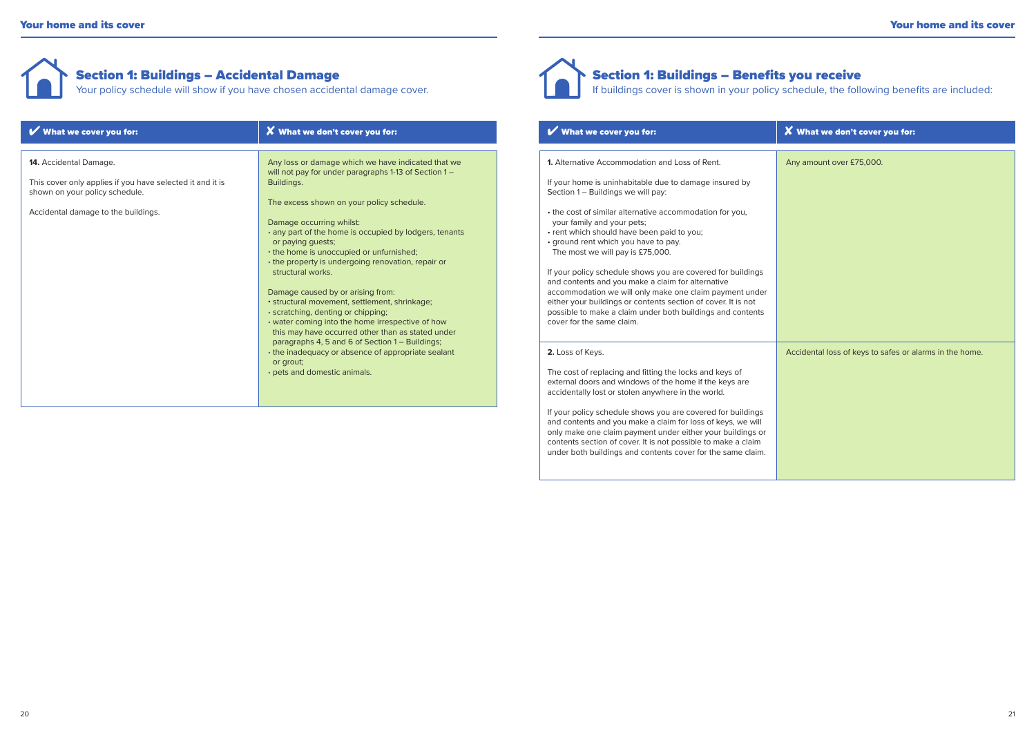## Section 1: Buildings – Accidental Damage

Your policy schedule will show if you have chosen accidental damage cover.

| ✔ What we cover you for: | ✘ What we don't cover you for: |
| --- | --- |
| **14.** Accidental Damage.<br><br>This cover only applies if you have selected it and it is shown on your policy schedule.<br><br>Accidental damage to the buildings. | Any loss or damage which we have indicated that we will not pay for under paragraphs 1-13 of Section 1 – Buildings.<br><br>The excess shown on your policy schedule.<br><br>Damage occurring whilst:<br>• any part of the home is occupied by lodgers, tenants or paying guests;<br>• the home is unoccupied or unfurnished;<br>• the property is undergoing renovation, repair or structural works.<br><br>Damage caused by or arising from:<br>• structural movement, settlement, shrinkage;<br>• scratching, denting or chipping;<br>• water coming into the home irrespective of how this may have occurred other than as stated under paragraphs 4, 5 and 6 of Section 1 – Buildings;<br>• the inadequacy or absence of appropriate sealant or grout;<br>• pets and domestic animals. |

## Section 1: Buildings – Benefits you receive

If buildings cover is shown in your policy schedule, the following benefits are included:

| ✔ What we cover you for: | ✘ What we don't cover you for: |
| --- | --- |
| **1.** Alternative Accommodation and Loss of Rent.<br><br>If your home is uninhabitable due to damage insured by Section 1 – Buildings we will pay:<br><br>• the cost of similar alternative accommodation for you, your family and your pets;<br>• rent which should have been paid to you;<br>• ground rent which you have to pay.<br>The most we will pay is £75,000.<br><br>If your policy schedule shows you are covered for buildings and contents and you make a claim for alternative accommodation we will only make one claim payment under either your buildings or contents section of cover. It is not possible to make a claim under both buildings and contents cover for the same claim. | Any amount over £75,000. |
| **2.** Loss of Keys.<br><br>The cost of replacing and fitting the locks and keys of external doors and windows of the home if the keys are accidentally lost or stolen anywhere in the world.<br><br>If your policy schedule shows you are covered for buildings and contents and you make a claim for loss of keys, we will only make one claim payment under either your buildings or contents section of cover. It is not possible to make a claim under both buildings and contents cover for the same claim. | Accidental loss of keys to safes or alarms in the home. |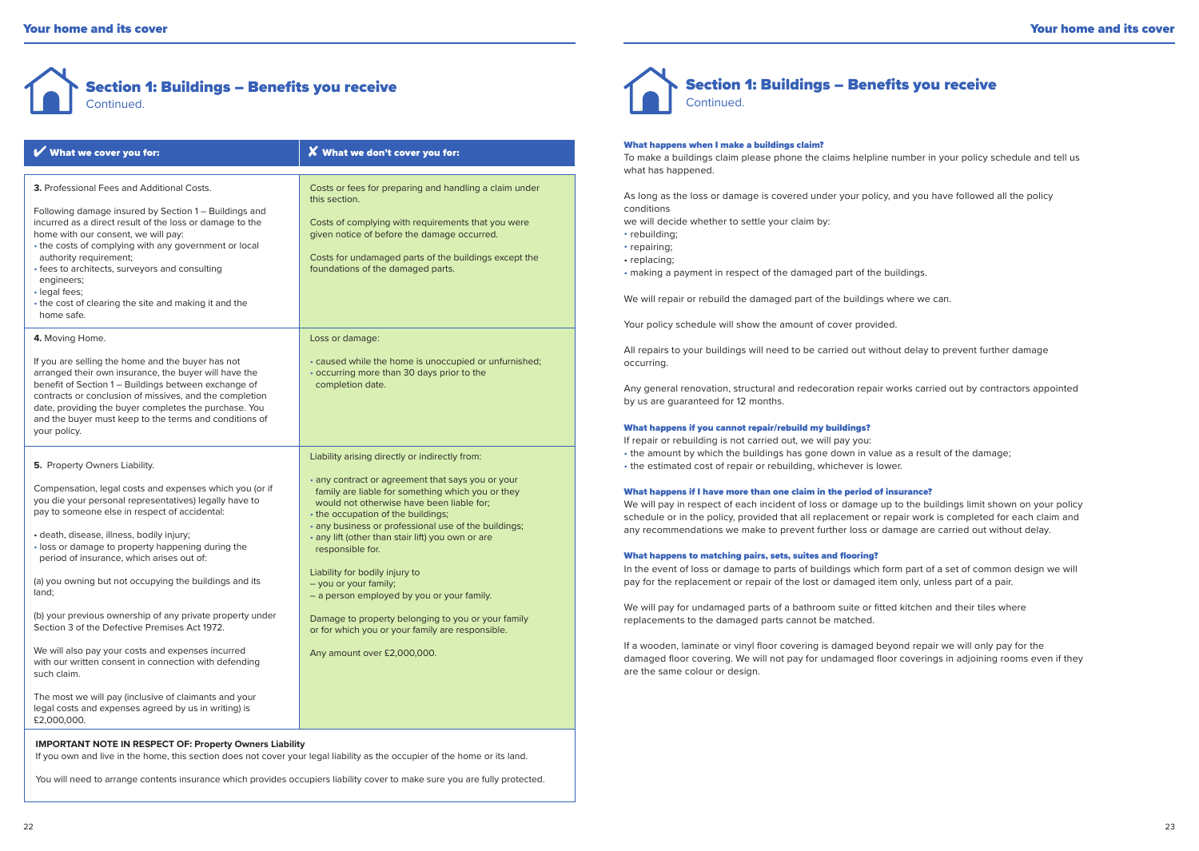## Section 1: Buildings – Benefits you receive

Continued.

| ✔ What we cover you for: | ✗ What we don't cover you for: |
|---|---|
| **3.** Professional Fees and Additional Costs.<br><br>Following damage insured by Section 1 – Buildings and incurred as a direct result of the loss or damage to the home with our consent, we will pay:<br>• the costs of complying with any government or local authority requirement;<br>• fees to architects, surveyors and consulting engineers;<br>• legal fees;<br>• the cost of clearing the site and making it and the home safe. | Costs or fees for preparing and handling a claim under this section.<br><br>Costs of complying with requirements that you were given notice of before the damage occurred.<br><br>Costs for undamaged parts of the buildings except the foundations of the damaged parts. |
| **4.** Moving Home.<br><br>If you are selling the home and the buyer has not arranged their own insurance, the buyer will have the benefit of Section 1 – Buildings between exchange of contracts or conclusion of missives, and the completion date, providing the buyer completes the purchase. You and the buyer must keep to the terms and conditions of your policy. | Loss or damage:<br><br>• caused while the home is unoccupied or unfurnished;<br>• occurring more than 30 days prior to the completion date. |
| **5.** Property Owners Liability.<br><br>Compensation, legal costs and expenses which you (or if you die your personal representatives) legally have to pay to someone else in respect of accidental:<br><br>• death, disease, illness, bodily injury;<br>• loss or damage to property happening during the period of insurance, which arises out of:<br><br>(a) you owning but not occupying the buildings and its land;<br><br>(b) your previous ownership of any private property under Section 3 of the Defective Premises Act 1972.<br><br>We will also pay your costs and expenses incurred with our written consent in connection with defending such claim.<br><br>The most we will pay (inclusive of claimants and your legal costs and expenses agreed by us in writing) is £2,000,000. | Liability arising directly or indirectly from:<br><br>• any contract or agreement that says you or your family are liable for something which you or they would not otherwise have been liable for;<br>• the occupation of the buildings;<br>• any business or professional use of the buildings;<br>• any lift (other than stair lift) you own or are responsible for.<br><br>Liability for bodily injury to<br>– you or your family;<br>– a person employed by you or your family.<br><br>Damage to property belonging to you or your family or for which you or your family are responsible.<br><br>Any amount over £2,000,000. |

**IMPORTANT NOTE IN RESPECT OF: Property Owners Liability**

If you own and live in the home, this section does not cover your legal liability as the occupier of the home or its land.

You will need to arrange contents insurance which provides occupiers liability cover to make sure you are fully protected.

## Section 1: Buildings – Benefits you receive

Continued.

### What happens when I make a buildings claim?

To make a buildings claim please phone the claims helpline number in your policy schedule and tell us what has happened.

As long as the loss or damage is covered under your policy, and you have followed all the policy conditions
we will decide whether to settle your claim by:

- rebuilding;
- repairing;
- replacing;
- making a payment in respect of the damaged part of the buildings.

We will repair or rebuild the damaged part of the buildings where we can.

Your policy schedule will show the amount of cover provided.

All repairs to your buildings will need to be carried out without delay to prevent further damage occurring.

Any general renovation, structural and redecoration repair works carried out by contractors appointed by us are guaranteed for 12 months.

### What happens if you cannot repair/rebuild my buildings?

If repair or rebuilding is not carried out, we will pay you:

- the amount by which the buildings has gone down in value as a result of the damage;
- the estimated cost of repair or rebuilding, whichever is lower.

### What happens if I have more than one claim in the period of insurance?

We will pay in respect of each incident of loss or damage up to the buildings limit shown on your policy schedule or in the policy, provided that all replacement or repair work is completed for each claim and any recommendations we make to prevent further loss or damage are carried out without delay.

### What happens to matching pairs, sets, suites and flooring?

In the event of loss or damage to parts of buildings which form part of a set of common design we will pay for the replacement or repair of the lost or damaged item only, unless part of a pair.

We will pay for undamaged parts of a bathroom suite or fitted kitchen and their tiles where replacements to the damaged parts cannot be matched.

If a wooden, laminate or vinyl floor covering is damaged beyond repair we will only pay for the damaged floor covering. We will not pay for undamaged floor coverings in adjoining rooms even if they are the same colour or design.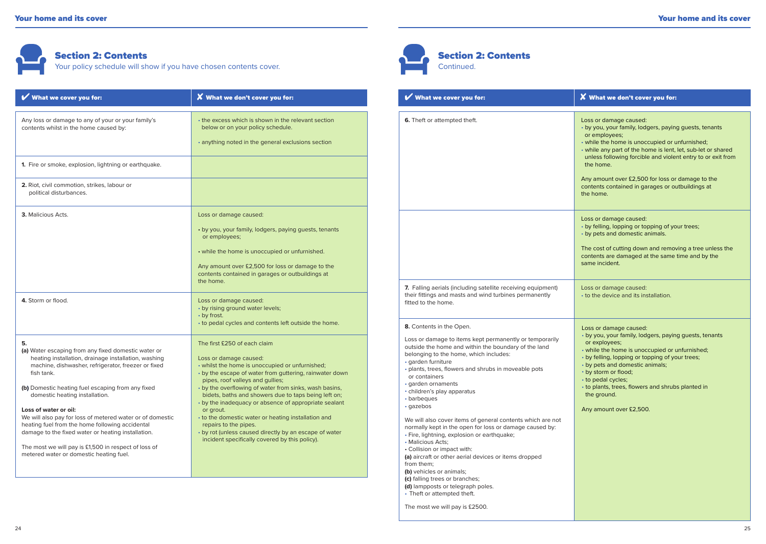## Section 2: Contents

Your policy schedule will show if you have chosen contents cover.

| ✔ What we cover you for: | ✘ What we don't cover you for: |
|---|---|
| Any loss or damage to any of your or your family's contents whilst in the home caused by: | • the excess which is shown in the relevant section below or on your policy schedule.<br><br>• anything noted in the general exclusions section |
| **1.** Fire or smoke, explosion, lightning or earthquake. | |
| **2.** Riot, civil commotion, strikes, labour or political disturbances. | |
| **3.** Malicious Acts. | Loss or damage caused:<br><br>• by you, your family, lodgers, paying guests, tenants or employees;<br><br>• while the home is unoccupied or unfurnished.<br><br>Any amount over £2,500 for loss or damage to the contents contained in garages or outbuildings at the home. |
| **4.** Storm or flood. | Loss or damage caused:<br>• by rising ground water levels;<br>• by frost.<br>• to pedal cycles and contents left outside the home. |
| **5.**<br>**(a)** Water escaping from any fixed domestic water or heating installation, drainage installation, washing machine, dishwasher, refrigerator, freezer or fixed fish tank.<br><br>**(b)** Domestic heating fuel escaping from any fixed domestic heating installation.<br><br>**Loss of water or oil:**<br>We will also pay for loss of metered water or of domestic heating fuel from the home following accidental damage to the fixed water or heating installation.<br><br>The most we will pay is £1,500 in respect of loss of metered water or domestic heating fuel. | The first £250 of each claim<br><br>Loss or damage caused:<br>• whilst the home is unoccupied or unfurnished;<br>• by the escape of water from guttering, rainwater down pipes, roof valleys and gullies;<br>• by the overflowing of water from sinks, wash basins, bidets, baths and showers due to taps being left on;<br>• by the inadequacy or absence of appropriate sealant or grout.<br>• to the domestic water or heating installation and repairs to the pipes.<br>• by rot (unless caused directly by an escape of water incident specifically covered by this policy). |

## Section 2: Contents

Continued.

| ✔ What we cover you for: | ✘ What we don't cover you for: |
|---|---|
| **6.** Theft or attempted theft. | Loss or damage caused:<br>• by you, your family, lodgers, paying guests, tenants or employees;<br>• while the home is unoccupied or unfurnished;<br>• while any part of the home is lent, let, sub-let or shared unless following forcible and violent entry to or exit from the home.<br><br>Any amount over £2,500 for loss or damage to the contents contained in garages or outbuildings at the home. |
| | Loss or damage caused:<br>• by felling, lopping or topping of your trees;<br>• by pets and domestic animals.<br><br>The cost of cutting down and removing a tree unless the contents are damaged at the same time and by the same incident. |
| **7.** Falling aerials (including satellite receiving equipment) their fittings and masts and wind turbines permanently fitted to the home. | Loss or damage caused:<br>• to the device and its installation. |
| **8.** Contents in the Open.<br><br>Loss or damage to items kept permanently or temporarily outside the home and within the boundary of the land belonging to the home, which includes:<br>• garden furniture<br>• plants, trees, flowers and shrubs in moveable pots or containers<br>• garden ornaments<br>• children's play apparatus<br>• barbeques<br>• gazebos<br><br>We will also cover items of general contents which are not normally kept in the open for loss or damage caused by:<br>• Fire, lightning, explosion or earthquake;<br>• Malicious Acts;<br>• Collision or impact with:<br>**(a)** aircraft or other aerial devices or items dropped from them;<br>**(b)** vehicles or animals;<br>**(c)** falling trees or branches;<br>**(d)** lampposts or telegraph poles.<br>• Theft or attempted theft.<br><br>The most we will pay is £2500. | Loss or damage caused:<br>• by you, your family, lodgers, paying guests, tenants or exployees;<br>• while the home is unoccupied or unfurnished;<br>• by felling, lopping or topping of your trees;<br>• by pets and domestic animals;<br>• by storm or flood;<br>• to pedal cycles;<br>• to plants, trees, flowers and shrubs planted in the ground.<br><br>Any amount over £2,500. |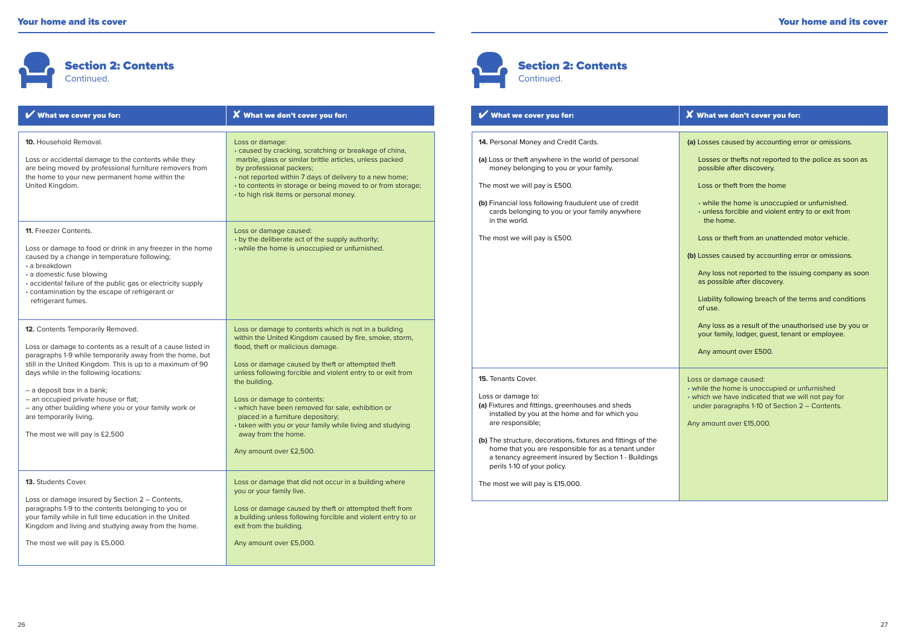## Section 2: Contents

Continued.

| ✔ What we cover you for: | ✘ What we don't cover you for: |
|---|---|
| **10.** Household Removal.<br><br>Loss or accidental damage to the contents while they are being moved by professional furniture removers from the home to your new permanent home within the United Kingdom. | Loss or damage:<br>• caused by cracking, scratching or breakage of china, marble, glass or similar brittle articles, unless packed by professional packers;<br>• not reported within 7 days of delivery to a new home;<br>• to contents in storage or being moved to or from storage;<br>• to high risk items or personal money. |
| **11.** Freezer Contents.<br><br>Loss or damage to food or drink in any freezer in the home caused by a change in temperature following;<br>• a breakdown<br>• a domestic fuse blowing<br>• accidental failure of the public gas or electricity supply<br>• contamination by the escape of refrigerant or refrigerant fumes. | Loss or damage caused:<br>• by the deliberate act of the supply authority;<br>• while the home is unoccupied or unfurnished. |
| **12.** Contents Temporarily Removed.<br><br>Loss or damage to contents as a result of a cause listed in paragraphs 1-9 while temporarily away from the home, but still in the United Kingdom. This is up to a maximum of 90 days while in the following locations:<br><br>– a deposit box in a bank;<br>– an occupied private house or flat;<br>– any other building where you or your family work or are temporarily living.<br><br>The most we will pay is £2,500 | Loss or damage to contents which is not in a building within the United Kingdom caused by fire, smoke, storm, flood, theft or malicious damage.<br><br>Loss or damage caused by theft or attempted theft unless following forcible and violent entry to or exit from the building.<br><br>Loss or damage to contents:<br>• which have been removed for sale, exhibition or placed in a furniture depository;<br>• taken with you or your family while living and studying away from the home.<br><br>Any amount over £2,500. |
| **13.** Students Cover.<br><br>Loss or damage insured by Section 2 – Contents, paragraphs 1-9 to the contents belonging to you or your family while in full time education in the United Kingdom and living and studying away from the home.<br><br>The most we will pay is £5,000. | Loss or damage that did not occur in a building where you or your family live.<br><br>Loss or damage caused by theft or attempted theft from a building unless following forcible and violent entry to or exit from the building.<br><br>Any amount over £5,000. |

## Section 2: Contents

Continued.

| ✔ What we cover you for: | ✘ What we don't cover you for: |
|---|---|
| **14.** Personal Money and Credit Cards.<br><br>**(a)** Loss or theft anywhere in the world of personal money belonging to you or your family.<br><br>The most we will pay is £500.<br><br>**(b)** Financial loss following fraudulent use of credit cards belonging to you or your family anywhere in the world.<br><br>The most we will pay is £500. | **(a)** Losses caused by accounting error or omissions.<br><br>Losses or thefts not reported to the police as soon as possible after discovery.<br><br>Loss or theft from the home<br><br>• while the home is unoccupied or unfurnished.<br>• unless forcible and violent entry to or exit from the home.<br><br>Loss or theft from an unattended motor vehicle.<br><br>**(b)** Losses caused by accounting error or omissions.<br><br>Any loss not reported to the issuing company as soon as possible after discovery.<br><br>Liability following breach of the terms and conditions of use.<br><br>Any loss as a result of the unauthorised use by you or your family, lodger, guest, tenant or employee.<br><br>Any amount over £500. |
| **15.** Tenants Cover.<br><br>Loss or damage to:<br>**(a)** Fixtures and fittings, greenhouses and sheds installed by you at the home and for which you are responsible;<br><br>**(b)** The structure, decorations, fixtures and fittings of the home that you are responsible for as a tenant under a tenancy agreement insured by Section 1 - Buildings perils 1-10 of your policy.<br><br>The most we will pay is £15,000. | Loss or damage caused:<br>• while the home is unoccupied or unfurnished<br>• which we have indicated that we will not pay for under paragraphs 1-10 of Section 2 – Contents.<br><br>Any amount over £15,000. |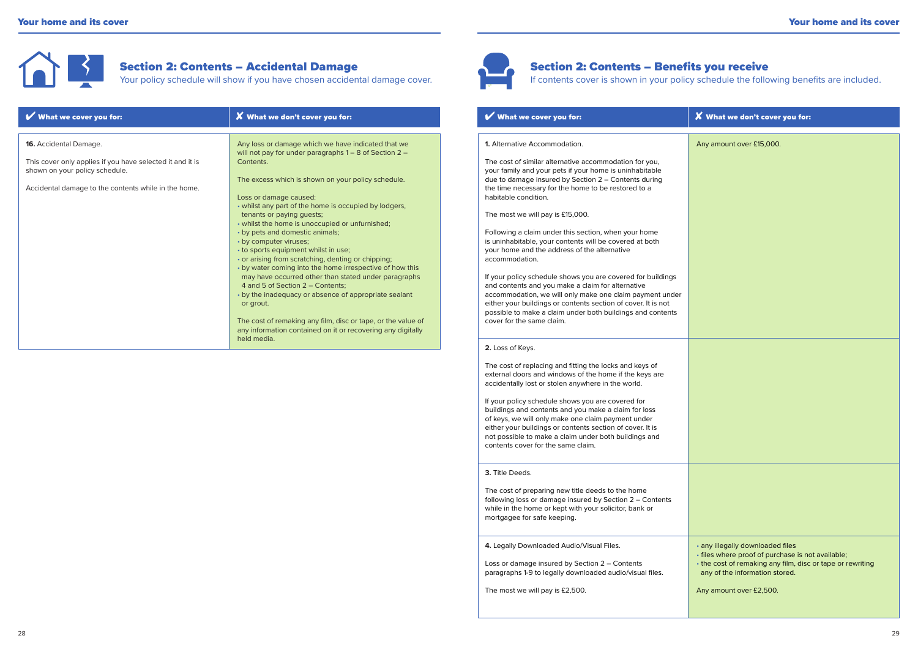## Section 2: Contents – Accidental Damage

Your policy schedule will show if you have chosen accidental damage cover.

| ✔ What we cover you for: | ✘ What we don't cover you for: |
|---|---|
| **16.** Accidental Damage.<br><br>This cover only applies if you have selected it and it is shown on your policy schedule.<br><br>Accidental damage to the contents while in the home. | Any loss or damage which we have indicated that we will not pay for under paragraphs 1 – 8 of Section 2 – Contents.<br><br>The excess which is shown on your policy schedule.<br><br>Loss or damage caused:<br>• whilst any part of the home is occupied by lodgers, tenants or paying guests;<br>• whilst the home is unoccupied or unfurnished;<br>• by pets and domestic animals;<br>• by computer viruses;<br>• to sports equipment whilst in use;<br>• or arising from scratching, denting or chipping;<br>• by water coming into the home irrespective of how this may have occurred other than stated under paragraphs 4 and 5 of Section 2 – Contents;<br>• by the inadequacy or absence of appropriate sealant or grout.<br><br>The cost of remaking any film, disc or tape, or the value of any information contained on it or recovering any digitally held media. |

## Section 2: Contents – Benefits you receive

If contents cover is shown in your policy schedule the following benefits are included.

| ✔ What we cover you for: | ✘ What we don't cover you for: |
|---|---|
| **1.** Alternative Accommodation.<br><br>The cost of similar alternative accommodation for you, your family and your pets if your home is uninhabitable due to damage insured by Section 2 – Contents during the time necessary for the home to be restored to a habitable condition.<br><br>The most we will pay is £15,000.<br><br>Following a claim under this section, when your home is uninhabitable, your contents will be covered at both your home and the address of the alternative accommodation.<br><br>If your policy schedule shows you are covered for buildings and contents and you make a claim for alternative accommodation, we will only make one claim payment under either your buildings or contents section of cover. It is not possible to make a claim under both buildings and contents cover for the same claim. | Any amount over £15,000. |
| **2.** Loss of Keys.<br><br>The cost of replacing and fitting the locks and keys of external doors and windows of the home if the keys are accidentally lost or stolen anywhere in the world.<br><br>If your policy schedule shows you are covered for buildings and contents and you make a claim for loss of keys, we will only make one claim payment under either your buildings or contents section of cover. It is not possible to make a claim under both buildings and contents cover for the same claim. | |
| **3.** Title Deeds.<br><br>The cost of preparing new title deeds to the home following loss or damage insured by Section 2 – Contents while in the home or kept with your solicitor, bank or mortgagee for safe keeping. | |
| **4.** Legally Downloaded Audio/Visual Files.<br><br>Loss or damage insured by Section 2 – Contents paragraphs 1-9 to legally downloaded audio/visual files.<br><br>The most we will pay is £2,500. | • any illegally downloaded files<br>• files where proof of purchase is not available;<br>• the cost of remaking any film, disc or tape or rewriting any of the information stored.<br><br>Any amount over £2,500. |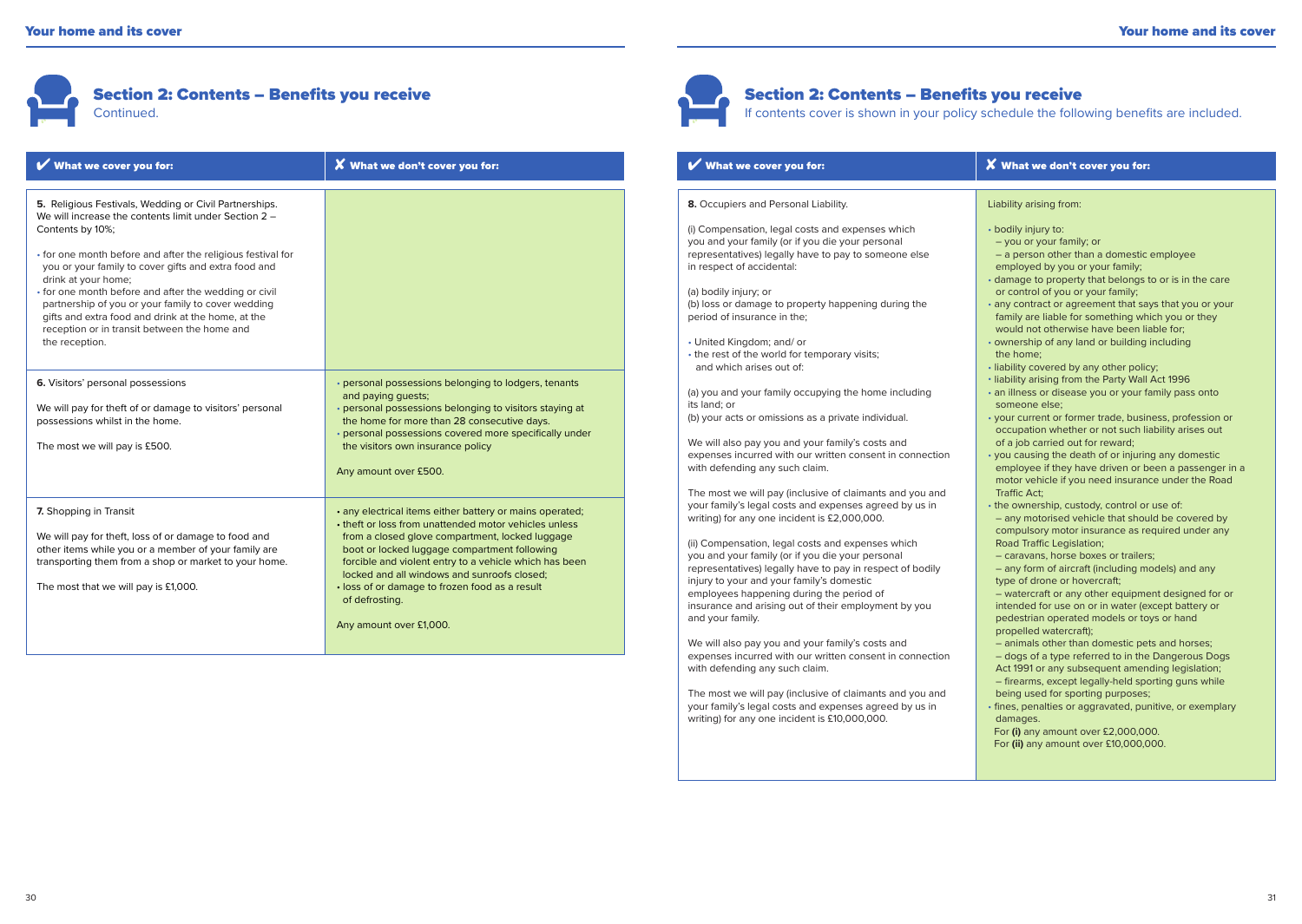## Section 2: Contents – Benefits you receive

Continued.

| ✔ What we cover you for: | ✘ What we don't cover you for: |
|---|---|
| **5.** Religious Festivals, Wedding or Civil Partnerships. We will increase the contents limit under Section 2 – Contents by 10%; <br><br> • for one month before and after the religious festival for you or your family to cover gifts and extra food and drink at your home; <br> • for one month before and after the wedding or civil partnership of you or your family to cover wedding gifts and extra food and drink at the home, at the reception or in transit between the home and the reception. | |
| **6.** Visitors' personal possessions <br><br> We will pay for theft of or damage to visitors' personal possessions whilst in the home. <br><br> The most we will pay is £500. | • personal possessions belonging to lodgers, tenants and paying guests; <br> • personal possessions belonging to visitors staying at the home for more than 28 consecutive days. <br> • personal possessions covered more specifically under the visitors own insurance policy <br><br> Any amount over £500. |
| **7.** Shopping in Transit <br><br> We will pay for theft, loss of or damage to food and other items while you or a member of your family are transporting them from a shop or market to your home. <br><br> The most that we will pay is £1,000. | • any electrical items either battery or mains operated; <br> • theft or loss from unattended motor vehicles unless from a closed glove compartment, locked luggage boot or locked luggage compartment following forcible and violent entry to a vehicle which has been locked and all windows and sunroofs closed; <br> • loss of or damage to frozen food as a result of defrosting. <br><br> Any amount over £1,000. |

## Section 2: Contents – Benefits you receive

If contents cover is shown in your policy schedule the following benefits are included.

| ✔ What we cover you for: | ✘ What we don't cover you for: |
|---|---|
| **8.** Occupiers and Personal Liability. <br><br> (i) Compensation, legal costs and expenses which you and your family (or if you die your personal representatives) legally have to pay to someone else in respect of accidental: <br><br> (a) bodily injury; or <br> (b) loss or damage to property happening during the period of insurance in the; <br><br> • United Kingdom; and/ or <br> • the rest of the world for temporary visits; and which arises out of: <br><br> (a) you and your family occupying the home including its land; or <br> (b) your acts or omissions as a private individual. <br><br> We will also pay you and your family's costs and expenses incurred with our written consent in connection with defending any such claim. <br><br> The most we will pay (inclusive of claimants and you and your family's legal costs and expenses agreed by us in writing) for any one incident is £2,000,000. <br><br> (ii) Compensation, legal costs and expenses which you and your family (or if you die your personal representatives) legally have to pay in respect of bodily injury to your and your family's domestic employees happening during the period of insurance and arising out of their employment by you and your family. <br><br> We will also pay you and your family's costs and expenses incurred with our written consent in connection with defending any such claim. <br><br> The most we will pay (inclusive of claimants and you and your family's legal costs and expenses agreed by us in writing) for any one incident is £10,000,000. | Liability arising from: <br><br> • bodily injury to: <br> – you or your family; or <br> – a person other than a domestic employee employed by you or your family; <br> • damage to property that belongs to or is in the care or control of you or your family; <br> • any contract or agreement that says that you or your family are liable for something which you or they would not otherwise have been liable for; <br> • ownership of any land or building including the home; <br> • liability covered by any other policy; <br> • liability arising from the Party Wall Act 1996 <br> • an illness or disease you or your family pass onto someone else; <br> • your current or former trade, business, profession or occupation whether or not such liability arises out of a job carried out for reward; <br> • you causing the death of or injuring any domestic employee if they have driven or been a passenger in a motor vehicle if you need insurance under the Road Traffic Act; <br> • the ownership, custody, control or use of: <br> – any motorised vehicle that should be covered by compulsory motor insurance as required under any Road Traffic Legislation; <br> – caravans, horse boxes or trailers; <br> – any form of aircraft (including models) and any type of drone or hovercraft; <br> – watercraft or any other equipment designed for or intended for use on or in water (except battery or pedestrian operated models or toys or hand propelled watercraft); <br> – animals other than domestic pets and horses; <br> – dogs of a type referred to in the Dangerous Dogs Act 1991 or any subsequent amending legislation; <br> – firearms, except legally-held sporting guns while being used for sporting purposes; <br> • fines, penalties or aggravated, punitive, or exemplary damages. <br> For **(i)** any amount over £2,000,000. <br> For **(ii)** any amount over £10,000,000. |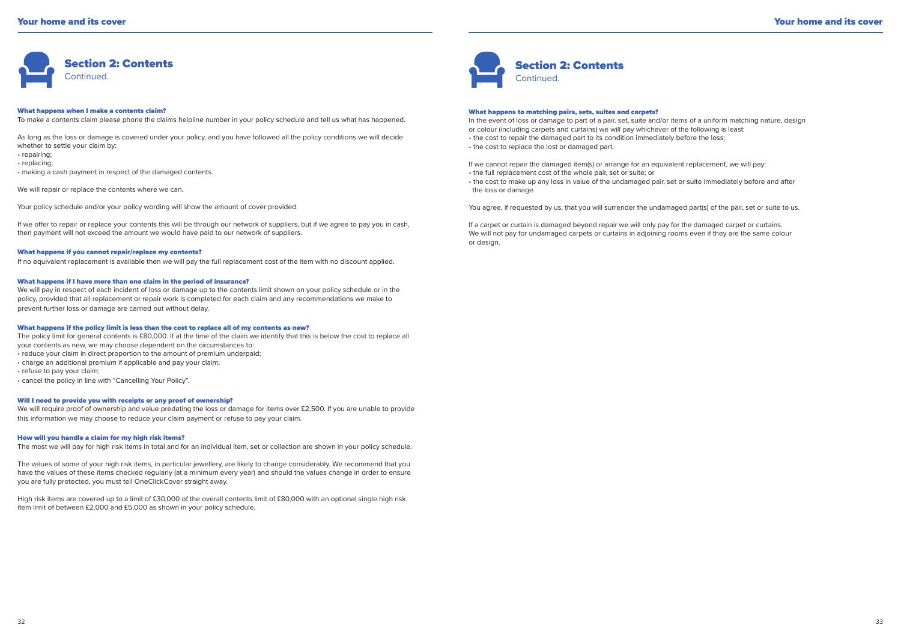## Section 2: Contents
Continued.

### What happens when I make a contents claim?

To make a contents claim please phone the claims helpline number in your policy schedule and tell us what has happened.

As long as the loss or damage is covered under your policy, and you have followed all the policy conditions we will decide whether to settle your claim by:

- repairing;
- replacing;
- making a cash payment in respect of the damaged contents.

We will repair or replace the contents where we can.

Your policy schedule and/or your policy wording will show the amount of cover provided.

If we offer to repair or replace your contents this will be through our network of suppliers, but if we agree to pay you in cash, then payment will not exceed the amount we would have paid to our network of suppliers.

### What happens if you cannot repair/replace my contents?

If no equivalent replacement is available then we will pay the full replacement cost of the item with no discount applied.

### What happens if I have more than one claim in the period of insurance?

We will pay in respect of each incident of loss or damage up to the contents limit shown on your policy schedule or in the policy, provided that all replacement or repair work is completed for each claim and any recommendations we make to prevent further loss or damage are carried out without delay.

### What happens if the policy limit is less than the cost to replace all of my contents as new?

The policy limit for general contents is £80,000. If at the time of the claim we identify that this is below the cost to replace all your contents as new, we may choose dependent on the circumstances to:

- reduce your claim in direct proportion to the amount of premium underpaid;
- charge an additional premium if applicable and pay your claim;
- refuse to pay your claim;
- cancel the policy in line with "Cancelling Your Policy".

### Will I need to provide you with receipts or any proof of ownership?

We will require proof of ownership and value predating the loss or damage for items over £2,500. If you are unable to provide this information we may choose to reduce your claim payment or refuse to pay your claim.

### How will you handle a claim for my high risk items?

The most we will pay for high risk items in total and for an individual item, set or collection are shown in your policy schedule.

The values of some of your high risk items, in particular jewellery, are likely to change considerably. We recommend that you have the values of these items checked regularly (at a minimum every year) and should the values change in order to ensure you are fully protected, you must tell OneClickCover straight away.

High risk items are covered up to a limit of £30,000 of the overall contents limit of £80,000 with an optional single high risk item limit of between £2,000 and £5,000 as shown in your policy schedule,

## Section 2: Contents
Continued.

### What happens to matching pairs, sets, suites and carpets?

In the event of loss or damage to part of a pair, set, suite and/or items of a uniform matching nature, design or colour (including carpets and curtains) we will pay whichever of the following is least:

- the cost to repair the damaged part to its condition immediately before the loss;
- the cost to replace the lost or damaged part.

If we cannot repair the damaged item(s) or arrange for an equivalent replacement, we will pay:

- the full replacement cost of the whole pair, set or suite; or
- the cost to make up any loss in value of the undamaged pair, set or suite immediately before and after the loss or damage.

You agree, if requested by us, that you will surrender the undamaged part(s) of the pair, set or suite to us.

If a carpet or curtain is damaged beyond repair we will only pay for the damaged carpet or curtains. We will not pay for undamaged carpets or curtains in adjoining rooms even if they are the same colour or design.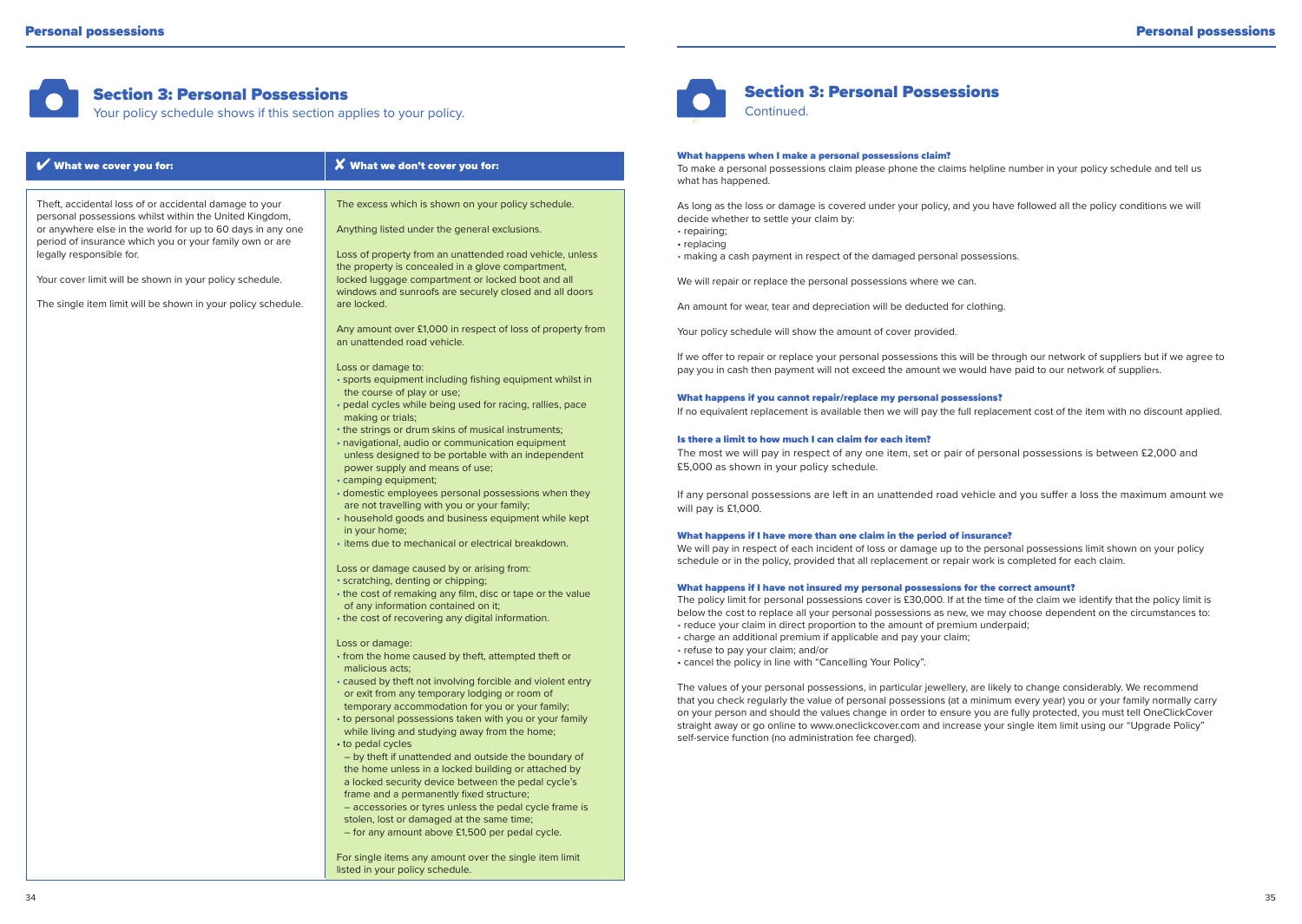## Section 3: Personal Possessions

Your policy schedule shows if this section applies to your policy.

| ✔ What we cover you for: | ✘ What we don't cover you for: |
|---|---|
| Theft, accidental loss of or accidental damage to your personal possessions whilst within the United Kingdom, or anywhere else in the world for up to 60 days in any one period of insurance which you or your family own or are legally responsible for.<br><br>Your cover limit will be shown in your policy schedule.<br><br>The single item limit will be shown in your policy schedule. | The excess which is shown on your policy schedule.<br><br>Anything listed under the general exclusions.<br><br>Loss of property from an unattended road vehicle, unless the property is concealed in a glove compartment, locked luggage compartment or locked boot and all windows and sunroofs are securely closed and all doors are locked.<br><br>Any amount over £1,000 in respect of loss of property from an unattended road vehicle.<br><br>Loss or damage to:<br>• sports equipment including fishing equipment whilst in the course of play or use;<br>• pedal cycles while being used for racing, rallies, pace making or trials;<br>• the strings or drum skins of musical instruments;<br>• navigational, audio or communication equipment unless designed to be portable with an independent power supply and means of use;<br>• camping equipment;<br>• domestic employees personal possessions when they are not travelling with you or your family;<br>• household goods and business equipment while kept in your home;<br>• items due to mechanical or electrical breakdown.<br><br>Loss or damage caused by or arising from:<br>• scratching, denting or chipping;<br>• the cost of remaking any film, disc or tape or the value of any information contained on it;<br>• the cost of recovering any digital information.<br><br>Loss or damage:<br>• from the home caused by theft, attempted theft or malicious acts;<br>• caused by theft not involving forcible and violent entry or exit from any temporary lodging or room of temporary accommodation for you or your family;<br>• to personal possessions taken with you or your family while living and studying away from the home;<br>• to pedal cycles<br>– by theft if unattended and outside the boundary of the home unless in a locked building or attached by a locked security device between the pedal cycle's frame and a permanently fixed structure;<br>– accessories or tyres unless the pedal cycle frame is stolen, lost or damaged at the same time;<br>– for any amount above £1,500 per pedal cycle.<br><br>For single items any amount over the single item limit listed in your policy schedule. |

## Section 3: Personal Possessions

Continued.

### What happens when I make a personal possessions claim?

To make a personal possessions claim please phone the claims helpline number in your policy schedule and tell us what has happened.

As long as the loss or damage is covered under your policy, and you have followed all the policy conditions we will decide whether to settle your claim by:

- repairing;
- replacing
- making a cash payment in respect of the damaged personal possessions.

We will repair or replace the personal possessions where we can.

An amount for wear, tear and depreciation will be deducted for clothing.

Your policy schedule will show the amount of cover provided.

If we offer to repair or replace your personal possessions this will be through our network of suppliers but if we agree to pay you in cash then payment will not exceed the amount we would have paid to our network of suppliers.

### What happens if you cannot repair/replace my personal possessions?

If no equivalent replacement is available then we will pay the full replacement cost of the item with no discount applied.

### Is there a limit to how much I can claim for each item?

The most we will pay in respect of any one item, set or pair of personal possessions is between £2,000 and £5,000 as shown in your policy schedule.

If any personal possessions are left in an unattended road vehicle and you suffer a loss the maximum amount we will pay is £1,000.

### What happens if I have more than one claim in the period of insurance?

We will pay in respect of each incident of loss or damage up to the personal possessions limit shown on your policy schedule or in the policy, provided that all replacement or repair work is completed for each claim.

### What happens if I have not insured my personal possessions for the correct amount?

The policy limit for personal possessions cover is £30,000. If at the time of the claim we identify that the policy limit is below the cost to replace all your personal possessions as new, we may choose dependent on the circumstances to:

- reduce your claim in direct proportion to the amount of premium underpaid;
- charge an additional premium if applicable and pay your claim;
- refuse to pay your claim; and/or
- cancel the policy in line with "Cancelling Your Policy".

The values of your personal possessions, in particular jewellery, are likely to change considerably. We recommend that you check regularly the value of personal possessions (at a minimum every year) you or your family normally carry on your person and should the values change in order to ensure you are fully protected, you must tell OneClickCover straight away or go online to www.oneclickcover.com and increase your single item limit using our "Upgrade Policy" self-service function (no administration fee charged).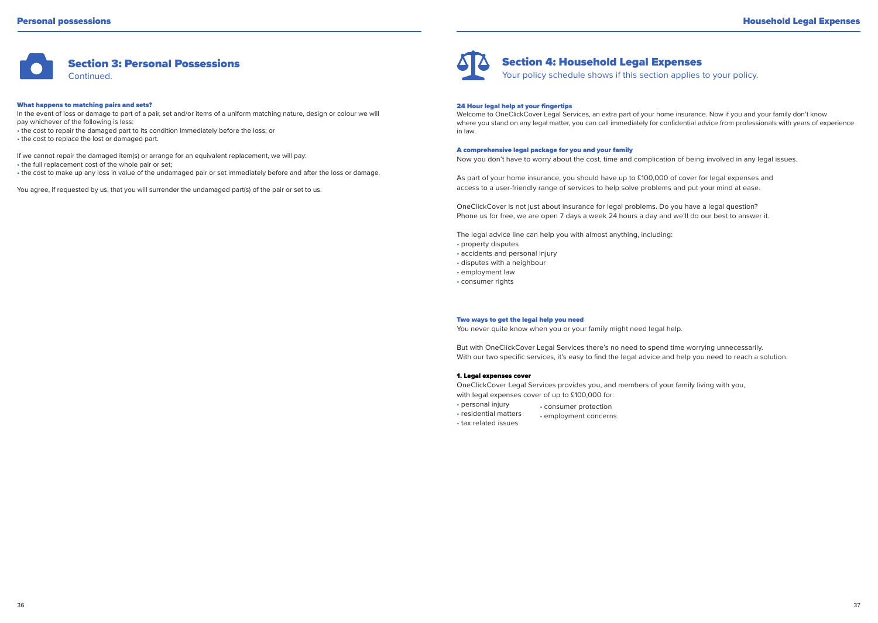## Section 3: Personal Possessions

Continued.

### What happens to matching pairs and sets?

In the event of loss or damage to part of a pair, set and/or items of a uniform matching nature, design or colour we will pay whichever of the following is less:

- the cost to repair the damaged part to its condition immediately before the loss; or
- the cost to replace the lost or damaged part.

If we cannot repair the damaged item(s) or arrange for an equivalent replacement, we will pay:

- the full replacement cost of the whole pair or set;
- the cost to make up any loss in value of the undamaged pair or set immediately before and after the loss or damage.

You agree, if requested by us, that you will surrender the undamaged part(s) of the pair or set to us.

## Section 4: Household Legal Expenses

Your policy schedule shows if this section applies to your policy.

### 24 Hour legal help at your fingertips

Welcome to OneClickCover Legal Services, an extra part of your home insurance. Now if you and your family don't know where you stand on any legal matter, you can call immediately for confidential advice from professionals with years of experience in law.

### A comprehensive legal package for you and your family

Now you don't have to worry about the cost, time and complication of being involved in any legal issues.

As part of your home insurance, you should have up to £100,000 of cover for legal expenses and access to a user-friendly range of services to help solve problems and put your mind at ease.

OneClickCover is not just about insurance for legal problems. Do you have a legal question? Phone us for free, we are open 7 days a week 24 hours a day and we'll do our best to answer it.

The legal advice line can help you with almost anything, including:

- property disputes
- accidents and personal injury
- disputes with a neighbour
- employment law
- consumer rights

### Two ways to get the legal help you need

You never quite know when you or your family might need legal help.

But with OneClickCover Legal Services there's no need to spend time worrying unnecessarily. With our two specific services, it's easy to find the legal advice and help you need to reach a solution.

#### 1. Legal expenses cover

OneClickCover Legal Services provides you, and members of your family living with you, with legal expenses cover of up to £100,000 for:

- personal injury
- residential matters
- tax related issues
- consumer protection
- employment concerns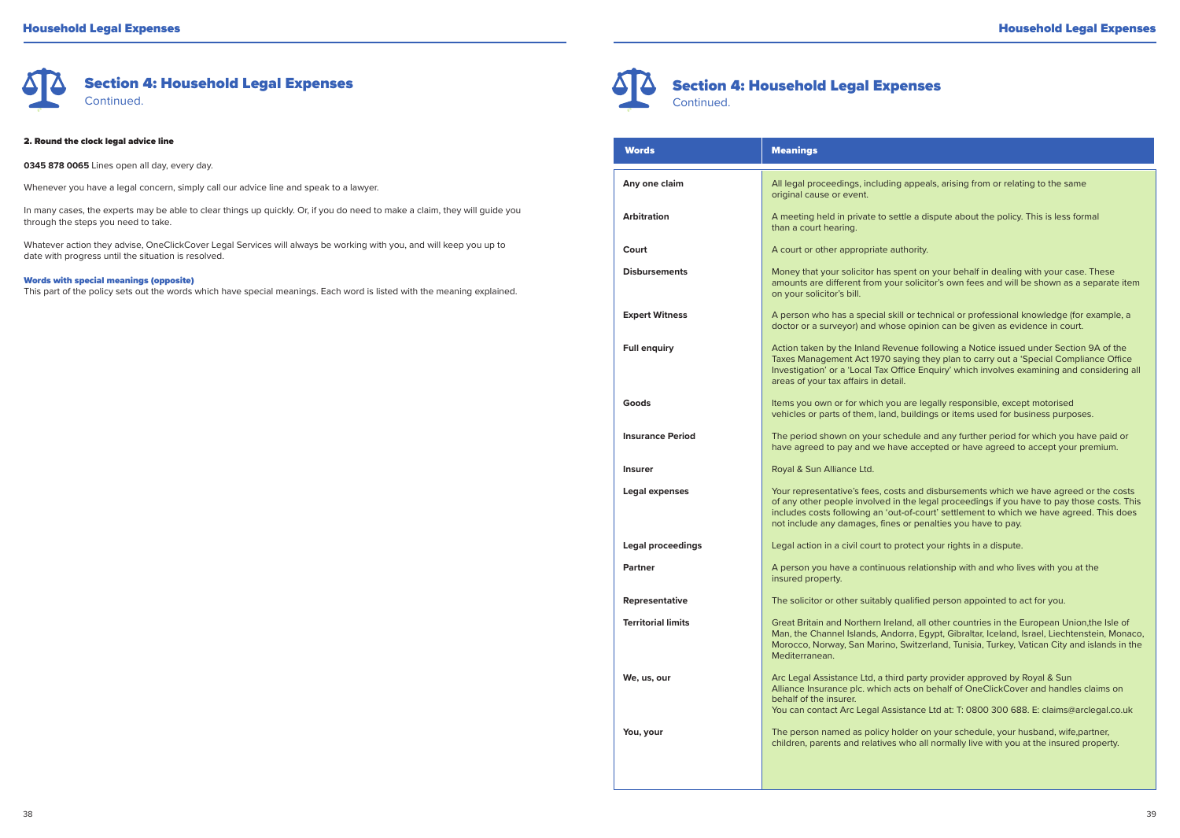## Section 4: Household Legal Expenses
Continued.

#### 2. Round the clock legal advice line

**0345 878 0065** Lines open all day, every day.

Whenever you have a legal concern, simply call our advice line and speak to a lawyer.

In many cases, the experts may be able to clear things up quickly. Or, if you do need to make a claim, they will guide you through the steps you need to take.

Whatever action they advise, OneClickCover Legal Services will always be working with you, and will keep you up to date with progress until the situation is resolved.

#### Words with special meanings (opposite)

This part of the policy sets out the words which have special meanings. Each word is listed with the meaning explained.

## Section 4: Household Legal Expenses
Continued.

| Words | Meanings |
|---|---|
| **Any one claim** | All legal proceedings, including appeals, arising from or relating to the same original cause or event. |
| **Arbitration** | A meeting held in private to settle a dispute about the policy. This is less formal than a court hearing. |
| **Court** | A court or other appropriate authority. |
| **Disbursements** | Money that your solicitor has spent on your behalf in dealing with your case. These amounts are different from your solicitor's own fees and will be shown as a separate item on your solicitor's bill. |
| **Expert Witness** | A person who has a special skill or technical or professional knowledge (for example, a doctor or a surveyor) and whose opinion can be given as evidence in court. |
| **Full enquiry** | Action taken by the Inland Revenue following a Notice issued under Section 9A of the Taxes Management Act 1970 saying they plan to carry out a 'Special Compliance Office Investigation' or a 'Local Tax Office Enquiry' which involves examining and considering all areas of your tax affairs in detail. |
| **Goods** | Items you own or for which you are legally responsible, except motorised vehicles or parts of them, land, buildings or items used for business purposes. |
| **Insurance Period** | The period shown on your schedule and any further period for which you have paid or have agreed to pay and we have accepted or have agreed to accept your premium. |
| **Insurer** | Royal & Sun Alliance Ltd. |
| **Legal expenses** | Your representative's fees, costs and disbursements which we have agreed or the costs of any other people involved in the legal proceedings if you have to pay those costs. This includes costs following an 'out-of-court' settlement to which we have agreed. This does not include any damages, fines or penalties you have to pay. |
| **Legal proceedings** | Legal action in a civil court to protect your rights in a dispute. |
| **Partner** | A person you have a continuous relationship with and who lives with you at the insured property. |
| **Representative** | The solicitor or other suitably qualified person appointed to act for you. |
| **Territorial limits** | Great Britain and Northern Ireland, all other countries in the European Union,the Isle of Man, the Channel Islands, Andorra, Egypt, Gibraltar, Iceland, Israel, Liechtenstein, Monaco, Morocco, Norway, San Marino, Switzerland, Tunisia, Turkey, Vatican City and islands in the Mediterranean. |
| **We, us, our** | Arc Legal Assistance Ltd, a third party provider approved by Royal & Sun Alliance Insurance plc. which acts on behalf of OneClickCover and handles claims on behalf of the insurer. You can contact Arc Legal Assistance Ltd at: T: 0800 300 688. E: claims@arclegal.co.uk |
| **You, your** | The person named as policy holder on your schedule, your husband, wife,partner, children, parents and relatives who all normally live with you at the insured property. |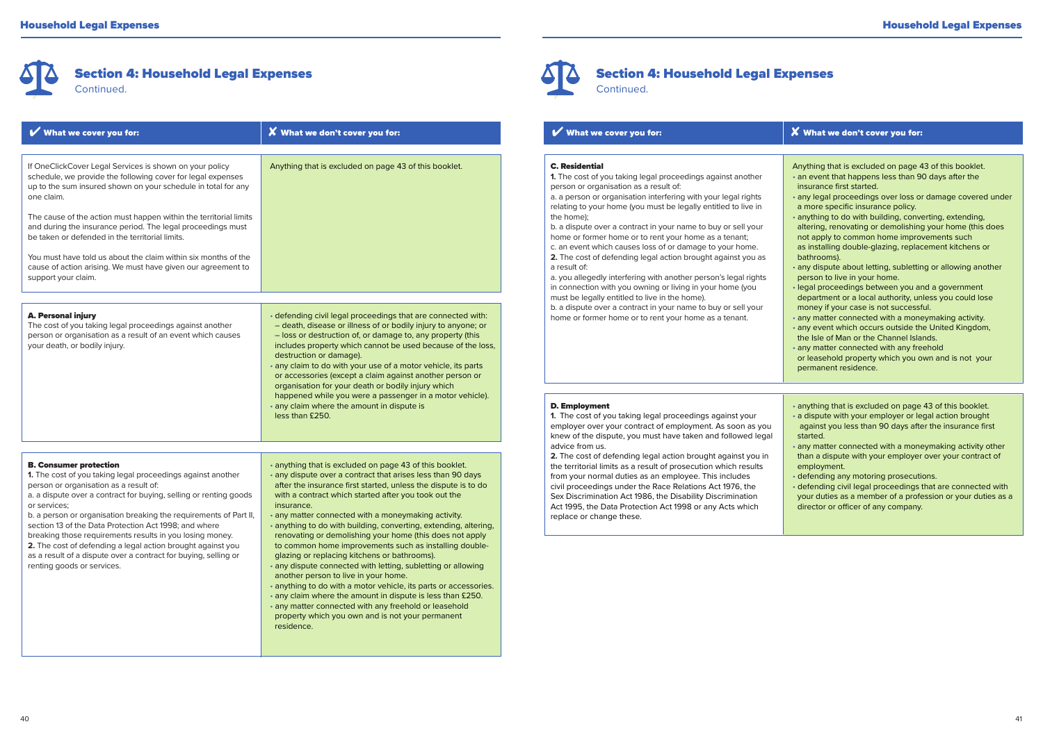## Section 4: Household Legal Expenses

Continued.

| ✔ What we cover you for: | ✘ What we don't cover you for: |
|---|---|
| If OneClickCover Legal Services is shown on your policy schedule, we provide the following cover for legal expenses up to the sum insured shown on your schedule in total for any one claim.<br><br>The cause of the action must happen within the territorial limits and during the insurance period. The legal proceedings must be taken or defended in the territorial limits.<br><br>You must have told us about the claim within six months of the cause of action arising. We must have given our agreement to support your claim. | Anything that is excluded on page 43 of this booklet. |
| **A. Personal injury**<br>The cost of you taking legal proceedings against another person or organisation as a result of an event which causes your death, or bodily injury. | • defending civil legal proceedings that are connected with:<br>– death, disease or illness of or bodily injury to anyone; or<br>– loss or destruction of, or damage to, any property (this includes property which cannot be used because of the loss, destruction or damage).<br>• any claim to do with your use of a motor vehicle, its parts or accessories (except a claim against another person or organisation for your death or bodily injury which happened while you were a passenger in a motor vehicle).<br>• any claim where the amount in dispute is less than £250. |
| **B. Consumer protection**<br>**1.** The cost of you taking legal proceedings against another person or organisation as a result of:<br>a. a dispute over a contract for buying, selling or renting goods or services;<br>b. a person or organisation breaking the requirements of Part II, section 13 of the Data Protection Act 1998; and where breaking those requirements results in you losing money.<br>**2.** The cost of defending a legal action brought against you as a result of a dispute over a contract for buying, selling or renting goods or services. | • anything that is excluded on page 43 of this booklet.<br>• any dispute over a contract that arises less than 90 days after the insurance first started, unless the dispute is to do with a contract which started after you took out the insurance.<br>• any matter connected with a moneymaking activity.<br>• anything to do with building, converting, extending, altering, renovating or demolishing your home (this does not apply to common home improvements such as installing double-glazing or replacing kitchens or bathrooms).<br>• any dispute connected with letting, subletting or allowing another person to live in your home.<br>• anything to do with a motor vehicle, its parts or accessories.<br>• any claim where the amount in dispute is less than £250.<br>• any matter connected with any freehold or leasehold property which you own and is not your permanent residence. |
| **C. Residential**<br>**1.** The cost of you taking legal proceedings against another person or organisation as a result of:<br>a. a person or organisation interfering with your legal rights relating to your home (you must be legally entitled to live in the home);<br>b. a dispute over a contract in your name to buy or sell your home or former home or to rent your home as a tenant;<br>c. an event which causes loss of or damage to your home.<br>**2.** The cost of defending legal action brought against you as a result of:<br>a. you allegedly interfering with another person's legal rights in connection with you owning or living in your home (you must be legally entitled to live in the home).<br>b. a dispute over a contract in your name to buy or sell your home or former home or to rent your home as a tenant. | Anything that is excluded on page 43 of this booklet.<br>• an event that happens less than 90 days after the insurance first started.<br>• any legal proceedings over loss or damage covered under a more specific insurance policy.<br>• anything to do with building, converting, extending, altering, renovating or demolishing your home (this does not apply to common home improvements such as installing double-glazing, replacement kitchens or bathrooms).<br>• any dispute about letting, subletting or allowing another person to live in your home.<br>• legal proceedings between you and a government department or a local authority, unless you could lose money if your case is not successful.<br>• any matter connected with a moneymaking activity.<br>• any event which occurs outside the United Kingdom, the Isle of Man or the Channel Islands.<br>• any matter connected with any freehold or leasehold property which you own and is not your permanent residence. |
| **D. Employment**<br>**1.** The cost of you taking legal proceedings against your employer over your contract of employment. As soon as you knew of the dispute, you must have taken and followed legal advice from us.<br>**2.** The cost of defending legal action brought against you in the territorial limits as a result of prosecution which results from your normal duties as an employee. This includes civil proceedings under the Race Relations Act 1976, the Sex Discrimination Act 1986, the Disability Discrimination Act 1995, the Data Protection Act 1998 or any Acts which replace or change these. | • anything that is excluded on page 43 of this booklet.<br>• a dispute with your employer or legal action brought against you less than 90 days after the insurance first started.<br>• any matter connected with a moneymaking activity other than a dispute with your employer over your contract of employment.<br>• defending any motoring prosecutions.<br>• defending civil legal proceedings that are connected with your duties as a member of a profession or your duties as a director or officer of any company. |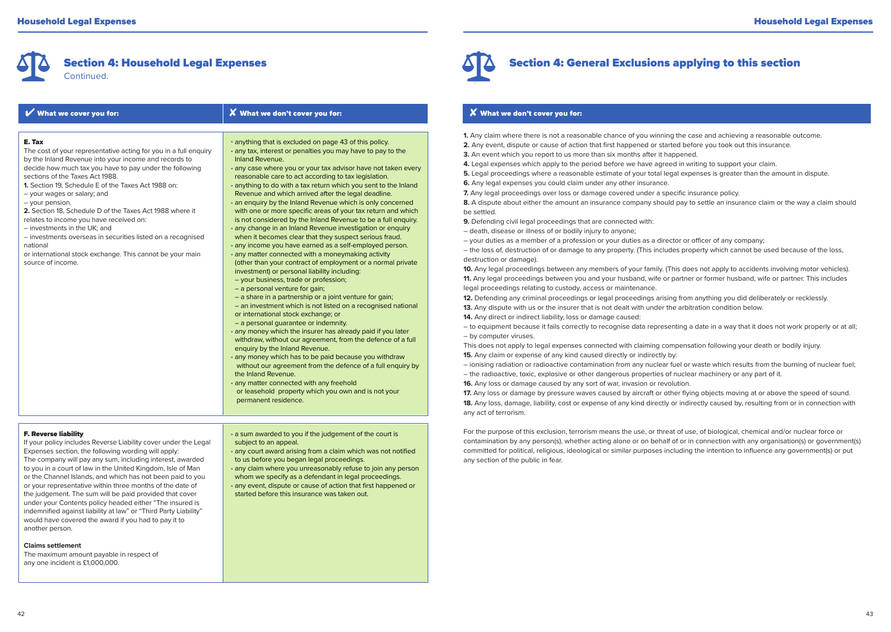## Section 4: Household Legal Expenses

Continued.

| ✔ What we cover you for: | ✘ What we don't cover you for: |
|---|---|
| **E. Tax**<br>The cost of your representative acting for you in a full enquiry by the Inland Revenue into your income and records to decide how much tax you have to pay under the following sections of the Taxes Act 1988.<br>**1.** Section 19, Schedule E of the Taxes Act 1988 on:<br>– your wages or salary; and<br>– your pension.<br>**2.** Section 18, Schedule D of the Taxes Act 1988 where it relates to income you have received on:<br>– investments in the UK; and<br>– investments overseas in securities listed on a recognised national or international stock exchange. This cannot be your main source of income. | • anything that is excluded on page 43 of this policy.<br>• any tax, interest or penalties you may have to pay to the Inland Revenue.<br>• any case where you or your tax advisor have not taken every reasonable care to act according to tax legislation.<br>• anything to do with a tax return which you sent to the Inland Revenue and which arrived after the legal deadline.<br>• an enquiry by the Inland Revenue which is only concerned with one or more specific areas of your tax return and which is not considered by the Inland Revenue to be a full enquiry.<br>• any change in an Inland Revenue investigation or enquiry when it becomes clear that they suspect serious fraud.<br>• any income you have earned as a self-employed person.<br>• any matter connected with a moneymaking activity (other than your contract of employment or a normal private investment) or personal liability including:<br>– your business, trade or profession;<br>– a personal venture for gain;<br>– a share in a partnership or a joint venture for gain;<br>– an investment which is not listed on a recognised national or international stock exchange; or<br>– a personal guarantee or indemnity.<br>• any money which the insurer has already paid if you later withdraw, without our agreement, from the defence of a full enquiry by the Inland Revenue.<br>• any money which has to be paid because you withdraw without our agreement from the defence of a full enquiry by the Inland Revenue.<br>• any matter connected with any freehold or leasehold property which you own and is not your permanent residence. |
| **F. Reverse liability**<br>If your policy includes Reverse Liability cover under the Legal Expenses section, the following wording will apply:<br>The company will pay any sum, including interest, awarded to you in a court of law in the United Kingdom, Isle of Man or the Channel Islands, and which has not been paid to you or your representative within three months of the date of the judgement. The sum will be paid provided that cover under your Contents policy headed either "The insured is indemnified against liability at law" or "Third Party Liability" would have covered the award if you had to pay it to another person.<br><br>**Claims settlement**<br>The maximum amount payable in respect of any one incident is £1,000,000. | • a sum awarded to you if the judgement of the court is subject to an appeal.<br>• any court award arising from a claim which was not notified to us before you began legal proceedings.<br>• any claim where you unreasonably refuse to join any person whom we specify as a defendant in legal proceedings.<br>• any event, dispute or cause of action that first happened or started before this insurance was taken out. |

## Section 4: General Exclusions applying to this section

### ✘ What we don't cover you for:

**1.** Any claim where there is not a reasonable chance of you winning the case and achieving a reasonable outcome.
**2.** Any event, dispute or cause of action that first happened or started before you took out this insurance.
**3.** An event which you report to us more than six months after it happened.
**4.** Legal expenses which apply to the period before we have agreed in writing to support your claim.
**5.** Legal proceedings where a reasonable estimate of your total legal expenses is greater than the amount in dispute.
**6.** Any legal expenses you could claim under any other insurance.
**7.** Any legal proceedings over loss or damage covered under a specific insurance policy.
**8.** A dispute about either the amount an insurance company should pay to settle an insurance claim or the way a claim should be settled.
**9.** Defending civil legal proceedings that are connected with:
– death, disease or illness of or bodily injury to anyone;
– your duties as a member of a profession or your duties as a director or officer of any company;
– the loss of, destruction of or damage to any property. (This includes property which cannot be used because of the loss, destruction or damage).
**10.** Any legal proceedings between any members of your family. (This does not apply to accidents involving motor vehicles).
**11.** Any legal proceedings between you and your husband, wife or partner or former husband, wife or partner. This includes legal proceedings relating to custody, access or maintenance.
**12.** Defending any criminal proceedings or legal proceedings arising from anything you did deliberately or recklessly.
**13.** Any dispute with us or the insurer that is not dealt with under the arbitration condition below.
**14.** Any direct or indirect liability, loss or damage caused:
– to equipment because it fails correctly to recognise data representing a date in a way that it does not work properly or at all;
– by computer viruses.
This does not apply to legal expenses connected with claiming compensation following your death or bodily injury.
**15.** Any claim or expense of any kind caused directly or indirectly by:
– ionising radiation or radioactive contamination from any nuclear fuel or waste which results from the burning of nuclear fuel;
– the radioactive, toxic, explosive or other dangerous properties of nuclear machinery or any part of it.
**16.** Any loss or damage caused by any sort of war, invasion or revolution.
**17.** Any loss or damage caused by pressure waves caused by aircraft or other flying objects moving at or above the speed of sound.
**18.** Any loss, damage, liability, cost or expense of any kind directly or indirectly caused by, resulting from or in connection with any act of terrorism.

For the purpose of this exclusion, terrorism means the use, or threat of use, of biological, chemical and/or nuclear force or contamination by any person(s), whether acting alone or on behalf of or in connection with any organisation(s) or government(s) committed for political, religious, ideological or similar purposes including the intention to influence any government(s) or put any section of the public in fear.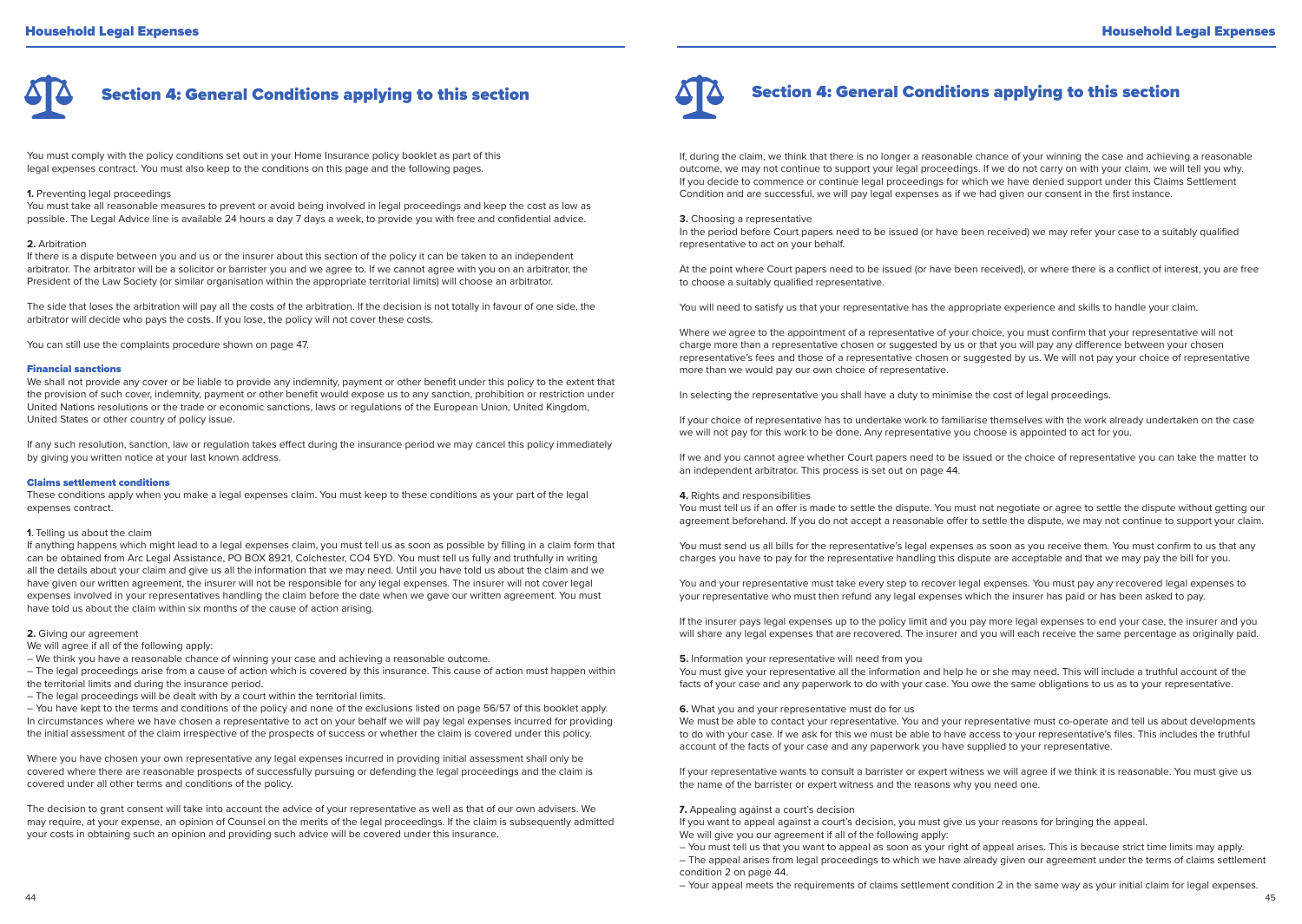## Section 4: General Conditions applying to this section

You must comply with the policy conditions set out in your Home Insurance policy booklet as part of this legal expenses contract. You must also keep to the conditions on this page and the following pages.

**1.** Preventing legal proceedings
You must take all reasonable measures to prevent or avoid being involved in legal proceedings and keep the cost as low as possible. The Legal Advice line is available 24 hours a day 7 days a week, to provide you with free and confidential advice.

**2.** Arbitration
If there is a dispute between you and us or the insurer about this section of the policy it can be taken to an independent arbitrator. The arbitrator will be a solicitor or barrister you and we agree to. If we cannot agree with you on an arbitrator, the President of the Law Society (or similar organisation within the appropriate territorial limits) will choose an arbitrator.

The side that loses the arbitration will pay all the costs of the arbitration. If the decision is not totally in favour of one side, the arbitrator will decide who pays the costs. If you lose, the policy will not cover these costs.

You can still use the complaints procedure shown on page 47.

### Financial sanctions

We shall not provide any cover or be liable to provide any indemnity, payment or other benefit under this policy to the extent that the provision of such cover, indemnity, payment or other benefit would expose us to any sanction, prohibition or restriction under United Nations resolutions or the trade or economic sanctions, laws or regulations of the European Union, United Kingdom, United States or other country of policy issue.

If any such resolution, sanction, law or regulation takes effect during the insurance period we may cancel this policy immediately by giving you written notice at your last known address.

### Claims settlement conditions

These conditions apply when you make a legal expenses claim. You must keep to these conditions as your part of the legal expenses contract.

**1**. Telling us about the claim
If anything happens which might lead to a legal expenses claim, you must tell us as soon as possible by filling in a claim form that can be obtained from Arc Legal Assistance, PO BOX 8921, Colchester, CO4 5YD. You must tell us fully and truthfully in writing all the details about your claim and give us all the information that we may need. Until you have told us about the claim and we have given our written agreement, the insurer will not be responsible for any legal expenses. The insurer will not cover legal expenses involved in your representatives handling the claim before the date when we gave our written agreement. You must have told us about the claim within six months of the cause of action arising.

**2.** Giving our agreement
We will agree if all of the following apply:
– We think you have a reasonable chance of winning your case and achieving a reasonable outcome.
– The legal proceedings arise from a cause of action which is covered by this insurance. This cause of action must happen within the territorial limits and during the insurance period.
– The legal proceedings will be dealt with by a court within the territorial limits.
– You have kept to the terms and conditions of the policy and none of the exclusions listed on page 56/57 of this booklet apply.
In circumstances where we have chosen a representative to act on your behalf we will pay legal expenses incurred for providing the initial assessment of the claim irrespective of the prospects of success or whether the claim is covered under this policy.

Where you have chosen your own representative any legal expenses incurred in providing initial assessment shall only be covered where there are reasonable prospects of successfully pursuing or defending the legal proceedings and the claim is covered under all other terms and conditions of the policy.

The decision to grant consent will take into account the advice of your representative as well as that of our own advisers. We may require, at your expense, an opinion of Counsel on the merits of the legal proceedings. If the claim is subsequently admitted your costs in obtaining such an opinion and providing such advice will be covered under this insurance.

If, during the claim, we think that there is no longer a reasonable chance of your winning the case and achieving a reasonable outcome, we may not continue to support your legal proceedings. If we do not carry on with your claim, we will tell you why. If you decide to commence or continue legal proceedings for which we have denied support under this Claims Settlement Condition and are successful, we will pay legal expenses as if we had given our consent in the first instance.

**3.** Choosing a representative
In the period before Court papers need to be issued (or have been received) we may refer your case to a suitably qualified representative to act on your behalf.

At the point where Court papers need to be issued (or have been received), or where there is a conflict of interest, you are free to choose a suitably qualified representative.

You will need to satisfy us that your representative has the appropriate experience and skills to handle your claim.

Where we agree to the appointment of a representative of your choice, you must confirm that your representative will not charge more than a representative chosen or suggested by us or that you will pay any difference between your chosen representative's fees and those of a representative chosen or suggested by us. We will not pay your choice of representative more than we would pay our own choice of representative.

In selecting the representative you shall have a duty to minimise the cost of legal proceedings.

If your choice of representative has to undertake work to familiarise themselves with the work already undertaken on the case we will not pay for this work to be done. Any representative you choose is appointed to act for you.

If we and you cannot agree whether Court papers need to be issued or the choice of representative you can take the matter to an independent arbitrator. This process is set out on page 44.

**4.** Rights and responsibilities
You must tell us if an offer is made to settle the dispute. You must not negotiate or agree to settle the dispute without getting our agreement beforehand. If you do not accept a reasonable offer to settle the dispute, we may not continue to support your claim.

You must send us all bills for the representative's legal expenses as soon as you receive them. You must confirm to us that any charges you have to pay for the representative handling this dispute are acceptable and that we may pay the bill for you.

You and your representative must take every step to recover legal expenses. You must pay any recovered legal expenses to your representative who must then refund any legal expenses which the insurer has paid or has been asked to pay.

If the insurer pays legal expenses up to the policy limit and you pay more legal expenses to end your case, the insurer and you will share any legal expenses that are recovered. The insurer and you will each receive the same percentage as originally paid.

**5.** Information your representative will need from you
You must give your representative all the information and help he or she may need. This will include a truthful account of the facts of your case and any paperwork to do with your case. You owe the same obligations to us as to your representative.

**6.** What you and your representative must do for us
We must be able to contact your representative. You and your representative must co-operate and tell us about developments to do with your case. If we ask for this we must be able to have access to your representative's files. This includes the truthful account of the facts of your case and any paperwork you have supplied to your representative.

If your representative wants to consult a barrister or expert witness we will agree if we think it is reasonable. You must give us the name of the barrister or expert witness and the reasons why you need one.

**7.** Appealing against a court's decision
If you want to appeal against a court's decision, you must give us your reasons for bringing the appeal.
We will give you our agreement if all of the following apply:
– You must tell us that you want to appeal as soon as your right of appeal arises. This is because strict time limits may apply.
– The appeal arises from legal proceedings to which we have already given our agreement under the terms of claims settlement condition 2 on page 44.
– Your appeal meets the requirements of claims settlement condition 2 in the same way as your initial claim for legal expenses.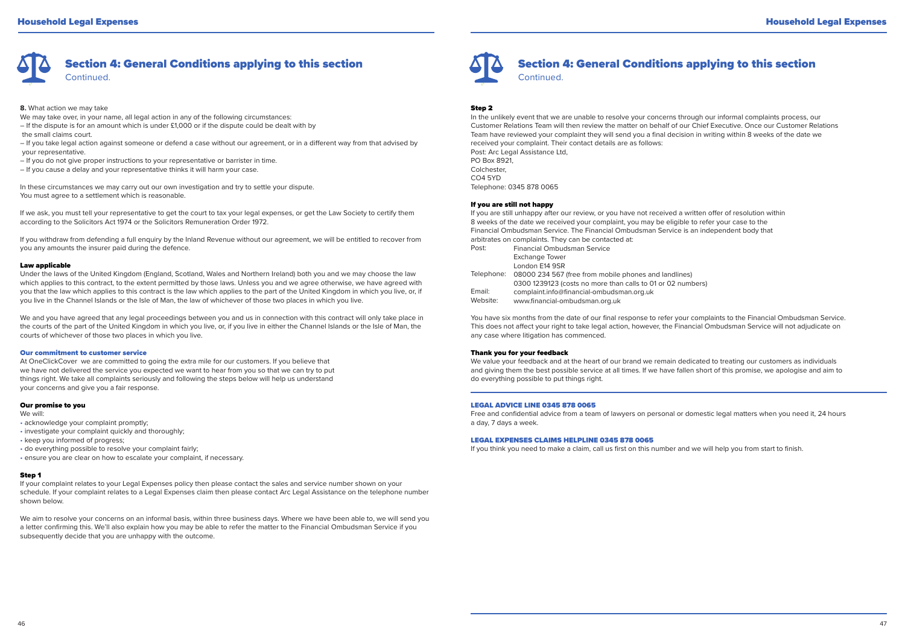## Section 4: General Conditions applying to this section

Continued.

**8.** What action we may take

We may take over, in your name, all legal action in any of the following circumstances:

– If the dispute is for an amount which is under £1,000 or if the dispute could be dealt with by the small claims court.
– If you take legal action against someone or defend a case without our agreement, or in a different way from that advised by your representative.
– If you do not give proper instructions to your representative or barrister in time.
– If you cause a delay and your representative thinks it will harm your case.

In these circumstances we may carry out our own investigation and try to settle your dispute.
You must agree to a settlement which is reasonable.

If we ask, you must tell your representative to get the court to tax your legal expenses, or get the Law Society to certify them according to the Solicitors Act 1974 or the Solicitors Remuneration Order 1972.

If you withdraw from defending a full enquiry by the Inland Revenue without our agreement, we will be entitled to recover from you any amounts the insurer paid during the defence.

### Law applicable

Under the laws of the United Kingdom (England, Scotland, Wales and Northern Ireland) both you and we may choose the law which applies to this contract, to the extent permitted by those laws. Unless you and we agree otherwise, we have agreed with you that the law which applies to this contract is the law which applies to the part of the United Kingdom in which you live, or, if you live in the Channel Islands or the Isle of Man, the law of whichever of those two places in which you live.

We and you have agreed that any legal proceedings between you and us in connection with this contract will only take place in the courts of the part of the United Kingdom in which you live, or, if you live in either the Channel Islands or the Isle of Man, the courts of whichever of those two places in which you live.

### Our commitment to customer service

At OneClickCover we are committed to going the extra mile for our customers. If you believe that we have not delivered the service you expected we want to hear from you so that we can try to put things right. We take all complaints seriously and following the steps below will help us understand your concerns and give you a fair response.

### Our promise to you

We will:

- acknowledge your complaint promptly;
- investigate your complaint quickly and thoroughly;
- keep you informed of progress;
- do everything possible to resolve your complaint fairly;
- ensure you are clear on how to escalate your complaint, if necessary.

### Step 1

If your complaint relates to your Legal Expenses policy then please contact the sales and service number shown on your schedule. If your complaint relates to a Legal Expenses claim then please contact Arc Legal Assistance on the telephone number shown below.

We aim to resolve your concerns on an informal basis, within three business days. Where we have been able to, we will send you a letter confirming this. We'll also explain how you may be able to refer the matter to the Financial Ombudsman Service if you subsequently decide that you are unhappy with the outcome.

### Step 2

In the unlikely event that we are unable to resolve your concerns through our informal complaints process, our Customer Relations Team will then review the matter on behalf of our Chief Executive. Once our Customer Relations Team have reviewed your complaint they will send you a final decision in writing within 8 weeks of the date we received your complaint. Their contact details are as follows:

Post: Arc Legal Assistance Ltd,
PO Box 8921,
Colchester,
CO4 5YD
Telephone: 0345 878 0065

### If you are still not happy

If you are still unhappy after our review, or you have not received a written offer of resolution within 8 weeks of the date we received your complaint, you may be eligible to refer your case to the Financial Ombudsman Service. The Financial Ombudsman Service is an independent body that arbitrates on complaints. They can be contacted at:

| | |
|---|---|
| Post: | Financial Ombudsman Service<br>Exchange Tower<br>London E14 9SR |
| Telephone: | 08000 234 567 (free from mobile phones and landlines)<br>0300 1239123 (costs no more than calls to 01 or 02 numbers) |
| Email: | complaint.info@financial-ombudsman.org.uk |
| Website: | www.financial-ombudsman.org.uk |

You have six months from the date of our final response to refer your complaints to the Financial Ombudsman Service. This does not affect your right to take legal action, however, the Financial Ombudsman Service will not adjudicate on any case where litigation has commenced.

### Thank you for your feedback

We value your feedback and at the heart of our brand we remain dedicated to treating our customers as individuals and giving them the best possible service at all times. If we have fallen short of this promise, we apologise and aim to do everything possible to put things right.

### LEGAL ADVICE LINE 0345 878 0065

Free and confidential advice from a team of lawyers on personal or domestic legal matters when you need it, 24 hours a day, 7 days a week.

### LEGAL EXPENSES CLAIMS HELPLINE 0345 878 0065

If you think you need to make a claim, call us first on this number and we will help you from start to finish.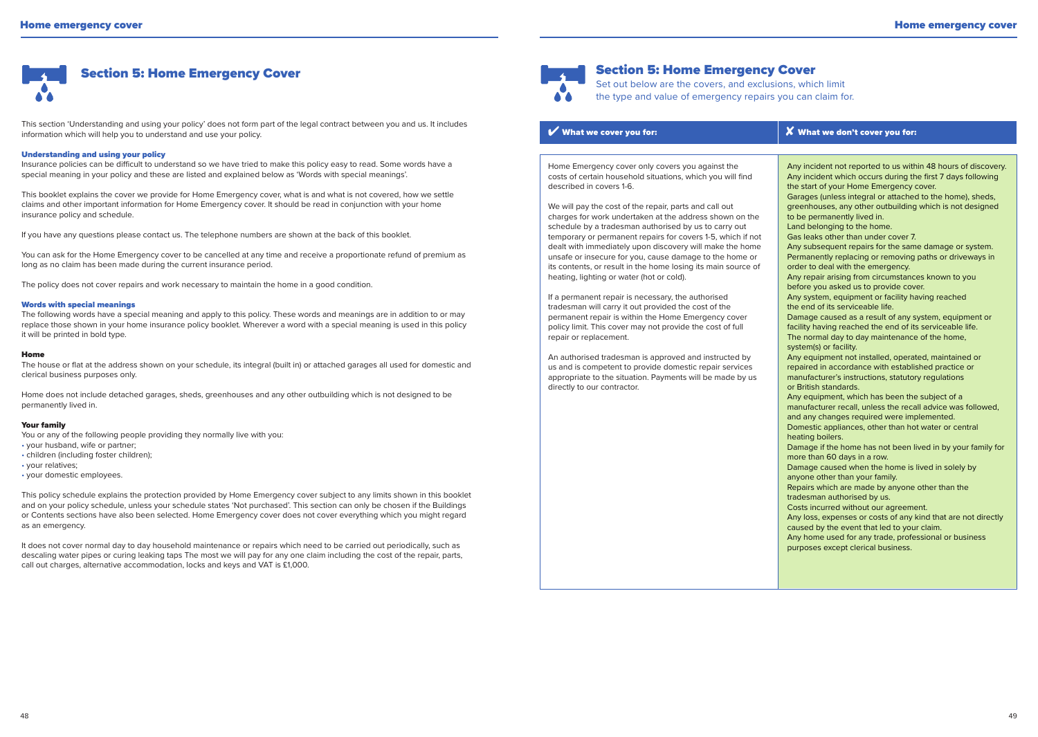# Section 5: Home Emergency Cover

This section 'Understanding and using your policy' does not form part of the legal contract between you and us. It includes information which will help you to understand and use your policy.

### Understanding and using your policy

Insurance policies can be difficult to understand so we have tried to make this policy easy to read. Some words have a special meaning in your policy and these are listed and explained below as 'Words with special meanings'.

This booklet explains the cover we provide for Home Emergency cover, what is and what is not covered, how we settle claims and other important information for Home Emergency cover. It should be read in conjunction with your home insurance policy and schedule.

If you have any questions please contact us. The telephone numbers are shown at the back of this booklet.

You can ask for the Home Emergency cover to be cancelled at any time and receive a proportionate refund of premium as long as no claim has been made during the current insurance period.

The policy does not cover repairs and work necessary to maintain the home in a good condition.

### Words with special meanings

The following words have a special meaning and apply to this policy. These words and meanings are in addition to or may replace those shown in your home insurance policy booklet. Wherever a word with a special meaning is used in this policy it will be printed in bold type.

#### Home

The house or flat at the address shown on your schedule, its integral (built in) or attached garages all used for domestic and clerical business purposes only.

Home does not include detached garages, sheds, greenhouses and any other outbuilding which is not designed to be permanently lived in.

#### Your family

You or any of the following people providing they normally live with you:

- your husband, wife or partner;
- children (including foster children);
- your relatives;
- your domestic employees.

This policy schedule explains the protection provided by Home Emergency cover subject to any limits shown in this booklet and on your policy schedule, unless your schedule states 'Not purchased'. This section can only be chosen if the Buildings or Contents sections have also been selected. Home Emergency cover does not cover everything which you might regard as an emergency.

It does not cover normal day to day household maintenance or repairs which need to be carried out periodically, such as descaling water pipes or curing leaking taps The most we will pay for any one claim including the cost of the repair, parts, call out charges, alternative accommodation, locks and keys and VAT is £1,000.

# Section 5: Home Emergency Cover

Set out below are the covers, and exclusions, which limit the type and value of emergency repairs you can claim for.

| ✔ What we cover you for: | ✘ What we don't cover you for: |
|---|---|
| Home Emergency cover only covers you against the costs of certain household situations, which you will find described in covers 1-6.<br><br>We will pay the cost of the repair, parts and call out charges for work undertaken at the address shown on the schedule by a tradesman authorised by us to carry out temporary or permanent repairs for covers 1-5, which if not dealt with immediately upon discovery will make the home unsafe or insecure for you, cause damage to the home or its contents, or result in the home losing its main source of heating, lighting or water (hot or cold).<br><br>If a permanent repair is necessary, the authorised tradesman will carry it out provided the cost of the permanent repair is within the Home Emergency cover policy limit. This cover may not provide the cost of full repair or replacement.<br><br>An authorised tradesman is approved and instructed by us and is competent to provide domestic repair services appropriate to the situation. Payments will be made by us directly to our contractor. | Any incident not reported to us within 48 hours of discovery.<br>Any incident which occurs during the first 7 days following the start of your Home Emergency cover.<br>Garages (unless integral or attached to the home), sheds, greenhouses, any other outbuilding which is not designed to be permanently lived in.<br>Land belonging to the home.<br>Gas leaks other than under cover 7.<br>Any subsequent repairs for the same damage or system.<br>Permanently replacing or removing paths or driveways in order to deal with the emergency.<br>Any repair arising from circumstances known to you before you asked us to provide cover.<br>Any system, equipment or facility having reached the end of its serviceable life.<br>Damage caused as a result of any system, equipment or facility having reached the end of its serviceable life.<br>The normal day to day maintenance of the home, system(s) or facility.<br>Any equipment not installed, operated, maintained or repaired in accordance with established practice or manufacturer's instructions, statutory regulations or British standards.<br>Any equipment, which has been the subject of a manufacturer recall, unless the recall advice was followed, and any changes required were implemented.<br>Domestic appliances, other than hot water or central heating boilers.<br>Damage if the home has not been lived in by your family for more than 60 days in a row.<br>Damage caused when the home is lived in solely by anyone other than your family.<br>Repairs which are made by anyone other than the tradesman authorised by us.<br>Costs incurred without our agreement.<br>Any loss, expenses or costs of any kind that are not directly caused by the event that led to your claim.<br>Any home used for any trade, professional or business purposes except clerical business. |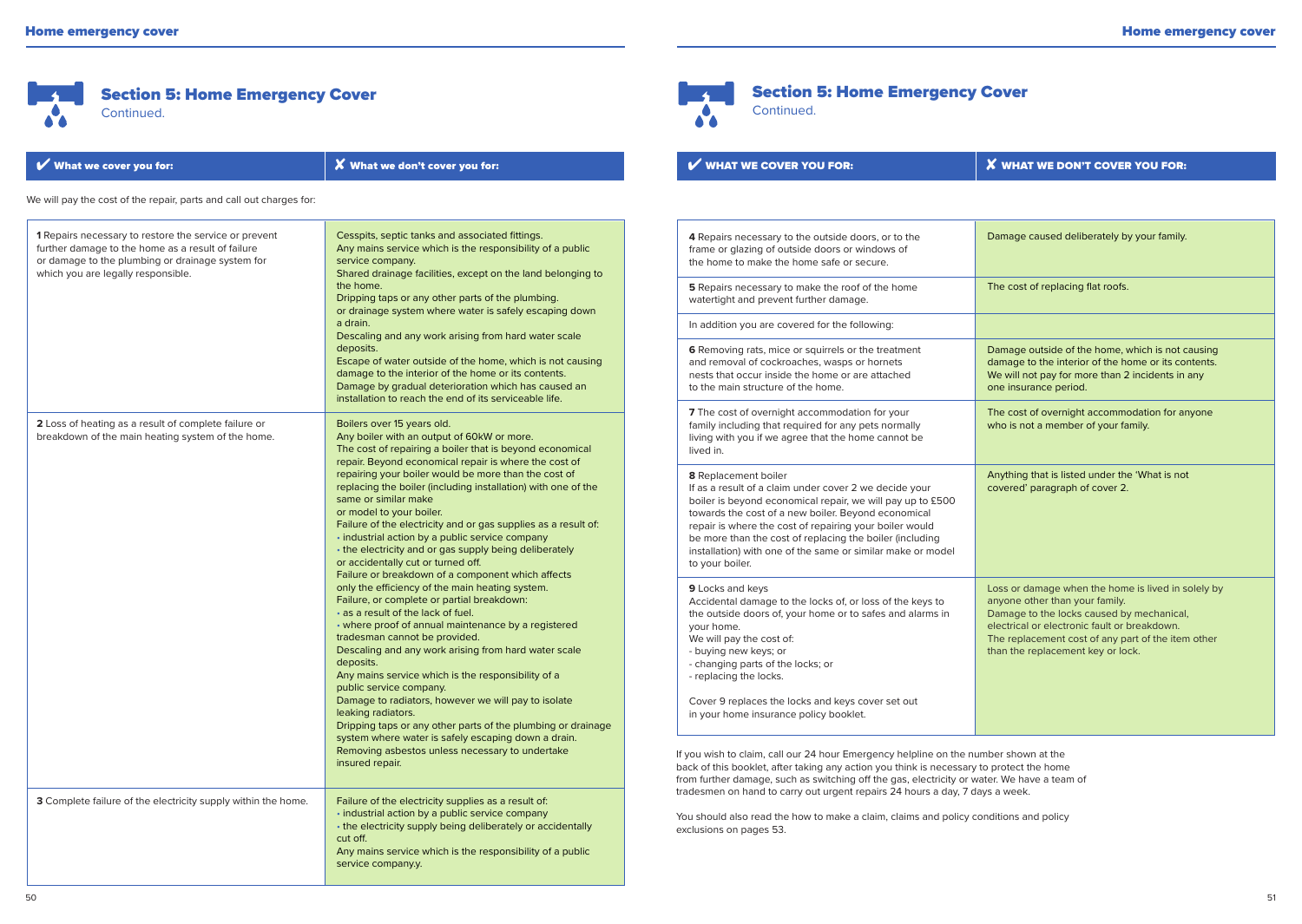## Section 5: Home Emergency Cover

Continued.

We will pay the cost of the repair, parts and call out charges for:

| ✔ What we cover you for: | ✘ What we don't cover you for: |
|---|---|
| **1** Repairs necessary to restore the service or prevent further damage to the home as a result of failure or damage to the plumbing or drainage system for which you are legally responsible. | Cesspits, septic tanks and associated fittings.<br>Any mains service which is the responsibility of a public service company.<br>Shared drainage facilities, except on the land belonging to the home.<br>Dripping taps or any other parts of the plumbing. or drainage system where water is safely escaping down a drain.<br>Descaling and any work arising from hard water scale deposits.<br>Escape of water outside of the home, which is not causing damage to the interior of the home or its contents.<br>Damage by gradual deterioration which has caused an installation to reach the end of its serviceable life. |
| **2** Loss of heating as a result of complete failure or breakdown of the main heating system of the home. | Boilers over 15 years old.<br>Any boiler with an output of 60kW or more.<br>The cost of repairing a boiler that is beyond economical repair. Beyond economical repair is where the cost of repairing your boiler would be more than the cost of replacing the boiler (including installation) with one of the same or similar make or model to your boiler.<br>Failure of the electricity and or gas supplies as a result of:<br>• industrial action by a public service company<br>• the electricity and or gas supply being deliberately or accidentally cut or turned off.<br>Failure or breakdown of a component which affects only the efficiency of the main heating system.<br>Failure, or complete or partial breakdown:<br>• as a result of the lack of fuel.<br>• where proof of annual maintenance by a registered tradesman cannot be provided.<br>Descaling and any work arising from hard water scale deposits.<br>Any mains service which is the responsibility of a public service company.<br>Damage to radiators, however we will pay to isolate leaking radiators.<br>Dripping taps or any other parts of the plumbing or drainage system where water is safely escaping down a drain.<br>Removing asbestos unless necessary to undertake insured repair. |
| **3** Complete failure of the electricity supply within the home. | Failure of the electricity supplies as a result of:<br>• industrial action by a public service company<br>• the electricity supply being deliberately or accidentally cut off.<br>Any mains service which is the responsibility of a public service company.y. |

## Section 5: Home Emergency Cover

Continued.

| ✔ WHAT WE COVER YOU FOR: | ✘ WHAT WE DON'T COVER YOU FOR: |
|---|---|
| **4** Repairs necessary to the outside doors, or to the frame or glazing of outside doors or windows of the home to make the home safe or secure. | Damage caused deliberately by your family. |
| **5** Repairs necessary to make the roof of the home watertight and prevent further damage. | The cost of replacing flat roofs. |
| In addition you are covered for the following: | |
| **6** Removing rats, mice or squirrels or the treatment and removal of cockroaches, wasps or hornets nests that occur inside the home or are attached to the main structure of the home. | Damage outside of the home, which is not causing damage to the interior of the home or its contents.<br>We will not pay for more than 2 incidents in any one insurance period. |
| **7** The cost of overnight accommodation for your family including that required for any pets normally living with you if we agree that the home cannot be lived in. | The cost of overnight accommodation for anyone who is not a member of your family. |
| **8** Replacement boiler<br>If as a result of a claim under cover 2 we decide your boiler is beyond economical repair, we will pay up to £500 towards the cost of a new boiler. Beyond economical repair is where the cost of repairing your boiler would be more than the cost of replacing the boiler (including installation) with one of the same or similar make or model to your boiler. | Anything that is listed under the 'What is not covered' paragraph of cover 2. |
| **9** Locks and keys<br>Accidental damage to the locks of, or loss of the keys to the outside doors of, your home or to safes and alarms in your home.<br>We will pay the cost of:<br>- buying new keys; or<br>- changing parts of the locks; or<br>- replacing the locks.<br><br>Cover 9 replaces the locks and keys cover set out in your home insurance policy booklet. | Loss or damage when the home is lived in solely by anyone other than your family.<br>Damage to the locks caused by mechanical, electrical or electronic fault or breakdown.<br>The replacement cost of any part of the item other than the replacement key or lock. |

If you wish to claim, call our 24 hour Emergency helpline on the number shown at the back of this booklet, after taking any action you think is necessary to protect the home from further damage, such as switching off the gas, electricity or water. We have a team of tradesmen on hand to carry out urgent repairs 24 hours a day, 7 days a week.

You should also read the how to make a claim, claims and policy conditions and policy exclusions on pages 53.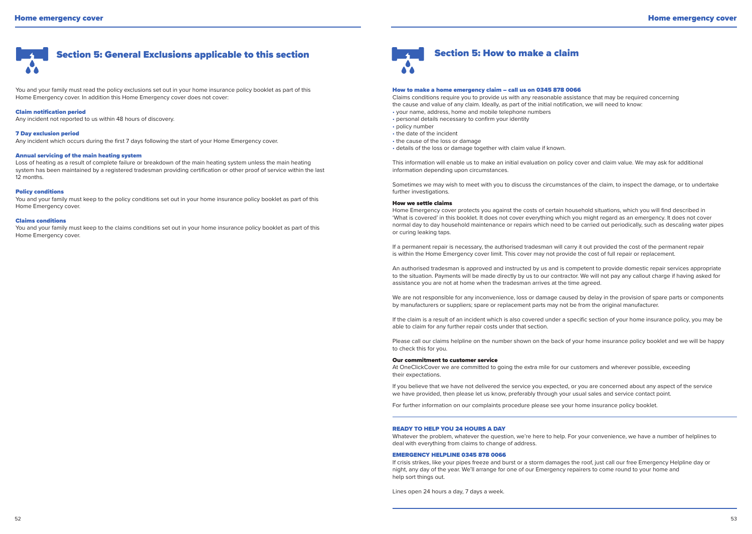## Section 5: General Exclusions applicable to this section

You and your family must read the policy exclusions set out in your home insurance policy booklet as part of this Home Emergency cover. In addition this Home Emergency cover does not cover:

#### Claim notification period

Any incident not reported to us within 48 hours of discovery.

#### 7 Day exclusion period

Any incident which occurs during the first 7 days following the start of your Home Emergency cover.

#### Annual servicing of the main heating system

Loss of heating as a result of complete failure or breakdown of the main heating system unless the main heating system has been maintained by a registered tradesman providing certification or other proof of service within the last 12 months.

#### Policy conditions

You and your family must keep to the policy conditions set out in your home insurance policy booklet as part of this Home Emergency cover.

#### Claims conditions

You and your family must keep to the claims conditions set out in your home insurance policy booklet as part of this Home Emergency cover.

## Section 5: How to make a claim

#### How to make a home emergency claim – call us on 0345 878 0066

Claims conditions require you to provide us with any reasonable assistance that may be required concerning the cause and value of any claim. Ideally, as part of the initial notification, we will need to know:

- your name, address, home and mobile telephone numbers
- personal details necessary to confirm your identity
- policy number
- the date of the incident
- the cause of the loss or damage
- details of the loss or damage together with claim value if known.

This information will enable us to make an initial evaluation on policy cover and claim value. We may ask for additional information depending upon circumstances.

Sometimes we may wish to meet with you to discuss the circumstances of the claim, to inspect the damage, or to undertake further investigations.

#### How we settle claims

Home Emergency cover protects you against the costs of certain household situations, which you will find described in 'What is covered' in this booklet. It does not cover everything which you might regard as an emergency. It does not cover normal day to day household maintenance or repairs which need to be carried out periodically, such as descaling water pipes or curing leaking taps.

If a permanent repair is necessary, the authorised tradesman will carry it out provided the cost of the permanent repair is within the Home Emergency cover limit. This cover may not provide the cost of full repair or replacement.

An authorised tradesman is approved and instructed by us and is competent to provide domestic repair services appropriate to the situation. Payments will be made directly by us to our contractor. We will not pay any callout charge if having asked for assistance you are not at home when the tradesman arrives at the time agreed.

We are not responsible for any inconvenience, loss or damage caused by delay in the provision of spare parts or components by manufacturers or suppliers; spare or replacement parts may not be from the original manufacturer.

If the claim is a result of an incident which is also covered under a specific section of your home insurance policy, you may be able to claim for any further repair costs under that section.

Please call our claims helpline on the number shown on the back of your home insurance policy booklet and we will be happy to check this for you.

#### Our commitment to customer service

At OneClickCover we are committed to going the extra mile for our customers and wherever possible, exceeding their expectations.

If you believe that we have not delivered the service you expected, or you are concerned about any aspect of the service we have provided, then please let us know, preferably through your usual sales and service contact point.

For further information on our complaints procedure please see your home insurance policy booklet.

---

#### READY TO HELP YOU 24 HOURS A DAY

Whatever the problem, whatever the question, we're here to help. For your convenience, we have a number of helplines to deal with everything from claims to change of address.

#### EMERGENCY HELPLINE 0345 878 0066

If crisis strikes, like your pipes freeze and burst or a storm damages the roof, just call our free Emergency Helpline day or night, any day of the year. We'll arrange for one of our Emergency repairers to come round to your home and help sort things out.

Lines open 24 hours a day, 7 days a week.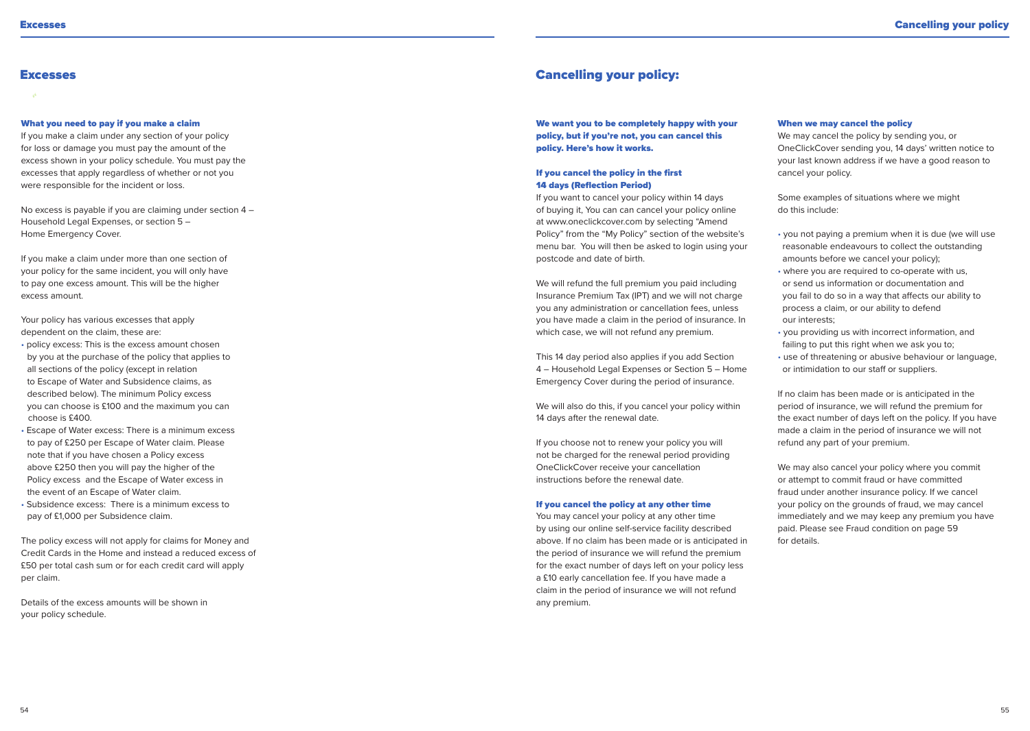# Excesses

### What you need to pay if you make a claim

If you make a claim under any section of your policy for loss or damage you must pay the amount of the excess shown in your policy schedule. You must pay the excesses that apply regardless of whether or not you were responsible for the incident or loss.

No excess is payable if you are claiming under section 4 – Household Legal Expenses, or section 5 – Home Emergency Cover.

If you make a claim under more than one section of your policy for the same incident, you will only have to pay one excess amount. This will be the higher excess amount.

Your policy has various excesses that apply dependent on the claim, these are:

- policy excess: This is the excess amount chosen by you at the purchase of the policy that applies to all sections of the policy (except in relation to Escape of Water and Subsidence claims, as described below). The minimum Policy excess you can choose is £100 and the maximum you can choose is £400.
- Escape of Water excess: There is a minimum excess to pay of £250 per Escape of Water claim. Please note that if you have chosen a Policy excess above £250 then you will pay the higher of the Policy excess and the Escape of Water excess in the event of an Escape of Water claim.
- Subsidence excess: There is a minimum excess to pay of £1,000 per Subsidence claim.

The policy excess will not apply for claims for Money and Credit Cards in the Home and instead a reduced excess of £50 per total cash sum or for each credit card will apply per claim.

Details of the excess amounts will be shown in your policy schedule.

# Cancelling your policy:

**We want you to be completely happy with your policy, but if you're not, you can cancel this policy. Here's how it works.**

### If you cancel the policy in the first 14 days (Reflection Period)

If you want to cancel your policy within 14 days of buying it, You can can cancel your policy online at www.oneclickcover.com by selecting "Amend Policy" from the "My Policy" section of the website's menu bar. You will then be asked to login using your postcode and date of birth.

We will refund the full premium you paid including Insurance Premium Tax (IPT) and we will not charge you any administration or cancellation fees, unless you have made a claim in the period of insurance. In which case, we will not refund any premium.

This 14 day period also applies if you add Section 4 – Household Legal Expenses or Section 5 – Home Emergency Cover during the period of insurance.

We will also do this, if you cancel your policy within 14 days after the renewal date.

If you choose not to renew your policy you will not be charged for the renewal period providing OneClickCover receive your cancellation instructions before the renewal date.

### If you cancel the policy at any other time

You may cancel your policy at any other time by using our online self-service facility described above. If no claim has been made or is anticipated in the period of insurance we will refund the premium for the exact number of days left on your policy less a £10 early cancellation fee. If you have made a claim in the period of insurance we will not refund any premium.

### When we may cancel the policy

We may cancel the policy by sending you, or OneClickCover sending you, 14 days' written notice to your last known address if we have a good reason to cancel your policy.

Some examples of situations where we might do this include:

- you not paying a premium when it is due (we will use reasonable endeavours to collect the outstanding amounts before we cancel your policy);
- where you are required to co-operate with us, or send us information or documentation and you fail to do so in a way that affects our ability to process a claim, or our ability to defend our interests;
- you providing us with incorrect information, and failing to put this right when we ask you to;
- use of threatening or abusive behaviour or language, or intimidation to our staff or suppliers.

If no claim has been made or is anticipated in the period of insurance, we will refund the premium for the exact number of days left on the policy. If you have made a claim in the period of insurance we will not refund any part of your premium.

We may also cancel your policy where you commit or attempt to commit fraud or have committed fraud under another insurance policy. If we cancel your policy on the grounds of fraud, we may cancel immediately and we may keep any premium you have paid. Please see Fraud condition on page 59 for details.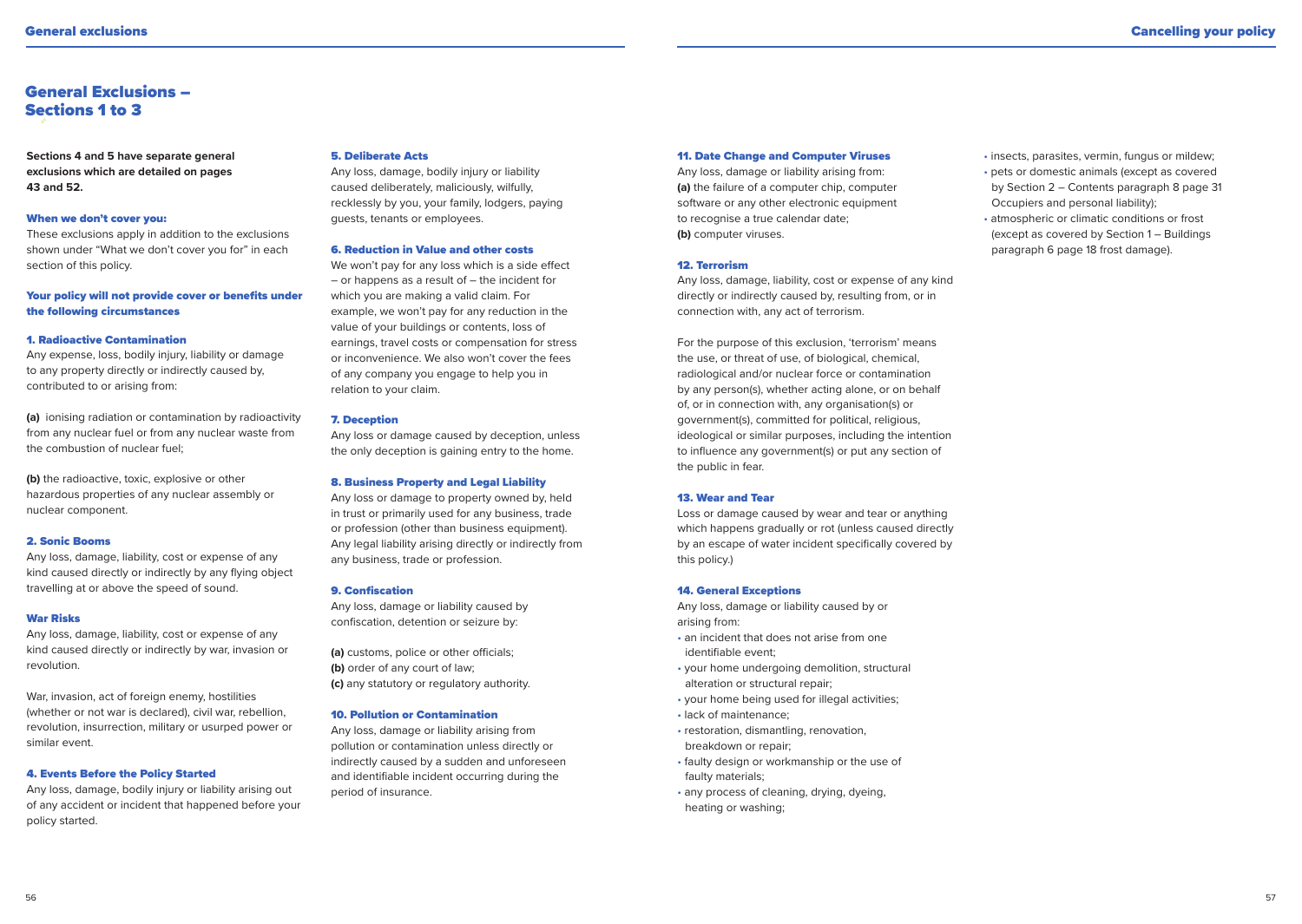# General Exclusions – Sections 1 to 3

**Sections 4 and 5 have separate general exclusions which are detailed on pages 43 and 52.**

### When we don't cover you:

These exclusions apply in addition to the exclusions shown under "What we don't cover you for" in each section of this policy.

### Your policy will not provide cover or benefits under the following circumstances

### 1. Radioactive Contamination

Any expense, loss, bodily injury, liability or damage to any property directly or indirectly caused by, contributed to or arising from:

**(a)** ionising radiation or contamination by radioactivity from any nuclear fuel or from any nuclear waste from the combustion of nuclear fuel;

**(b)** the radioactive, toxic, explosive or other hazardous properties of any nuclear assembly or nuclear component.

### 2. Sonic Booms

Any loss, damage, liability, cost or expense of any kind caused directly or indirectly by any flying object travelling at or above the speed of sound.

### War Risks

Any loss, damage, liability, cost or expense of any kind caused directly or indirectly by war, invasion or revolution.

War, invasion, act of foreign enemy, hostilities (whether or not war is declared), civil war, rebellion, revolution, insurrection, military or usurped power or similar event.

### 4. Events Before the Policy Started

Any loss, damage, bodily injury or liability arising out of any accident or incident that happened before your policy started.

### 5. Deliberate Acts

Any loss, damage, bodily injury or liability caused deliberately, maliciously, wilfully, recklessly by you, your family, lodgers, paying guests, tenants or employees.

### 6. Reduction in Value and other costs

We won't pay for any loss which is a side effect – or happens as a result of – the incident for which you are making a valid claim. For example, we won't pay for any reduction in the value of your buildings or contents, loss of earnings, travel costs or compensation for stress or inconvenience. We also won't cover the fees of any company you engage to help you in relation to your claim.

### 7. Deception

Any loss or damage caused by deception, unless the only deception is gaining entry to the home.

### 8. Business Property and Legal Liability

Any loss or damage to property owned by, held in trust or primarily used for any business, trade or profession (other than business equipment). Any legal liability arising directly or indirectly from any business, trade or profession.

### 9. Confiscation

Any loss, damage or liability caused by confiscation, detention or seizure by:

**(a)** customs, police or other officials;
**(b)** order of any court of law;
**(c)** any statutory or regulatory authority.

### 10. Pollution or Contamination

Any loss, damage or liability arising from pollution or contamination unless directly or indirectly caused by a sudden and unforeseen and identifiable incident occurring during the period of insurance.

### 11. Date Change and Computer Viruses

Any loss, damage or liability arising from:
**(a)** the failure of a computer chip, computer software or any other electronic equipment to recognise a true calendar date;
**(b)** computer viruses.

### 12. Terrorism

Any loss, damage, liability, cost or expense of any kind directly or indirectly caused by, resulting from, or in connection with, any act of terrorism.

For the purpose of this exclusion, 'terrorism' means the use, or threat of use, of biological, chemical, radiological and/or nuclear force or contamination by any person(s), whether acting alone, or on behalf of, or in connection with, any organisation(s) or government(s), committed for political, religious, ideological or similar purposes, including the intention to influence any government(s) or put any section of the public in fear.

### 13. Wear and Tear

Loss or damage caused by wear and tear or anything which happens gradually or rot (unless caused directly by an escape of water incident specifically covered by this policy.)

### 14. General Exceptions

Any loss, damage or liability caused by or arising from:

- an incident that does not arise from one identifiable event;
- your home undergoing demolition, structural alteration or structural repair;
- your home being used for illegal activities;
- lack of maintenance;
- restoration, dismantling, renovation, breakdown or repair;
- faulty design or workmanship or the use of faulty materials;
- any process of cleaning, drying, dyeing, heating or washing;
- insects, parasites, vermin, fungus or mildew;
- pets or domestic animals (except as covered by Section 2 – Contents paragraph 8 page 31 Occupiers and personal liability);
- atmospheric or climatic conditions or frost (except as covered by Section 1 – Buildings paragraph 6 page 18 frost damage).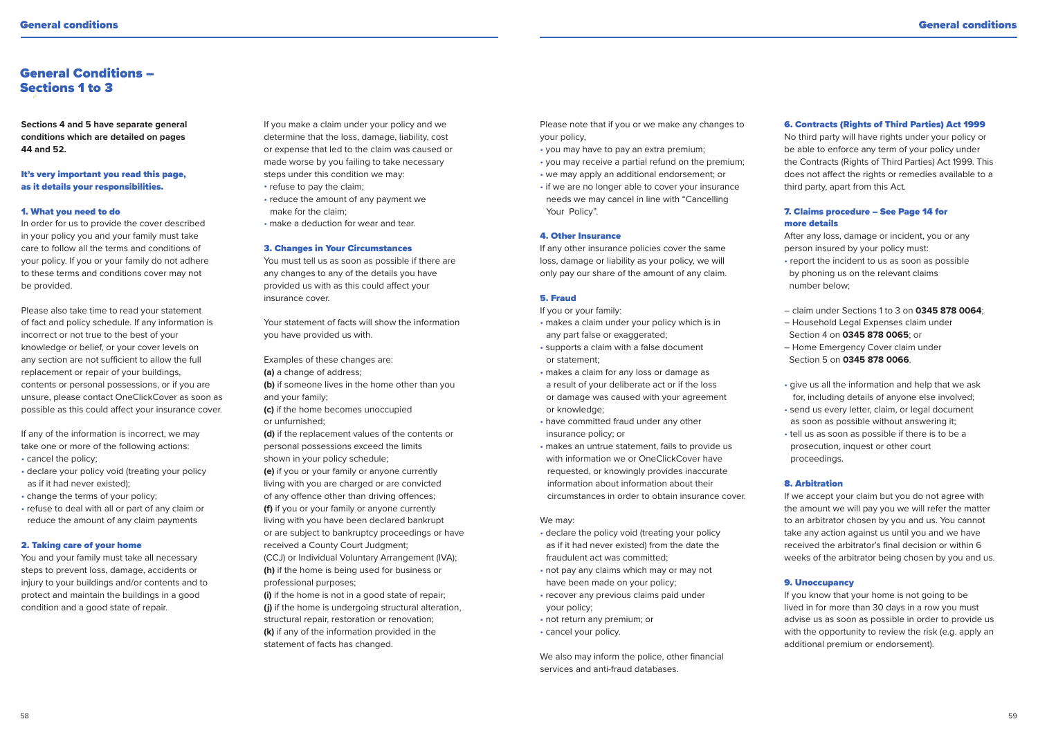# General Conditions – Sections 1 to 3

**Sections 4 and 5 have separate general conditions which are detailed on pages 44 and 52.**

**It's very important you read this page, as it details your responsibilities.**

### 1. What you need to do

In order for us to provide the cover described in your policy you and your family must take care to follow all the terms and conditions of your policy. If you or your family do not adhere to these terms and conditions cover may not be provided.

Please also take time to read your statement of fact and policy schedule. If any information is incorrect or not true to the best of your knowledge or belief, or your cover levels on any section are not sufficient to allow the full replacement or repair of your buildings, contents or personal possessions, or if you are unsure, please contact OneClickCover as soon as possible as this could affect your insurance cover.

If any of the information is incorrect, we may take one or more of the following actions:

- cancel the policy;
- declare your policy void (treating your policy as if it had never existed);
- change the terms of your policy;
- refuse to deal with all or part of any claim or reduce the amount of any claim payments

### 2. Taking care of your home

You and your family must take all necessary steps to prevent loss, damage, accidents or injury to your buildings and/or contents and to protect and maintain the buildings in a good condition and a good state of repair.

If you make a claim under your policy and we determine that the loss, damage, liability, cost or expense that led to the claim was caused or made worse by you failing to take necessary steps under this condition we may:

- refuse to pay the claim;
- reduce the amount of any payment we make for the claim;
- make a deduction for wear and tear.

### 3. Changes in Your Circumstances

You must tell us as soon as possible if there are any changes to any of the details you have provided us with as this could affect your insurance cover.

Your statement of facts will show the information you have provided us with.

Examples of these changes are:

**(a)** a change of address;
**(b)** if someone lives in the home other than you and your family;
**(c)** if the home becomes unoccupied or unfurnished;
**(d)** if the replacement values of the contents or personal possessions exceed the limits shown in your policy schedule;
**(e)** if you or your family or anyone currently living with you are charged or are convicted of any offence other than driving offences;
**(f)** if you or your family or anyone currently living with you have been declared bankrupt or are subject to bankruptcy proceedings or have received a County Court Judgment; (CCJ) or Individual Voluntary Arrangement (IVA);
**(h)** if the home is being used for business or professional purposes;
**(i)** if the home is not in a good state of repair;
**(j)** if the home is undergoing structural alteration, structural repair, restoration or renovation;
**(k)** if any of the information provided in the statement of facts has changed.

Please note that if you or we make any changes to your policy,

- you may have to pay an extra premium;
- you may receive a partial refund on the premium;
- we may apply an additional endorsement; or
- if we are no longer able to cover your insurance needs we may cancel in line with "Cancelling Your Policy".

### 4. Other Insurance

If any other insurance policies cover the same loss, damage or liability as your policy, we will only pay our share of the amount of any claim.

### 5. Fraud

If you or your family:

- makes a claim under your policy which is in any part false or exaggerated;
- supports a claim with a false document or statement;
- makes a claim for any loss or damage as a result of your deliberate act or if the loss or damage was caused with your agreement or knowledge;
- have committed fraud under any other insurance policy; or
- makes an untrue statement, fails to provide us with information we or OneClickCover have requested, or knowingly provides inaccurate information about information about their circumstances in order to obtain insurance cover.

We may:

- declare the policy void (treating your policy as if it had never existed) from the date the fraudulent act was committed;
- not pay any claims which may or may not have been made on your policy;
- recover any previous claims paid under your policy;
- not return any premium; or
- cancel your policy.

We also may inform the police, other financial services and anti-fraud databases.

### 6. Contracts (Rights of Third Parties) Act 1999

No third party will have rights under your policy or be able to enforce any term of your policy under the Contracts (Rights of Third Parties) Act 1999. This does not affect the rights or remedies available to a third party, apart from this Act.

### 7. Claims procedure – See Page 14 for more details

After any loss, damage or incident, you or any person insured by your policy must:

- report the incident to us as soon as possible by phoning us on the relevant claims number below;

– claim under Sections 1 to 3 on **0345 878 0064**;
– Household Legal Expenses claim under Section 4 on **0345 878 0065**; or
– Home Emergency Cover claim under Section 5 on **0345 878 0066**.

- give us all the information and help that we ask for, including details of anyone else involved;
- send us every letter, claim, or legal document as soon as possible without answering it;
- tell us as soon as possible if there is to be a prosecution, inquest or other court proceedings.

### 8. Arbitration

If we accept your claim but you do not agree with the amount we will pay you we will refer the matter to an arbitrator chosen by you and us. You cannot take any action against us until you and we have received the arbitrator's final decision or within 6 weeks of the arbitrator being chosen by you and us.

### 9. Unoccupancy

If you know that your home is not going to be lived in for more than 30 days in a row you must advise us as soon as possible in order to provide us with the opportunity to review the risk (e.g. apply an additional premium or endorsement).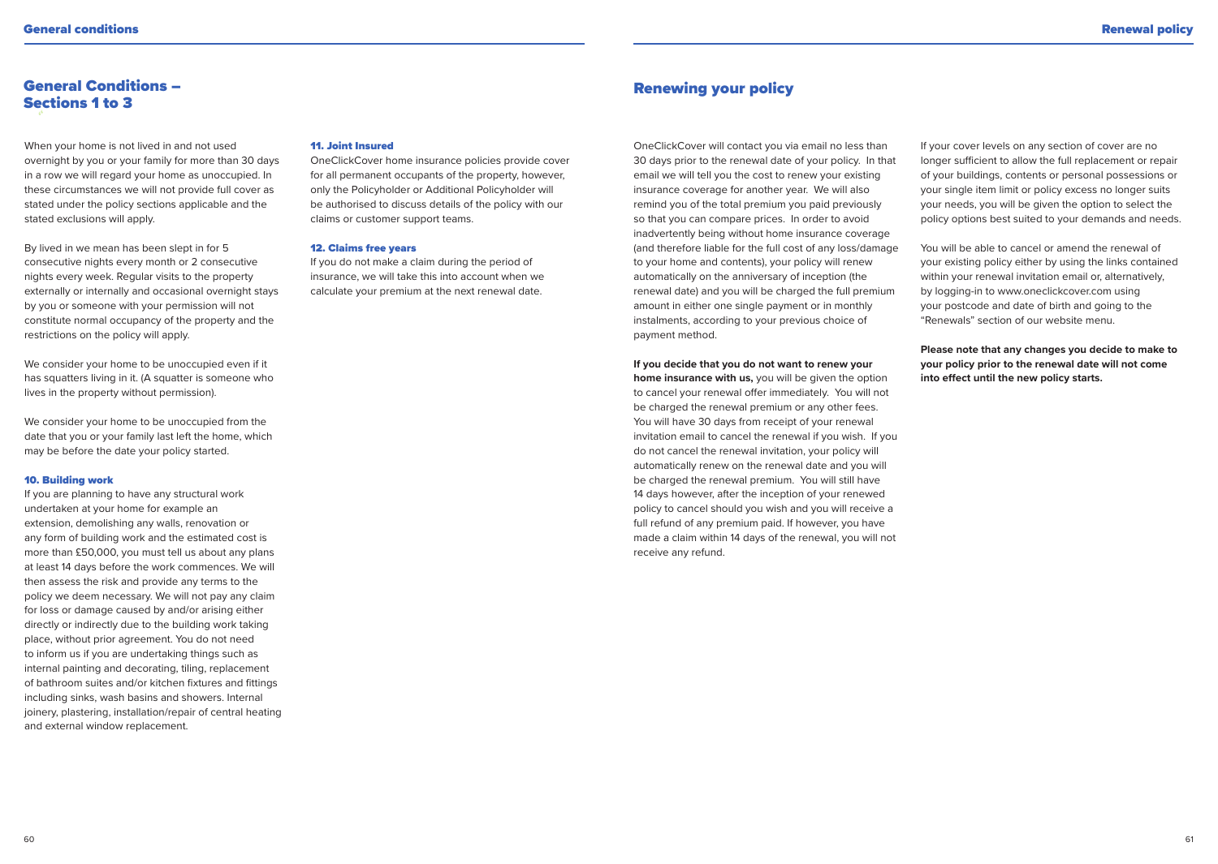## General Conditions – Sections 1 to 3

When your home is not lived in and not used overnight by you or your family for more than 30 days in a row we will regard your home as unoccupied. In these circumstances we will not provide full cover as stated under the policy sections applicable and the stated exclusions will apply.

By lived in we mean has been slept in for 5 consecutive nights every month or 2 consecutive nights every week. Regular visits to the property externally or internally and occasional overnight stays by you or someone with your permission will not constitute normal occupancy of the property and the restrictions on the policy will apply.

We consider your home to be unoccupied even if it has squatters living in it. (A squatter is someone who lives in the property without permission).

We consider your home to be unoccupied from the date that you or your family last left the home, which may be before the date your policy started.

### 10. Building work

If you are planning to have any structural work undertaken at your home for example an extension, demolishing any walls, renovation or any form of building work and the estimated cost is more than £50,000, you must tell us about any plans at least 14 days before the work commences. We will then assess the risk and provide any terms to the policy we deem necessary. We will not pay any claim for loss or damage caused by and/or arising either directly or indirectly due to the building work taking place, without prior agreement. You do not need to inform us if you are undertaking things such as internal painting and decorating, tiling, replacement of bathroom suites and/or kitchen fixtures and fittings including sinks, wash basins and showers. Internal joinery, plastering, installation/repair of central heating and external window replacement.

### 11. Joint Insured

OneClickCover home insurance policies provide cover for all permanent occupants of the property, however, only the Policyholder or Additional Policyholder will be authorised to discuss details of the policy with our claims or customer support teams.

### 12. Claims free years

If you do not make a claim during the period of insurance, we will take this into account when we calculate your premium at the next renewal date.

## Renewing your policy

OneClickCover will contact you via email no less than 30 days prior to the renewal date of your policy. In that email we will tell you the cost to renew your existing insurance coverage for another year. We will also remind you of the total premium you paid previously so that you can compare prices. In order to avoid inadvertently being without home insurance coverage (and therefore liable for the full cost of any loss/damage to your home and contents), your policy will renew automatically on the anniversary of inception (the renewal date) and you will be charged the full premium amount in either one single payment or in monthly instalments, according to your previous choice of payment method.

**If you decide that you do not want to renew your home insurance with us,** you will be given the option to cancel your renewal offer immediately. You will not be charged the renewal premium or any other fees. You will have 30 days from receipt of your renewal invitation email to cancel the renewal if you wish. If you do not cancel the renewal invitation, your policy will automatically renew on the renewal date and you will be charged the renewal premium. You will still have 14 days however, after the inception of your renewed policy to cancel should you wish and you will receive a full refund of any premium paid. If however, you have made a claim within 14 days of the renewal, you will not receive any refund.

If your cover levels on any section of cover are no longer sufficient to allow the full replacement or repair of your buildings, contents or personal possessions or your single item limit or policy excess no longer suits your needs, you will be given the option to select the policy options best suited to your demands and needs.

You will be able to cancel or amend the renewal of your existing policy either by using the links contained within your renewal invitation email or, alternatively, by logging-in to www.oneclickcover.com using your postcode and date of birth and going to the "Renewals" section of our website menu.

**Please note that any changes you decide to make to your policy prior to the renewal date will not come into effect until the new policy starts.**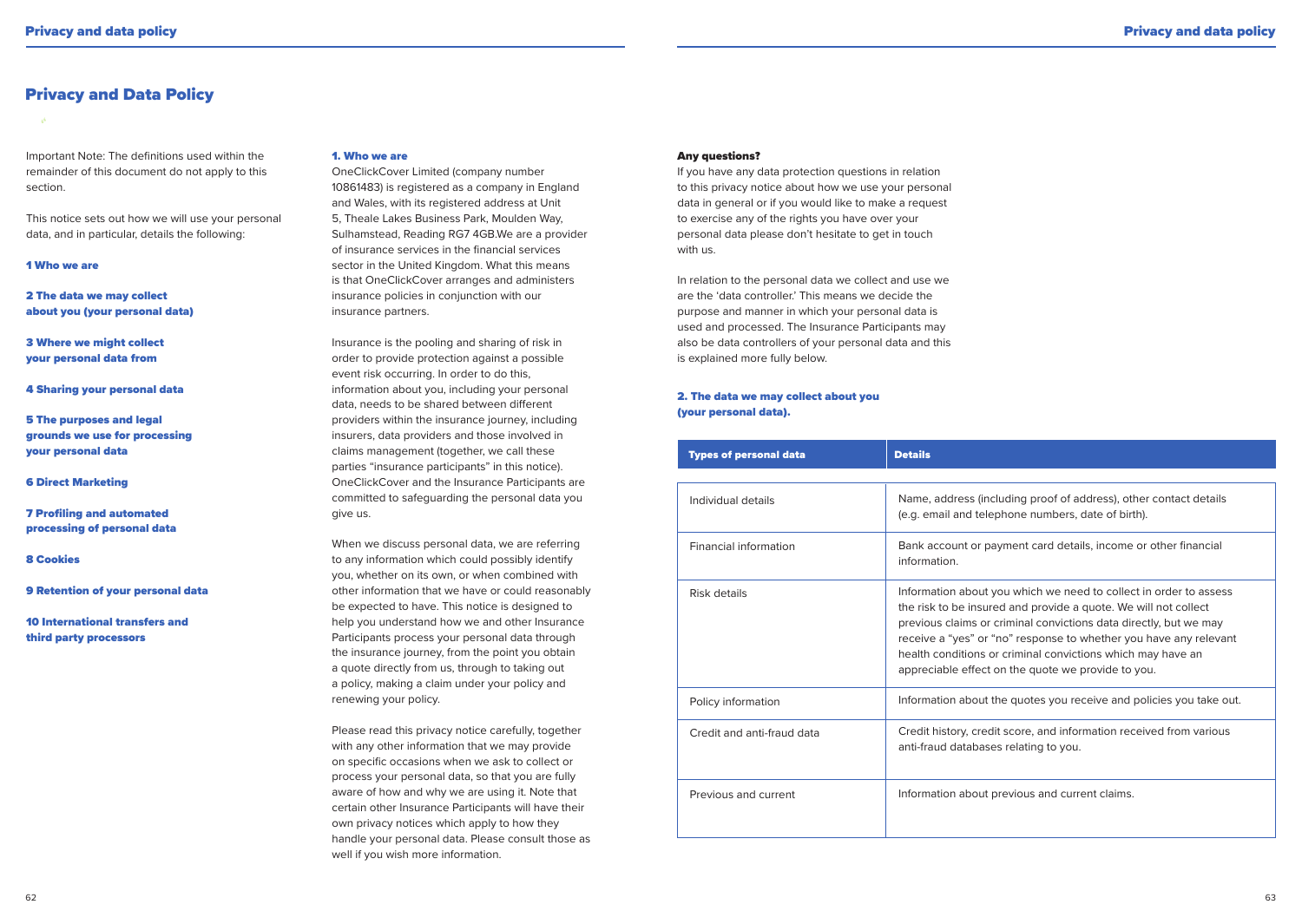# Privacy and Data Policy

Important Note: The definitions used within the remainder of this document do not apply to this section.

This notice sets out how we will use your personal data, and in particular, details the following:

**1 Who we are**

**2 The data we may collect about you (your personal data)**

**3 Where we might collect your personal data from**

**4 Sharing your personal data**

**5 The purposes and legal grounds we use for processing your personal data**

**6 Direct Marketing**

**7 Profiling and automated processing of personal data**

**8 Cookies**

**9 Retention of your personal data**

**10 International transfers and third party processors**

### 1. Who we are

OneClickCover Limited (company number 10861483) is registered as a company in England and Wales, with its registered address at Unit 5, Theale Lakes Business Park, Moulden Way, Sulhamstead, Reading RG7 4GB.We are a provider of insurance services in the financial services sector in the United Kingdom. What this means is that OneClickCover arranges and administers insurance policies in conjunction with our insurance partners.

Insurance is the pooling and sharing of risk in order to provide protection against a possible event risk occurring. In order to do this, information about you, including your personal data, needs to be shared between different providers within the insurance journey, including insurers, data providers and those involved in claims management (together, we call these parties "insurance participants" in this notice). OneClickCover and the Insurance Participants are committed to safeguarding the personal data you give us.

When we discuss personal data, we are referring to any information which could possibly identify you, whether on its own, or when combined with other information that we have or could reasonably be expected to have. This notice is designed to help you understand how we and other Insurance Participants process your personal data through the insurance journey, from the point you obtain a quote directly from us, through to taking out a policy, making a claim under your policy and renewing your policy.

Please read this privacy notice carefully, together with any other information that we may provide on specific occasions when we ask to collect or process your personal data, so that you are fully aware of how and why we are using it. Note that certain other Insurance Participants will have their own privacy notices which apply to how they handle your personal data. Please consult those as well if you wish more information.

**Any questions?**

If you have any data protection questions in relation to this privacy notice about how we use your personal data in general or if you would like to make a request to exercise any of the rights you have over your personal data please don't hesitate to get in touch with us.

In relation to the personal data we collect and use we are the 'data controller.' This means we decide the purpose and manner in which your personal data is used and processed. The Insurance Participants may also be data controllers of your personal data and this is explained more fully below.

### 2. The data we may collect about you (your personal data).

| Types of personal data | Details |
|---|---|
| Individual details | Name, address (including proof of address), other contact details (e.g. email and telephone numbers, date of birth). |
| Financial information | Bank account or payment card details, income or other financial information. |
| Risk details | Information about you which we need to collect in order to assess the risk to be insured and provide a quote. We will not collect previous claims or criminal convictions data directly, but we may receive a "yes" or "no" response to whether you have any relevant health conditions or criminal convictions which may have an appreciable effect on the quote we provide to you. |
| Policy information | Information about the quotes you receive and policies you take out. |
| Credit and anti-fraud data | Credit history, credit score, and information received from various anti-fraud databases relating to you. |
| Previous and current | Information about previous and current claims. |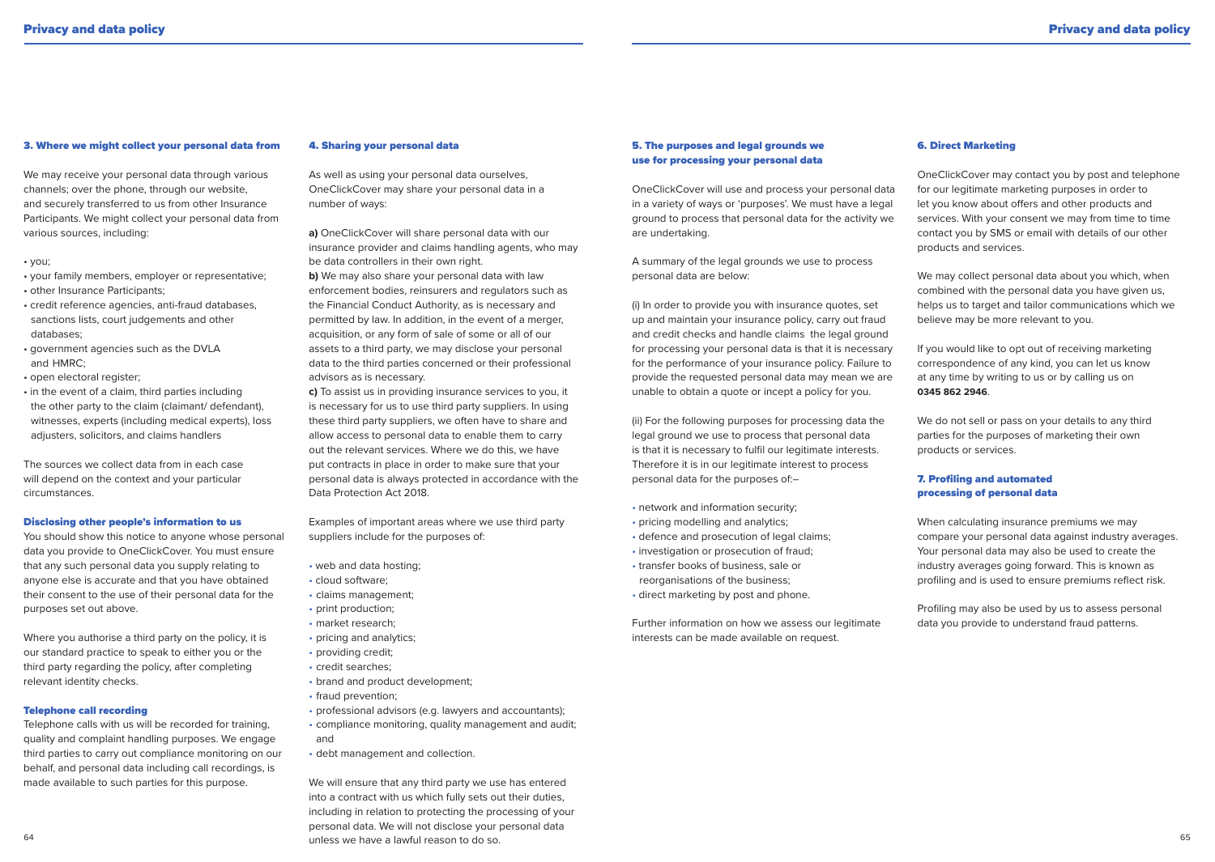### 3. Where we might collect your personal data from

We may receive your personal data through various channels; over the phone, through our website, and securely transferred to us from other Insurance Participants. We might collect your personal data from various sources, including:

- you;
- your family members, employer or representative;
- other Insurance Participants;
- credit reference agencies, anti-fraud databases, sanctions lists, court judgements and other databases;
- government agencies such as the DVLA and HMRC;
- open electoral register;
- in the event of a claim, third parties including the other party to the claim (claimant/ defendant), witnesses, experts (including medical experts), loss adjusters, solicitors, and claims handlers

The sources we collect data from in each case will depend on the context and your particular circumstances.

#### Disclosing other people's information to us

You should show this notice to anyone whose personal data you provide to OneClickCover. You must ensure that any such personal data you supply relating to anyone else is accurate and that you have obtained their consent to the use of their personal data for the purposes set out above.

Where you authorise a third party on the policy, it is our standard practice to speak to either you or the third party regarding the policy, after completing relevant identity checks.

#### Telephone call recording

Telephone calls with us will be recorded for training, quality and complaint handling purposes. We engage third parties to carry out compliance monitoring on our behalf, and personal data including call recordings, is made available to such parties for this purpose.

### 4. Sharing your personal data

As well as using your personal data ourselves, OneClickCover may share your personal data in a number of ways:

**a)** OneClickCover will share personal data with our insurance provider and claims handling agents, who may be data controllers in their own right.
**b)** We may also share your personal data with law enforcement bodies, reinsurers and regulators such as the Financial Conduct Authority, as is necessary and permitted by law. In addition, in the event of a merger, acquisition, or any form of sale of some or all of our assets to a third party, we may disclose your personal data to the third parties concerned or their professional advisors as is necessary.
**c)** To assist us in providing insurance services to you, it is necessary for us to use third party suppliers. In using these third party suppliers, we often have to share and allow access to personal data to enable them to carry out the relevant services. Where we do this, we have put contracts in place in order to make sure that your personal data is always protected in accordance with the Data Protection Act 2018.

Examples of important areas where we use third party suppliers include for the purposes of:

- web and data hosting;
- cloud software;
- claims management;
- print production;
- market research;
- pricing and analytics;
- providing credit;
- credit searches;
- brand and product development;
- fraud prevention;
- professional advisors (e.g. lawyers and accountants);
- compliance monitoring, quality management and audit; and
- debt management and collection.

We will ensure that any third party we use has entered into a contract with us which fully sets out their duties, including in relation to protecting the processing of your personal data. We will not disclose your personal data unless we have a lawful reason to do so.

### 5. The purposes and legal grounds we use for processing your personal data

OneClickCover will use and process your personal data in a variety of ways or 'purposes'. We must have a legal ground to process that personal data for the activity we are undertaking.

A summary of the legal grounds we use to process personal data are below:

(i) In order to provide you with insurance quotes, set up and maintain your insurance policy, carry out fraud and credit checks and handle claims the legal ground for processing your personal data is that it is necessary for the performance of your insurance policy. Failure to provide the requested personal data may mean we are unable to obtain a quote or incept a policy for you.

(ii) For the following purposes for processing data the legal ground we use to process that personal data is that it is necessary to fulfil our legitimate interests. Therefore it is in our legitimate interest to process personal data for the purposes of:–

- network and information security;
- pricing modelling and analytics;
- defence and prosecution of legal claims;
- investigation or prosecution of fraud;
- transfer books of business, sale or reorganisations of the business;
- direct marketing by post and phone.

Further information on how we assess our legitimate interests can be made available on request.

### 6. Direct Marketing

OneClickCover may contact you by post and telephone for our legitimate marketing purposes in order to let you know about offers and other products and services. With your consent we may from time to time contact you by SMS or email with details of our other products and services.

We may collect personal data about you which, when combined with the personal data you have given us, helps us to target and tailor communications which we believe may be more relevant to you.

If you would like to opt out of receiving marketing correspondence of any kind, you can let us know at any time by writing to us or by calling us on **0345 862 2946**.

We do not sell or pass on your details to any third parties for the purposes of marketing their own products or services.

### 7. Profiling and automated processing of personal data

When calculating insurance premiums we may compare your personal data against industry averages. Your personal data may also be used to create the industry averages going forward. This is known as profiling and is used to ensure premiums reflect risk.

Profiling may also be used by us to assess personal data you provide to understand fraud patterns.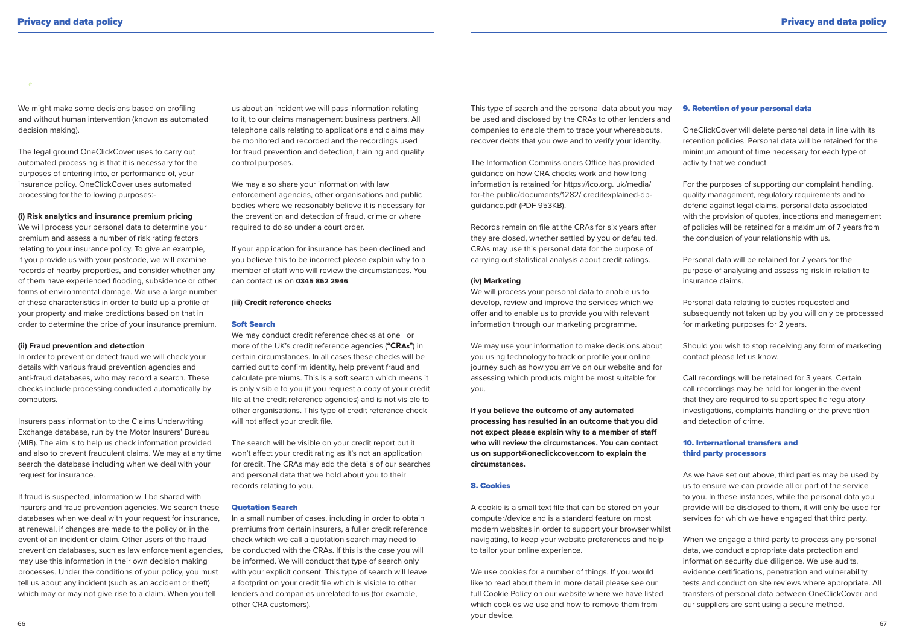We might make some decisions based on profiling and without human intervention (known as automated decision making).

The legal ground OneClickCover uses to carry out automated processing is that it is necessary for the purposes of entering into, or performance of, your insurance policy. OneClickCover uses automated processing for the following purposes:-

**(i) Risk analytics and insurance premium pricing**

We will process your personal data to determine your premium and assess a number of risk rating factors relating to your insurance policy. To give an example, if you provide us with your postcode, we will examine records of nearby properties, and consider whether any of them have experienced flooding, subsidence or other forms of environmental damage. We use a large number of these characteristics in order to build up a profile of your property and make predictions based on that in order to determine the price of your insurance premium.

**(ii) Fraud prevention and detection**

In order to prevent or detect fraud we will check your details with various fraud prevention agencies and anti-fraud databases, who may record a search. These checks include processing conducted automatically by computers.

Insurers pass information to the Claims Underwriting Exchange database, run by the Motor Insurers' Bureau (MIB). The aim is to help us check information provided and also to prevent fraudulent claims. We may at any time search the database including when we deal with your request for insurance.

If fraud is suspected, information will be shared with insurers and fraud prevention agencies. We search these databases when we deal with your request for insurance, at renewal, if changes are made to the policy or, in the event of an incident or claim. Other users of the fraud prevention databases, such as law enforcement agencies, may use this information in their own decision making processes. Under the conditions of your policy, you must tell us about any incident (such as an accident or theft) which may or may not give rise to a claim. When you tell us about an incident we will pass information relating to it, to our claims management business partners. All telephone calls relating to applications and claims may be monitored and recorded and the recordings used for fraud prevention and detection, training and quality control purposes.

We may also share your information with law enforcement agencies, other organisations and public bodies where we reasonably believe it is necessary for the prevention and detection of fraud, crime or where required to do so under a court order.

If your application for insurance has been declined and you believe this to be incorrect please explain why to a member of staff who will review the circumstances. You can contact us on **0345 862 2946**.

**(iii) Credit reference checks**

### Soft Search

We may conduct credit reference checks at one or more of the UK's credit reference agencies (**"CRAs"**) in certain circumstances. In all cases these checks will be carried out to confirm identity, help prevent fraud and calculate premiums. This is a soft search which means it is only visible to you (if you request a copy of your credit file at the credit reference agencies) and is not visible to other organisations. This type of credit reference check will not affect your credit file.

The search will be visible on your credit report but it won't affect your credit rating as it's not an application for credit. The CRAs may add the details of our searches and personal data that we hold about you to their records relating to you.

### Quotation Search

In a small number of cases, including in order to obtain premiums from certain insurers, a fuller credit reference check which we call a quotation search may need to be conducted with the CRAs. If this is the case you will be informed. We will conduct that type of search only with your explicit consent. This type of search will leave a footprint on your credit file which is visible to other lenders and companies unrelated to us (for example, other CRA customers).

This type of search and the personal data about you may be used and disclosed by the CRAs to other lenders and companies to enable them to trace your whereabouts, recover debts that you owe and to verify your identity.

The Information Commissioners Office has provided guidance on how CRA checks work and how long information is retained for https://ico.org. uk/media/ for-the public/documents/1282/ creditexplained-dp-guidance.pdf (PDF 953KB).

Records remain on file at the CRAs for six years after they are closed, whether settled by you or defaulted. CRAs may use this personal data for the purpose of carrying out statistical analysis about credit ratings.

**(iv) Marketing**

We will process your personal data to enable us to develop, review and improve the services which we offer and to enable us to provide you with relevant information through our marketing programme.

We may use your information to make decisions about you using technology to track or profile your online journey such as how you arrive on our website and for assessing which products might be most suitable for you.

**If you believe the outcome of any automated processing has resulted in an outcome that you did not expect please explain why to a member of staff who will review the circumstances. You can contact us on support@oneclickcover.com to explain the circumstances.**

## 8. Cookies

A cookie is a small text file that can be stored on your computer/device and is a standard feature on most modern websites in order to support your browser whilst navigating, to keep your website preferences and help to tailor your online experience.

We use cookies for a number of things. If you would like to read about them in more detail please see our full Cookie Policy on our website where we have listed which cookies we use and how to remove them from your device.

## 9. Retention of your personal data

OneClickCover will delete personal data in line with its retention policies. Personal data will be retained for the minimum amount of time necessary for each type of activity that we conduct.

For the purposes of supporting our complaint handling, quality management, regulatory requirements and to defend against legal claims, personal data associated with the provision of quotes, inceptions and management of policies will be retained for a maximum of 7 years from the conclusion of your relationship with us.

Personal data will be retained for 7 years for the purpose of analysing and assessing risk in relation to insurance claims.

Personal data relating to quotes requested and subsequently not taken up by you will only be processed for marketing purposes for 2 years.

Should you wish to stop receiving any form of marketing contact please let us know.

Call recordings will be retained for 3 years. Certain call recordings may be held for longer in the event that they are required to support specific regulatory investigations, complaints handling or the prevention and detection of crime.

## 10. International transfers and third party processors

As we have set out above, third parties may be used by us to ensure we can provide all or part of the service to you. In these instances, while the personal data you provide will be disclosed to them, it will only be used for services for which we have engaged that third party.

When we engage a third party to process any personal data, we conduct appropriate data protection and information security due diligence. We use audits, evidence certifications, penetration and vulnerability tests and conduct on site reviews where appropriate. All transfers of personal data between OneClickCover and our suppliers are sent using a secure method.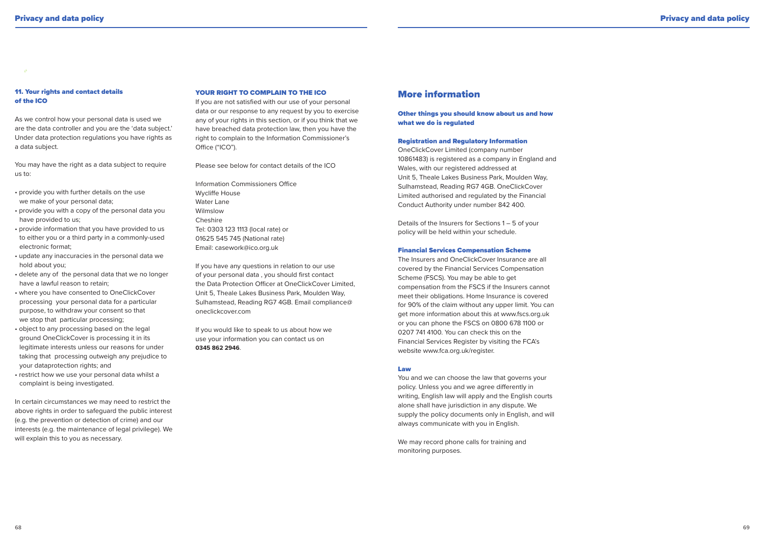### 11. Your rights and contact details of the ICO

As we control how your personal data is used we are the data controller and you are the 'data subject.' Under data protection regulations you have rights as a data subject.

You may have the right as a data subject to require us to:

- provide you with further details on the use we make of your personal data;
- provide you with a copy of the personal data you have provided to us;
- provide information that you have provided to us to either you or a third party in a commonly-used electronic format;
- update any inaccuracies in the personal data we hold about you;
- delete any of the personal data that we no longer have a lawful reason to retain;
- where you have consented to OneClickCover processing your personal data for a particular purpose, to withdraw your consent so that we stop that particular processing;
- object to any processing based on the legal ground OneClickCover is processing it in its legitimate interests unless our reasons for undertaking that processing outweigh any prejudice to your dataprotection rights; and
- restrict how we use your personal data whilst a complaint is being investigated.

In certain circumstances we may need to restrict the above rights in order to safeguard the public interest (e.g. the prevention or detection of crime) and our interests (e.g. the maintenance of legal privilege). We will explain this to you as necessary.

#### YOUR RIGHT TO COMPLAIN TO THE ICO

If you are not satisfied with our use of your personal data or our response to any request by you to exercise any of your rights in this section, or if you think that we have breached data protection law, then you have the right to complain to the Information Commissioner's Office ("ICO").

Please see below for contact details of the ICO

Information Commissioners Office
Wycliffe House
Water Lane
Wilmslow
Cheshire
Tel: 0303 123 1113 (local rate) or
01625 545 745 (National rate)
Email: casework@ico.org.uk

If you have any questions in relation to our use of your personal data , you should first contact the Data Protection Officer at OneClickCover Limited, Unit 5, Theale Lakes Business Park, Moulden Way, Sulhamstead, Reading RG7 4GB. Email compliance@oneclickcover.com

If you would like to speak to us about how we use your information you can contact us on **0345 862 2946**.

## More information

### Other things you should know about us and how what we do is regulated

#### Registration and Regulatory Information

OneClickCover Limited (company number 10861483) is registered as a company in England and Wales, with our registered addressed at Unit 5, Theale Lakes Business Park, Moulden Way, Sulhamstead, Reading RG7 4GB. OneClickCover Limited authorised and regulated by the Financial Conduct Authority under number 842 400.

Details of the Insurers for Sections 1 – 5 of your policy will be held within your schedule.

#### Financial Services Compensation Scheme

The Insurers and OneClickCover Insurance are all covered by the Financial Services Compensation Scheme (FSCS). You may be able to get compensation from the FSCS if the Insurers cannot meet their obligations. Home Insurance is covered for 90% of the claim without any upper limit. You can get more information about this at www.fscs.org.uk or you can phone the FSCS on 0800 678 1100 or 0207 741 4100. You can check this on the Financial Services Register by visiting the FCA's website www.fca.org.uk/register.

#### Law

You and we can choose the law that governs your policy. Unless you and we agree differently in writing, English law will apply and the English courts alone shall have jurisdiction in any dispute. We supply the policy documents only in English, and will always communicate with you in English.

We may record phone calls for training and monitoring purposes.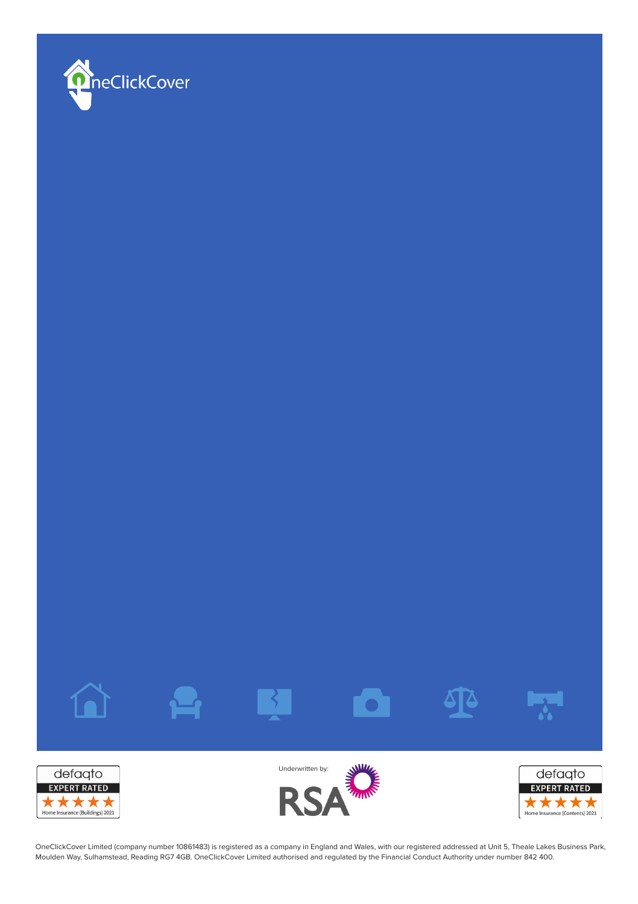OneClickCover

defaqto EXPERT RATED Home Insurance (Buildings) 2021

Underwritten by:

RSA

defaqto EXPERT RATED Home Insurance (Contents) 2021

OneClickCover Limited (company number 10861483) is registered as a company in England and Wales, with our registered addressed at Unit 5, Theale Lakes Business Park, Moulden Way, Sulhamstead, Reading RG7 4GB. OneClickCover Limited authorised and regulated by the Financial Conduct Authority under number 842 400.